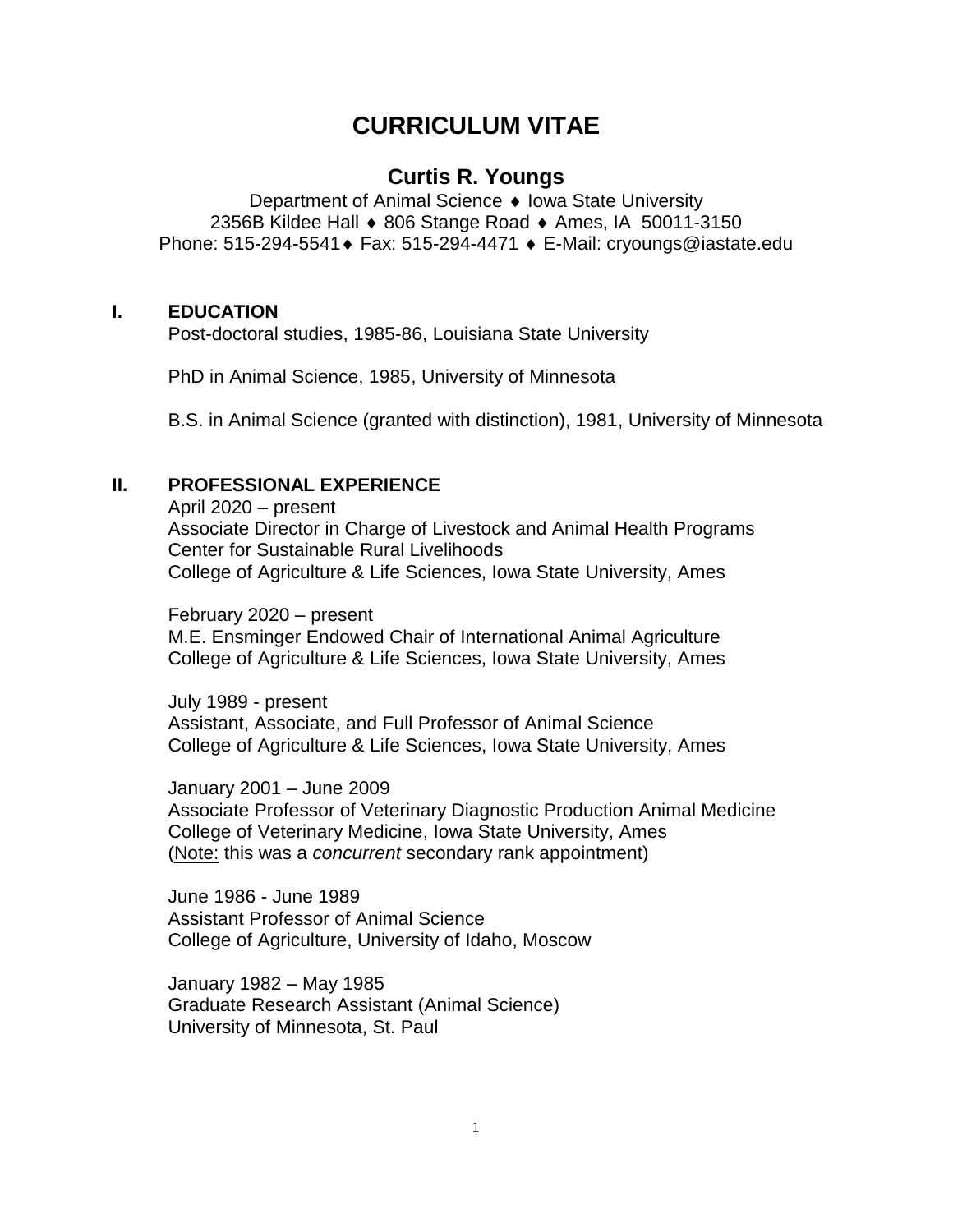# CURRICULUM VITAE

## Curtis R. Youngs

Department of Animal Science ♦ Iowa State University
2356B Kildee Hall ♦ 806 Stange Road ♦ Ames, IA 50011-3150
Phone: 515-294-5541 ♦ Fax: 515-294-4471 ♦ E-Mail: cryoungs@iastate.edu

### I. EDUCATION

Post-doctoral studies, 1985-86, Louisiana State University

PhD in Animal Science, 1985, University of Minnesota

B.S. in Animal Science (granted with distinction), 1981, University of Minnesota

### II. PROFESSIONAL EXPERIENCE

April 2020 – present
Associate Director in Charge of Livestock and Animal Health Programs
Center for Sustainable Rural Livelihoods
College of Agriculture & Life Sciences, Iowa State University, Ames

February 2020 – present
M.E. Ensminger Endowed Chair of International Animal Agriculture
College of Agriculture & Life Sciences, Iowa State University, Ames

July 1989 - present
Assistant, Associate, and Full Professor of Animal Science
College of Agriculture & Life Sciences, Iowa State University, Ames

January 2001 – June 2009
Associate Professor of Veterinary Diagnostic Production Animal Medicine
College of Veterinary Medicine, Iowa State University, Ames
(Note: this was a *concurrent* secondary rank appointment)

June 1986 - June 1989
Assistant Professor of Animal Science
College of Agriculture, University of Idaho, Moscow

January 1982 – May 1985
Graduate Research Assistant (Animal Science)
University of Minnesota, St. Paul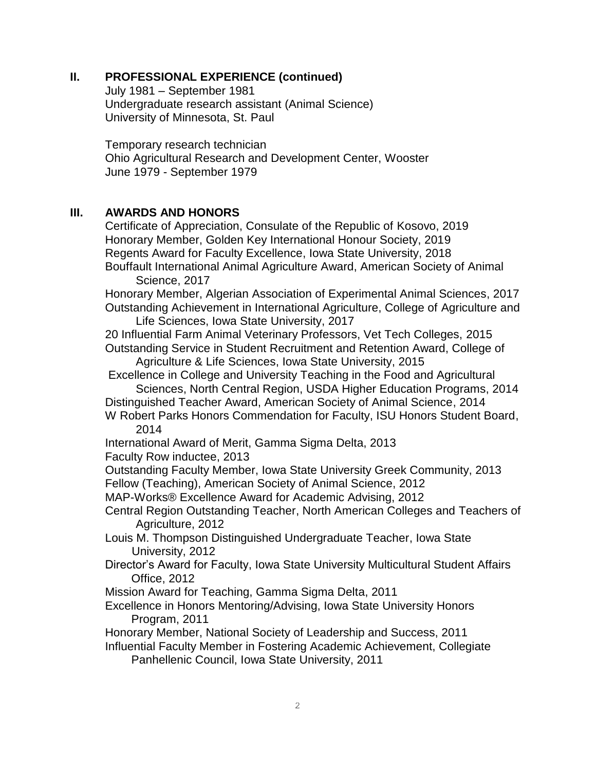## II. PROFESSIONAL EXPERIENCE (continued)

July 1981 – September 1981
Undergraduate research assistant (Animal Science)
University of Minnesota, St. Paul

Temporary research technician
Ohio Agricultural Research and Development Center, Wooster
June 1979 - September 1979

## III. AWARDS AND HONORS

Certificate of Appreciation, Consulate of the Republic of Kosovo, 2019
Honorary Member, Golden Key International Honour Society, 2019
Regents Award for Faculty Excellence, Iowa State University, 2018
Bouffault International Animal Agriculture Award, American Society of Animal Science, 2017
Honorary Member, Algerian Association of Experimental Animal Sciences, 2017
Outstanding Achievement in International Agriculture, College of Agriculture and Life Sciences, Iowa State University, 2017
20 Influential Farm Animal Veterinary Professors, Vet Tech Colleges, 2015
Outstanding Service in Student Recruitment and Retention Award, College of Agriculture & Life Sciences, Iowa State University, 2015
Excellence in College and University Teaching in the Food and Agricultural Sciences, North Central Region, USDA Higher Education Programs, 2014
Distinguished Teacher Award, American Society of Animal Science, 2014
W Robert Parks Honors Commendation for Faculty, ISU Honors Student Board, 2014
International Award of Merit, Gamma Sigma Delta, 2013
Faculty Row inductee, 2013
Outstanding Faculty Member, Iowa State University Greek Community, 2013
Fellow (Teaching), American Society of Animal Science, 2012
MAP-Works® Excellence Award for Academic Advising, 2012
Central Region Outstanding Teacher, North American Colleges and Teachers of Agriculture, 2012
Louis M. Thompson Distinguished Undergraduate Teacher, Iowa State University, 2012
Director's Award for Faculty, Iowa State University Multicultural Student Affairs Office, 2012
Mission Award for Teaching, Gamma Sigma Delta, 2011
Excellence in Honors Mentoring/Advising, Iowa State University Honors Program, 2011
Honorary Member, National Society of Leadership and Success, 2011
Influential Faculty Member in Fostering Academic Achievement, Collegiate Panhellenic Council, Iowa State University, 2011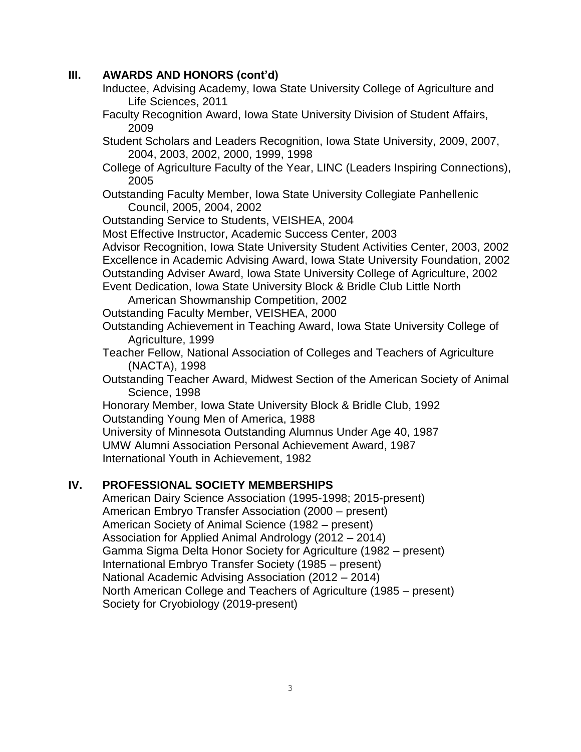## III. AWARDS AND HONORS (cont'd)

Inductee, Advising Academy, Iowa State University College of Agriculture and Life Sciences, 2011

Faculty Recognition Award, Iowa State University Division of Student Affairs, 2009

Student Scholars and Leaders Recognition, Iowa State University, 2009, 2007, 2004, 2003, 2002, 2000, 1999, 1998

College of Agriculture Faculty of the Year, LINC (Leaders Inspiring Connections), 2005

Outstanding Faculty Member, Iowa State University Collegiate Panhellenic Council, 2005, 2004, 2002

Outstanding Service to Students, VEISHEA, 2004

Most Effective Instructor, Academic Success Center, 2003

Advisor Recognition, Iowa State University Student Activities Center, 2003, 2002

Excellence in Academic Advising Award, Iowa State University Foundation, 2002

Outstanding Adviser Award, Iowa State University College of Agriculture, 2002

Event Dedication, Iowa State University Block & Bridle Club Little North American Showmanship Competition, 2002

Outstanding Faculty Member, VEISHEA, 2000

Outstanding Achievement in Teaching Award, Iowa State University College of Agriculture, 1999

Teacher Fellow, National Association of Colleges and Teachers of Agriculture (NACTA), 1998

Outstanding Teacher Award, Midwest Section of the American Society of Animal Science, 1998

Honorary Member, Iowa State University Block & Bridle Club, 1992

Outstanding Young Men of America, 1988

University of Minnesota Outstanding Alumnus Under Age 40, 1987

UMW Alumni Association Personal Achievement Award, 1987

International Youth in Achievement, 1982

## IV. PROFESSIONAL SOCIETY MEMBERSHIPS

American Dairy Science Association (1995-1998; 2015-present)

American Embryo Transfer Association (2000 – present)

American Society of Animal Science (1982 – present)

Association for Applied Animal Andrology (2012 – 2014)

Gamma Sigma Delta Honor Society for Agriculture (1982 – present)

International Embryo Transfer Society (1985 – present)

National Academic Advising Association (2012 – 2014)

North American College and Teachers of Agriculture (1985 – present)

Society for Cryobiology (2019-present)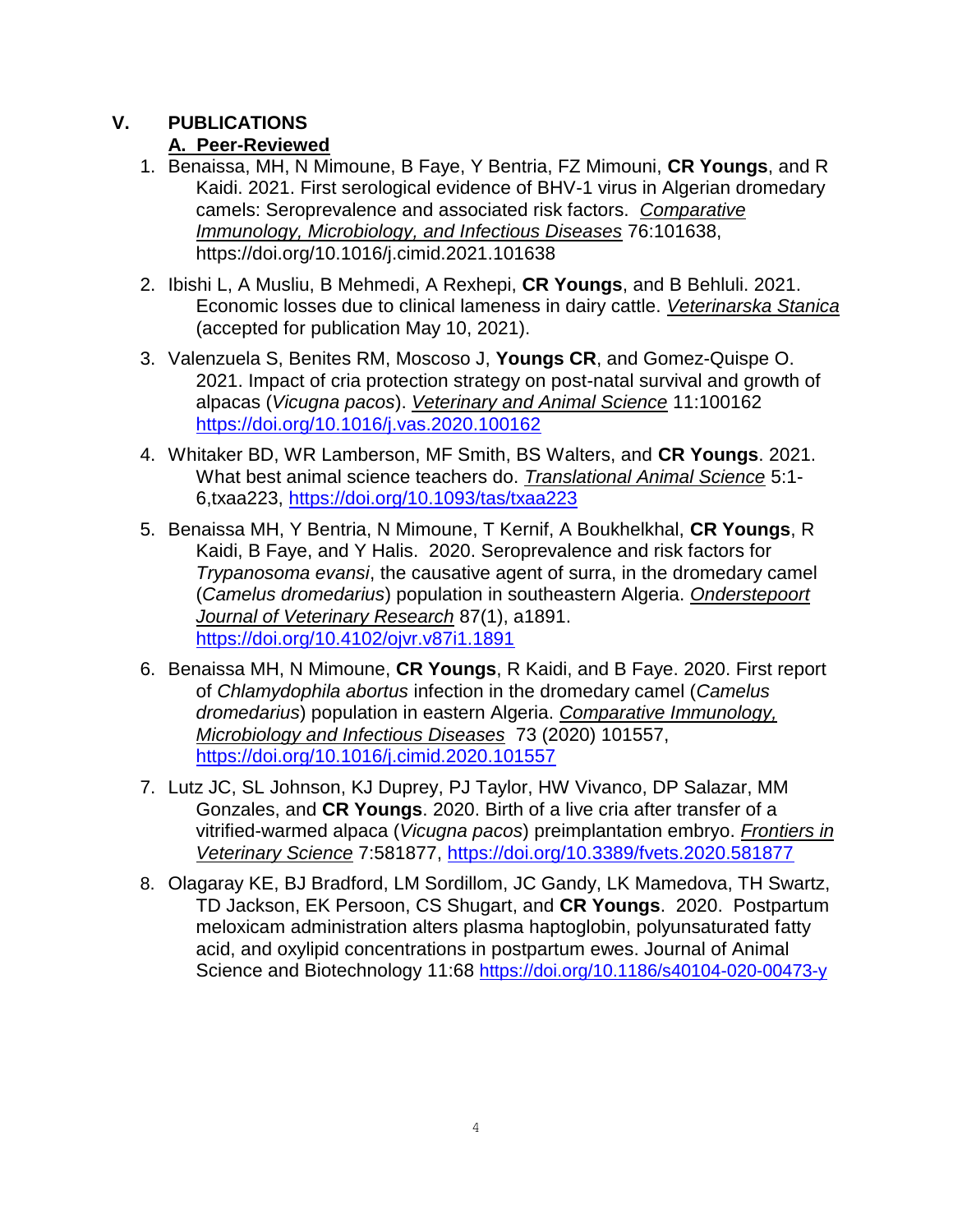## V. PUBLICATIONS

### A. Peer-Reviewed

1. Benaissa, MH, N Mimoune, B Faye, Y Bentria, FZ Mimouni, **CR Youngs**, and R Kaidi. 2021. First serological evidence of BHV-1 virus in Algerian dromedary camels: Seroprevalence and associated risk factors. *Comparative Immunology, Microbiology, and Infectious Diseases* 76:101638, https://doi.org/10.1016/j.cimid.2021.101638

2. Ibishi L, A Musliu, B Mehmedi, A Rexhepi, **CR Youngs**, and B Behluli. 2021. Economic losses due to clinical lameness in dairy cattle. *Veterinarska Stanica* (accepted for publication May 10, 2021).

3. Valenzuela S, Benites RM, Moscoso J, **Youngs CR**, and Gomez-Quispe O. 2021. Impact of cria protection strategy on post-natal survival and growth of alpacas (*Vicugna pacos*). *Veterinary and Animal Science* 11:100162 https://doi.org/10.1016/j.vas.2020.100162

4. Whitaker BD, WR Lamberson, MF Smith, BS Walters, and **CR Youngs**. 2021. What best animal science teachers do. *Translational Animal Science* 5:1-6,txaa223, https://doi.org/10.1093/tas/txaa223

5. Benaissa MH, Y Bentria, N Mimoune, T Kernif, A Boukhelkhal, **CR Youngs**, R Kaidi, B Faye, and Y Halis. 2020. Seroprevalence and risk factors for *Trypanosoma evansi*, the causative agent of surra, in the dromedary camel (*Camelus dromedarius*) population in southeastern Algeria. *Onderstepoort Journal of Veterinary Research* 87(1), a1891. https://doi.org/10.4102/ojvr.v87i1.1891

6. Benaissa MH, N Mimoune, **CR Youngs**, R Kaidi, and B Faye. 2020. First report of *Chlamydophila abortus* infection in the dromedary camel (*Camelus dromedarius*) population in eastern Algeria. *Comparative Immunology, Microbiology and Infectious Diseases* 73 (2020) 101557, https://doi.org/10.1016/j.cimid.2020.101557

7. Lutz JC, SL Johnson, KJ Duprey, PJ Taylor, HW Vivanco, DP Salazar, MM Gonzales, and **CR Youngs**. 2020. Birth of a live cria after transfer of a vitrified-warmed alpaca (*Vicugna pacos*) preimplantation embryo. *Frontiers in Veterinary Science* 7:581877, https://doi.org/10.3389/fvets.2020.581877

8. Olagaray KE, BJ Bradford, LM Sordillom, JC Gandy, LK Mamedova, TH Swartz, TD Jackson, EK Persoon, CS Shugart, and **CR Youngs**. 2020. Postpartum meloxicam administration alters plasma haptoglobin, polyunsaturated fatty acid, and oxylipid concentrations in postpartum ewes. Journal of Animal Science and Biotechnology 11:68 https://doi.org/10.1186/s40104-020-00473-y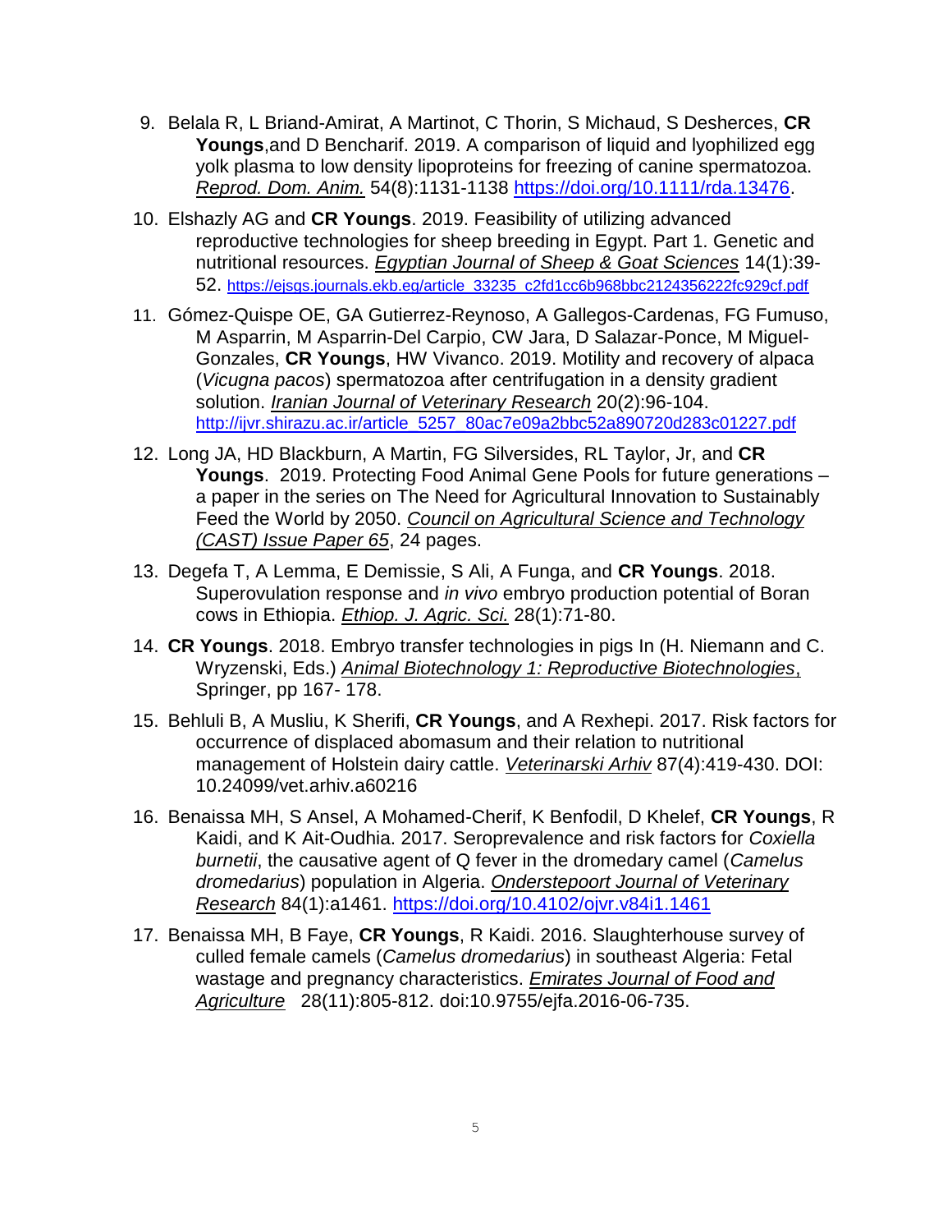9. Belala R, L Briand-Amirat, A Martinot, C Thorin, S Michaud, S Desherces, **CR Youngs**,and D Bencharif. 2019. A comparison of liquid and lyophilized egg yolk plasma to low density lipoproteins for freezing of canine spermatozoa. *Reprod. Dom. Anim.* 54(8):1131-1138 https://doi.org/10.1111/rda.13476.

10. Elshazly AG and **CR Youngs**. 2019. Feasibility of utilizing advanced reproductive technologies for sheep breeding in Egypt. Part 1. Genetic and nutritional resources. *Egyptian Journal of Sheep & Goat Sciences* 14(1):39-52. https://ejsgs.journals.ekb.eg/article_33235_c2fd1cc6b968bbc2124356222fc929cf.pdf

11. Gómez-Quispe OE, GA Gutierrez-Reynoso, A Gallegos-Cardenas, FG Fumuso, M Asparrin, M Asparrin-Del Carpio, CW Jara, D Salazar-Ponce, M Miguel-Gonzales, **CR Youngs**, HW Vivanco. 2019. Motility and recovery of alpaca (*Vicugna pacos*) spermatozoa after centrifugation in a density gradient solution. *Iranian Journal of Veterinary Research* 20(2):96-104. http://ijvr.shirazu.ac.ir/article_5257_80ac7e09a2bbc52a890720d283c01227.pdf

12. Long JA, HD Blackburn, A Martin, FG Silversides, RL Taylor, Jr, and **CR Youngs**. 2019. Protecting Food Animal Gene Pools for future generations – a paper in the series on The Need for Agricultural Innovation to Sustainably Feed the World by 2050. *Council on Agricultural Science and Technology (CAST) Issue Paper 65*, 24 pages.

13. Degefa T, A Lemma, E Demissie, S Ali, A Funga, and **CR Youngs**. 2018. Superovulation response and *in vivo* embryo production potential of Boran cows in Ethiopia. *Ethiop. J. Agric. Sci.* 28(1):71-80.

14. **CR Youngs**. 2018. Embryo transfer technologies in pigs In (H. Niemann and C. Wryzenski, Eds.) *Animal Biotechnology 1: Reproductive Biotechnologies*, Springer, pp 167- 178.

15. Behluli B, A Musliu, K Sherifi, **CR Youngs**, and A Rexhepi. 2017. Risk factors for occurrence of displaced abomasum and their relation to nutritional management of Holstein dairy cattle. *Veterinarski Arhiv* 87(4):419-430. DOI: 10.24099/vet.arhiv.a60216

16. Benaissa MH, S Ansel, A Mohamed-Cherif, K Benfodil, D Khelef, **CR Youngs**, R Kaidi, and K Ait-Oudhia. 2017. Seroprevalence and risk factors for *Coxiella burnetii*, the causative agent of Q fever in the dromedary camel (*Camelus dromedarius*) population in Algeria. *Onderstepoort Journal of Veterinary Research* 84(1):a1461. https://doi.org/10.4102/ojvr.v84i1.1461

17. Benaissa MH, B Faye, **CR Youngs**, R Kaidi. 2016. Slaughterhouse survey of culled female camels (*Camelus dromedarius*) in southeast Algeria: Fetal wastage and pregnancy characteristics. *Emirates Journal of Food and Agriculture* 28(11):805-812. doi:10.9755/ejfa.2016-06-735.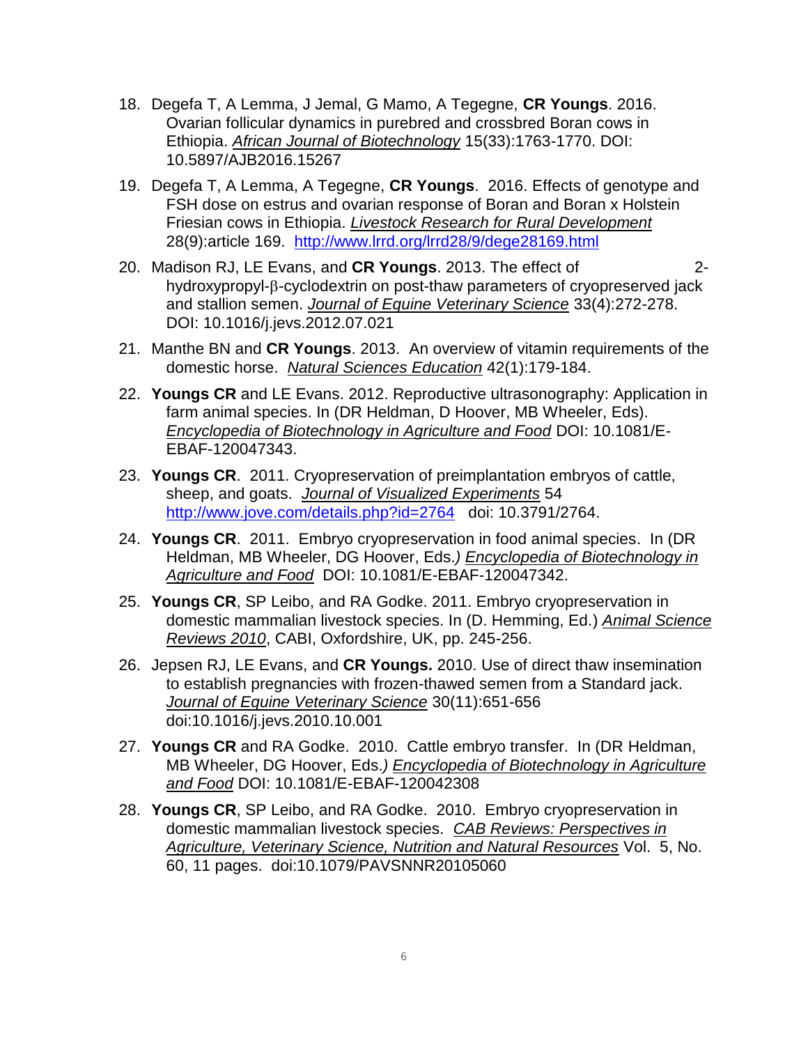18. Degefa T, A Lemma, J Jemal, G Mamo, A Tegegne, **CR Youngs**. 2016. Ovarian follicular dynamics in purebred and crossbred Boran cows in Ethiopia. *African Journal of Biotechnology* 15(33):1763-1770. DOI: 10.5897/AJB2016.15267

19. Degefa T, A Lemma, A Tegegne, **CR Youngs**. 2016. Effects of genotype and FSH dose on estrus and ovarian response of Boran and Boran x Holstein Friesian cows in Ethiopia. *Livestock Research for Rural Development* 28(9):article 169. http://www.lrrd.org/lrrd28/9/dege28169.html

20. Madison RJ, LE Evans, and **CR Youngs**. 2013. The effect of 2-hydroxypropyl-β-cyclodextrin on post-thaw parameters of cryopreserved jack and stallion semen. *Journal of Equine Veterinary Science* 33(4):272-278. DOI: 10.1016/j.jevs.2012.07.021

21. Manthe BN and **CR Youngs**. 2013. An overview of vitamin requirements of the domestic horse. *Natural Sciences Education* 42(1):179-184.

22. **Youngs CR** and LE Evans. 2012. Reproductive ultrasonography: Application in farm animal species. In (DR Heldman, D Hoover, MB Wheeler, Eds). *Encyclopedia of Biotechnology in Agriculture and Food* DOI: 10.1081/E-EBAF-120047343.

23. **Youngs CR**. 2011. Cryopreservation of preimplantation embryos of cattle, sheep, and goats. *Journal of Visualized Experiments* 54 http://www.jove.com/details.php?id=2764 doi: 10.3791/2764.

24. **Youngs CR**. 2011. Embryo cryopreservation in food animal species. In (DR Heldman, MB Wheeler, DG Hoover, Eds.) *Encyclopedia of Biotechnology in Agriculture and Food* DOI: 10.1081/E-EBAF-120047342.

25. **Youngs CR**, SP Leibo, and RA Godke. 2011. Embryo cryopreservation in domestic mammalian livestock species. In (D. Hemming, Ed.) *Animal Science Reviews 2010*, CABI, Oxfordshire, UK, pp. 245-256.

26. Jepsen RJ, LE Evans, and **CR Youngs.** 2010. Use of direct thaw insemination to establish pregnancies with frozen-thawed semen from a Standard jack. *Journal of Equine Veterinary Science* 30(11):651-656 doi:10.1016/j.jevs.2010.10.001

27. **Youngs CR** and RA Godke. 2010. Cattle embryo transfer. In (DR Heldman, MB Wheeler, DG Hoover, Eds.) *Encyclopedia of Biotechnology in Agriculture and Food* DOI: 10.1081/E-EBAF-120042308

28. **Youngs CR**, SP Leibo, and RA Godke. 2010. Embryo cryopreservation in domestic mammalian livestock species. *CAB Reviews: Perspectives in Agriculture, Veterinary Science, Nutrition and Natural Resources* Vol. 5, No. 60, 11 pages. doi:10.1079/PAVSNNR20105060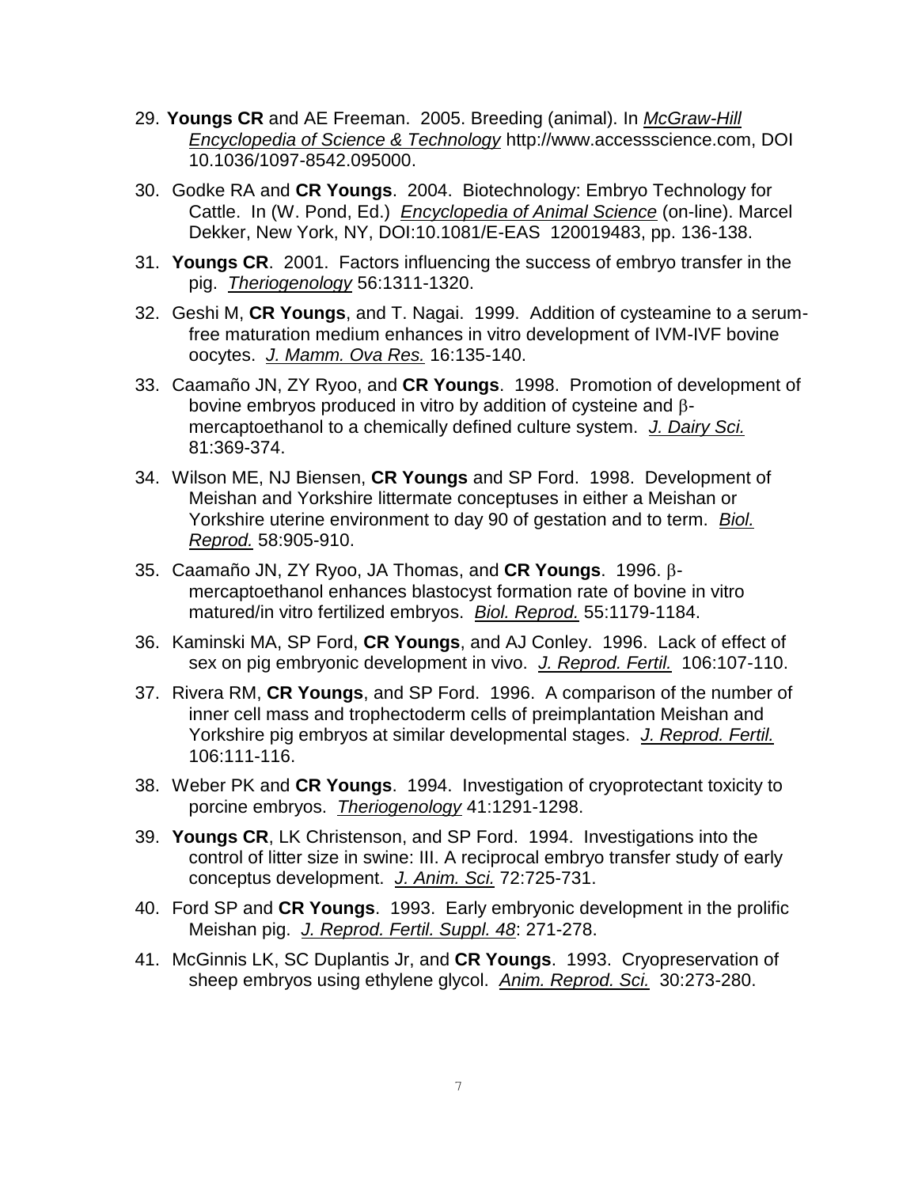29. **Youngs CR** and AE Freeman. 2005. Breeding (animal). In *McGraw-Hill Encyclopedia of Science & Technology* http://www.accessscience.com, DOI 10.1036/1097-8542.095000.

30. Godke RA and **CR Youngs**. 2004. Biotechnology: Embryo Technology for Cattle. In (W. Pond, Ed.) *Encyclopedia of Animal Science* (on-line). Marcel Dekker, New York, NY, DOI:10.1081/E-EAS 120019483, pp. 136-138.

31. **Youngs CR**. 2001. Factors influencing the success of embryo transfer in the pig. *Theriogenology* 56:1311-1320.

32. Geshi M, **CR Youngs**, and T. Nagai. 1999. Addition of cysteamine to a serum-free maturation medium enhances in vitro development of IVM-IVF bovine oocytes. *J. Mamm. Ova Res.* 16:135-140.

33. Caamaño JN, ZY Ryoo, and **CR Youngs**. 1998. Promotion of development of bovine embryos produced in vitro by addition of cysteine and β-mercaptoethanol to a chemically defined culture system. *J. Dairy Sci.* 81:369-374.

34. Wilson ME, NJ Biensen, **CR Youngs** and SP Ford. 1998. Development of Meishan and Yorkshire littermate conceptuses in either a Meishan or Yorkshire uterine environment to day 90 of gestation and to term. *Biol. Reprod.* 58:905-910.

35. Caamaño JN, ZY Ryoo, JA Thomas, and **CR Youngs**. 1996. β-mercaptoethanol enhances blastocyst formation rate of bovine in vitro matured/in vitro fertilized embryos. *Biol. Reprod.* 55:1179-1184.

36. Kaminski MA, SP Ford, **CR Youngs**, and AJ Conley. 1996. Lack of effect of sex on pig embryonic development in vivo. *J. Reprod. Fertil.* 106:107-110.

37. Rivera RM, **CR Youngs**, and SP Ford. 1996. A comparison of the number of inner cell mass and trophectoderm cells of preimplantation Meishan and Yorkshire pig embryos at similar developmental stages. *J. Reprod. Fertil.* 106:111-116.

38. Weber PK and **CR Youngs**. 1994. Investigation of cryoprotectant toxicity to porcine embryos. *Theriogenology* 41:1291-1298.

39. **Youngs CR**, LK Christenson, and SP Ford. 1994. Investigations into the control of litter size in swine: III. A reciprocal embryo transfer study of early conceptus development. *J. Anim. Sci.* 72:725-731.

40. Ford SP and **CR Youngs**. 1993. Early embryonic development in the prolific Meishan pig. *J. Reprod. Fertil. Suppl. 48*: 271-278.

41. McGinnis LK, SC Duplantis Jr, and **CR Youngs**. 1993. Cryopreservation of sheep embryos using ethylene glycol. *Anim. Reprod. Sci.* 30:273-280.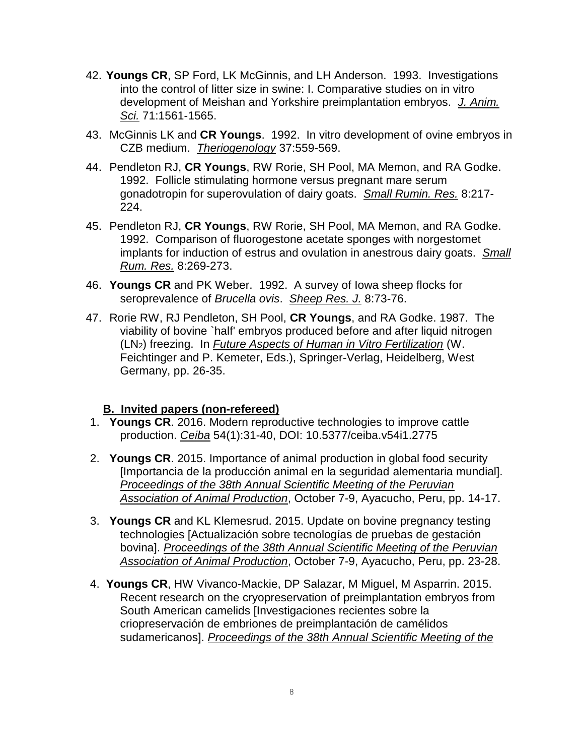42. **Youngs CR**, SP Ford, LK McGinnis, and LH Anderson. 1993. Investigations into the control of litter size in swine: I. Comparative studies on in vitro development of Meishan and Yorkshire preimplantation embryos. *J. Anim. Sci.* 71:1561-1565.

43. McGinnis LK and **CR Youngs**. 1992. In vitro development of ovine embryos in CZB medium. *Theriogenology* 37:559-569.

44. Pendleton RJ, **CR Youngs**, RW Rorie, SH Pool, MA Memon, and RA Godke. 1992. Follicle stimulating hormone versus pregnant mare serum gonadotropin for superovulation of dairy goats. *Small Rumin. Res.* 8:217-224.

45. Pendleton RJ, **CR Youngs**, RW Rorie, SH Pool, MA Memon, and RA Godke. 1992. Comparison of fluorogestone acetate sponges with norgestomet implants for induction of estrus and ovulation in anestrous dairy goats. *Small Rum. Res.* 8:269-273.

46. **Youngs CR** and PK Weber. 1992. A survey of Iowa sheep flocks for seroprevalence of *Brucella ovis*. *Sheep Res. J.* 8:73-76.

47. Rorie RW, RJ Pendleton, SH Pool, **CR Youngs**, and RA Godke. 1987. The viability of bovine `half' embryos produced before and after liquid nitrogen ($LN_2$) freezing. In *Future Aspects of Human in Vitro Fertilization* (W. Feichtinger and P. Kemeter, Eds.), Springer-Verlag, Heidelberg, West Germany, pp. 26-35.

### B. Invited papers (non-refereed)

1. **Youngs CR**. 2016. Modern reproductive technologies to improve cattle production. *Ceiba* 54(1):31-40, DOI: 10.5377/ceiba.v54i1.2775

2. **Youngs CR**. 2015. Importance of animal production in global food security [Importancia de la producción animal en la seguridad alementaria mundial]. *Proceedings of the 38th Annual Scientific Meeting of the Peruvian Association of Animal Production*, October 7-9, Ayacucho, Peru, pp. 14-17.

3. **Youngs CR** and KL Klemesrud. 2015. Update on bovine pregnancy testing technologies [Actualización sobre tecnologías de pruebas de gestación bovina]. *Proceedings of the 38th Annual Scientific Meeting of the Peruvian Association of Animal Production*, October 7-9, Ayacucho, Peru, pp. 23-28.

4. **Youngs CR**, HW Vivanco-Mackie, DP Salazar, M Miguel, M Asparrin. 2015. Recent research on the cryopreservation of preimplantation embryos from South American camelids [Investigaciones recientes sobre la criopreservación de embriones de preimplantación de camélidos sudamericanos]. *Proceedings of the 38th Annual Scientific Meeting of the*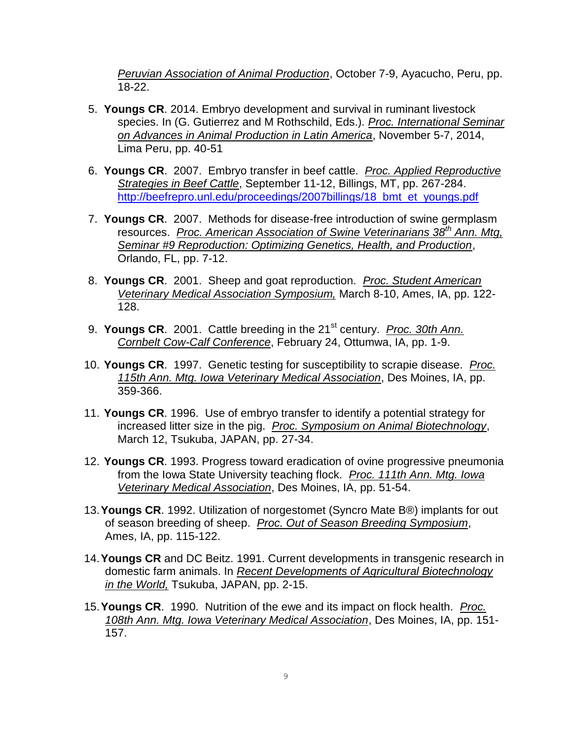*Peruvian Association of Animal Production*, October 7-9, Ayacucho, Peru, pp. 18-22.

5. **Youngs CR**. 2014. Embryo development and survival in ruminant livestock species. In (G. Gutierrez and M Rothschild, Eds.). *Proc. International Seminar on Advances in Animal Production in Latin America*, November 5-7, 2014, Lima Peru, pp. 40-51

6. **Youngs CR**. 2007. Embryo transfer in beef cattle. *Proc. Applied Reproductive Strategies in Beef Cattle*, September 11-12, Billings, MT, pp. 267-284. http://beefrepro.unl.edu/proceedings/2007billings/18_bmt_et_youngs.pdf

7. **Youngs CR**. 2007. Methods for disease-free introduction of swine germplasm resources. *Proc. American Association of Swine Veterinarians 38th Ann. Mtg, Seminar #9 Reproduction: Optimizing Genetics, Health, and Production*, Orlando, FL, pp. 7-12.

8. **Youngs CR**. 2001. Sheep and goat reproduction. *Proc. Student American Veterinary Medical Association Symposium,* March 8-10, Ames, IA, pp. 122-128.

9. **Youngs CR**. 2001. Cattle breeding in the 21st century. *Proc. 30th Ann. Cornbelt Cow-Calf Conference*, February 24, Ottumwa, IA, pp. 1-9.

10. **Youngs CR**. 1997. Genetic testing for susceptibility to scrapie disease. *Proc. 115th Ann. Mtg. Iowa Veterinary Medical Association*, Des Moines, IA, pp. 359-366.

11. **Youngs CR**. 1996. Use of embryo transfer to identify a potential strategy for increased litter size in the pig. *Proc. Symposium on Animal Biotechnology*, March 12, Tsukuba, JAPAN, pp. 27-34.

12. **Youngs CR**. 1993. Progress toward eradication of ovine progressive pneumonia from the Iowa State University teaching flock. *Proc. 111th Ann. Mtg. Iowa Veterinary Medical Association*, Des Moines, IA, pp. 51-54.

13. **Youngs CR**. 1992. Utilization of norgestomet (Syncro Mate B®) implants for out of season breeding of sheep. *Proc. Out of Season Breeding Symposium*, Ames, IA, pp. 115-122.

14. **Youngs CR** and DC Beitz. 1991. Current developments in transgenic research in domestic farm animals. In *Recent Developments of Agricultural Biotechnology in the World,* Tsukuba, JAPAN, pp. 2-15.

15. **Youngs CR**. 1990. Nutrition of the ewe and its impact on flock health. *Proc. 108th Ann. Mtg. Iowa Veterinary Medical Association*, Des Moines, IA, pp. 151-157.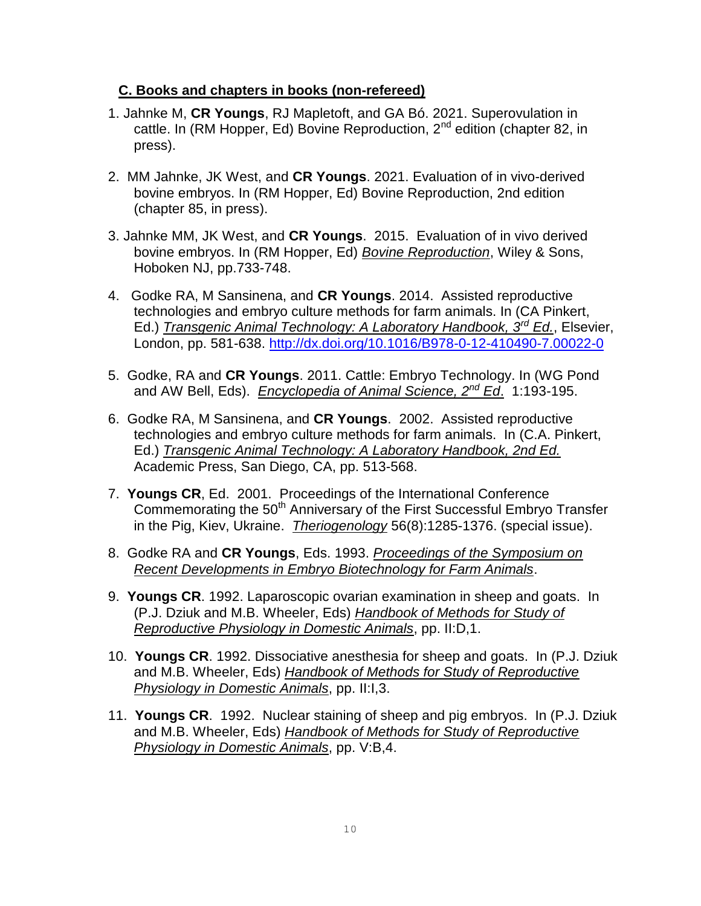## C. Books and chapters in books (non-refereed)

1. Jahnke M, **CR Youngs**, RJ Mapletoft, and GA Bó. 2021. Superovulation in cattle. In (RM Hopper, Ed) Bovine Reproduction, 2nd edition (chapter 82, in press).

2. MM Jahnke, JK West, and **CR Youngs**. 2021. Evaluation of in vivo-derived bovine embryos. In (RM Hopper, Ed) Bovine Reproduction, 2nd edition (chapter 85, in press).

3. Jahnke MM, JK West, and **CR Youngs**. 2015. Evaluation of in vivo derived bovine embryos. In (RM Hopper, Ed) *Bovine Reproduction*, Wiley & Sons, Hoboken NJ, pp.733-748.

4. Godke RA, M Sansinena, and **CR Youngs**. 2014. Assisted reproductive technologies and embryo culture methods for farm animals. In (CA Pinkert, Ed.) *Transgenic Animal Technology: A Laboratory Handbook, 3rd Ed.*, Elsevier, London, pp. 581-638. http://dx.doi.org/10.1016/B978-0-12-410490-7.00022-0

5. Godke, RA and **CR Youngs**. 2011. Cattle: Embryo Technology. In (WG Pond and AW Bell, Eds). *Encyclopedia of Animal Science, 2nd Ed*. 1:193-195.

6. Godke RA, M Sansinena, and **CR Youngs**. 2002. Assisted reproductive technologies and embryo culture methods for farm animals. In (C.A. Pinkert, Ed.) *Transgenic Animal Technology: A Laboratory Handbook, 2nd Ed.* Academic Press, San Diego, CA, pp. 513-568.

7. **Youngs CR**, Ed. 2001. Proceedings of the International Conference Commemorating the 50th Anniversary of the First Successful Embryo Transfer in the Pig, Kiev, Ukraine. *Theriogenology* 56(8):1285-1376. (special issue).

8. Godke RA and **CR Youngs**, Eds. 1993. *Proceedings of the Symposium on Recent Developments in Embryo Biotechnology for Farm Animals*.

9. **Youngs CR**. 1992. Laparoscopic ovarian examination in sheep and goats. In (P.J. Dziuk and M.B. Wheeler, Eds) *Handbook of Methods for Study of Reproductive Physiology in Domestic Animals*, pp. II:D,1.

10. **Youngs CR**. 1992. Dissociative anesthesia for sheep and goats. In (P.J. Dziuk and M.B. Wheeler, Eds) *Handbook of Methods for Study of Reproductive Physiology in Domestic Animals*, pp. II:I,3.

11. **Youngs CR**. 1992. Nuclear staining of sheep and pig embryos. In (P.J. Dziuk and M.B. Wheeler, Eds) *Handbook of Methods for Study of Reproductive Physiology in Domestic Animals*, pp. V:B,4.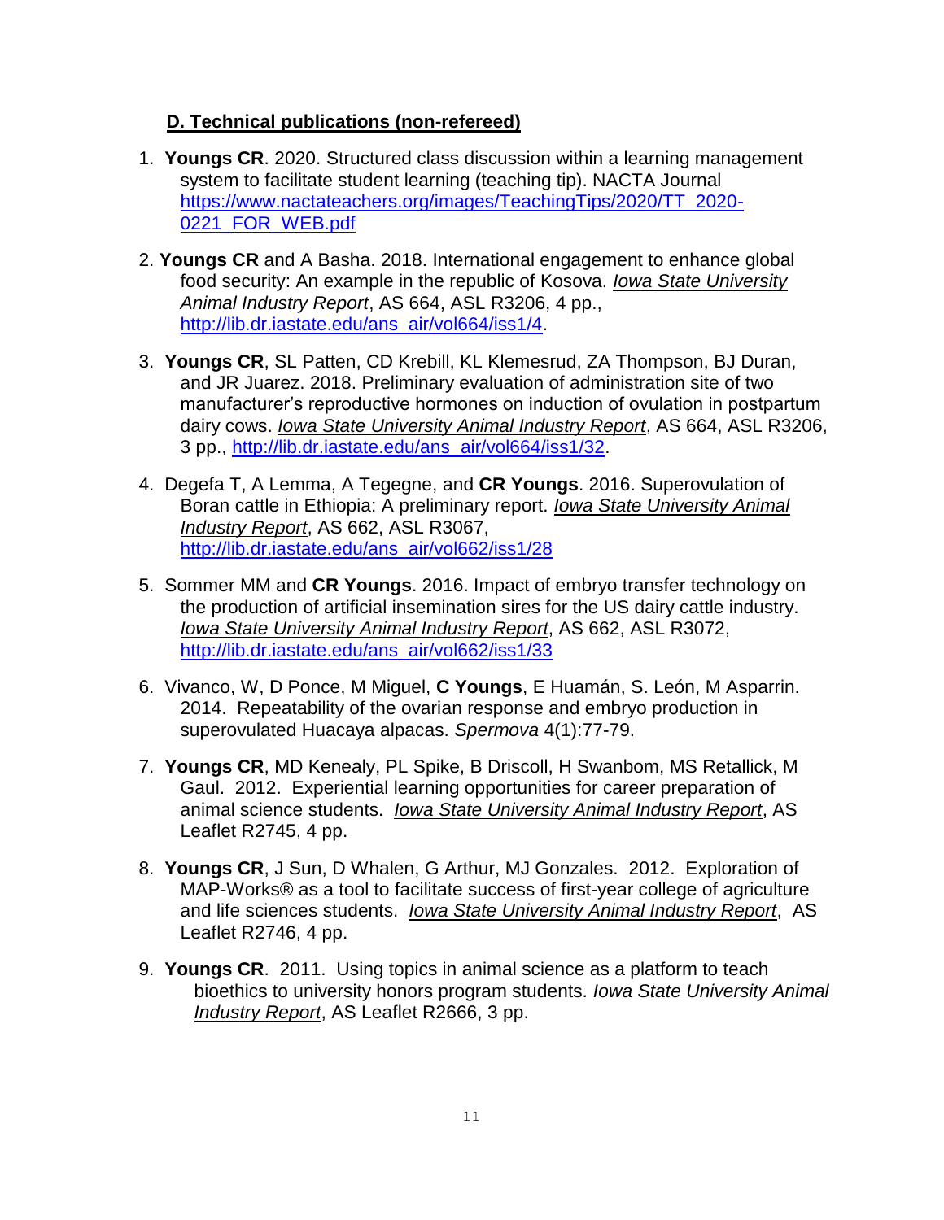## D. Technical publications (non-refereed)

1. **Youngs CR**. 2020. Structured class discussion within a learning management system to facilitate student learning (teaching tip). NACTA Journal https://www.nactateachers.org/images/TeachingTips/2020/TT_2020-0221_FOR_WEB.pdf

2. **Youngs CR** and A Basha. 2018. International engagement to enhance global food security: An example in the republic of Kosova. *Iowa State University Animal Industry Report*, AS 664, ASL R3206, 4 pp., http://lib.dr.iastate.edu/ans_air/vol664/iss1/4.

3. **Youngs CR**, SL Patten, CD Krebill, KL Klemesrud, ZA Thompson, BJ Duran, and JR Juarez. 2018. Preliminary evaluation of administration site of two manufacturer's reproductive hormones on induction of ovulation in postpartum dairy cows. *Iowa State University Animal Industry Report*, AS 664, ASL R3206, 3 pp., http://lib.dr.iastate.edu/ans_air/vol664/iss1/32.

4. Degefa T, A Lemma, A Tegegne, and **CR Youngs**. 2016. Superovulation of Boran cattle in Ethiopia: A preliminary report. *Iowa State University Animal Industry Report*, AS 662, ASL R3067, http://lib.dr.iastate.edu/ans_air/vol662/iss1/28

5. Sommer MM and **CR Youngs**. 2016. Impact of embryo transfer technology on the production of artificial insemination sires for the US dairy cattle industry. *Iowa State University Animal Industry Report*, AS 662, ASL R3072, http://lib.dr.iastate.edu/ans_air/vol662/iss1/33

6. Vivanco, W, D Ponce, M Miguel, **C Youngs**, E Huamán, S. León, M Asparrin. 2014. Repeatability of the ovarian response and embryo production in superovulated Huacaya alpacas. *Spermova* 4(1):77-79.

7. **Youngs CR**, MD Kenealy, PL Spike, B Driscoll, H Swanbom, MS Retallick, M Gaul. 2012. Experiential learning opportunities for career preparation of animal science students. *Iowa State University Animal Industry Report*, AS Leaflet R2745, 4 pp.

8. **Youngs CR**, J Sun, D Whalen, G Arthur, MJ Gonzales. 2012. Exploration of MAP-Works® as a tool to facilitate success of first-year college of agriculture and life sciences students. *Iowa State University Animal Industry Report*, AS Leaflet R2746, 4 pp.

9. **Youngs CR**. 2011. Using topics in animal science as a platform to teach bioethics to university honors program students. *Iowa State University Animal Industry Report*, AS Leaflet R2666, 3 pp.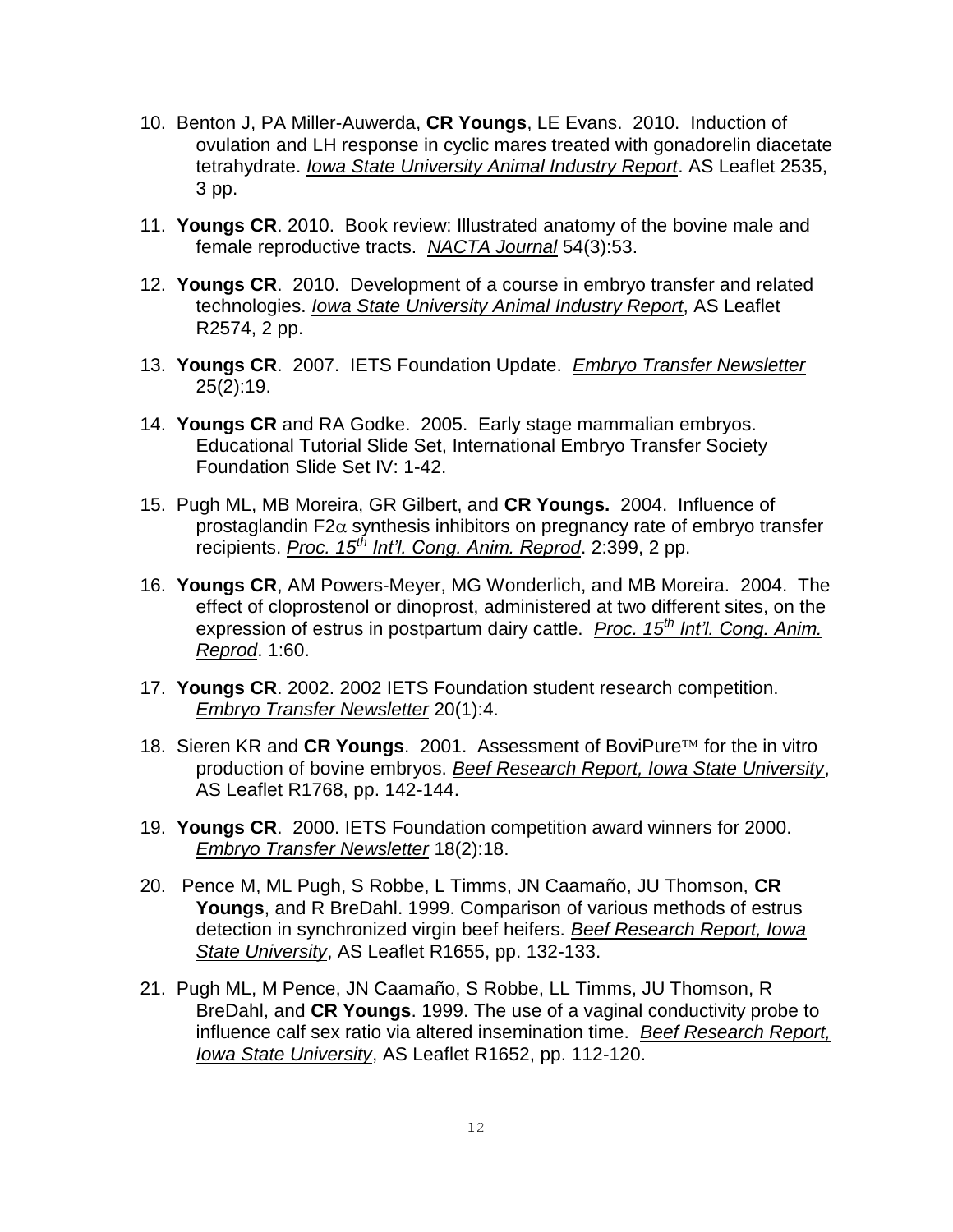10. Benton J, PA Miller-Auwerda, **CR Youngs**, LE Evans. 2010. Induction of ovulation and LH response in cyclic mares treated with gonadorelin diacetate tetrahydrate. *Iowa State University Animal Industry Report*. AS Leaflet 2535, 3 pp.

11. **Youngs CR**. 2010. Book review: Illustrated anatomy of the bovine male and female reproductive tracts. *NACTA Journal* 54(3):53.

12. **Youngs CR**. 2010. Development of a course in embryo transfer and related technologies. *Iowa State University Animal Industry Report*, AS Leaflet R2574, 2 pp.

13. **Youngs CR**. 2007. IETS Foundation Update. *Embryo Transfer Newsletter* 25(2):19.

14. **Youngs CR** and RA Godke. 2005. Early stage mammalian embryos. Educational Tutorial Slide Set, International Embryo Transfer Society Foundation Slide Set IV: 1-42.

15. Pugh ML, MB Moreira, GR Gilbert, and **CR Youngs.** 2004. Influence of prostaglandin F2$\alpha$ synthesis inhibitors on pregnancy rate of embryo transfer recipients. *Proc. 15th Int'l. Cong. Anim. Reprod*. 2:399, 2 pp.

16. **Youngs CR**, AM Powers-Meyer, MG Wonderlich, and MB Moreira. 2004. The effect of cloprostenol or dinoprost, administered at two different sites, on the expression of estrus in postpartum dairy cattle. *Proc. 15th Int'l. Cong. Anim. Reprod*. 1:60.

17. **Youngs CR**. 2002. 2002 IETS Foundation student research competition. *Embryo Transfer Newsletter* 20(1):4.

18. Sieren KR and **CR Youngs**. 2001. Assessment of BoviPure™ for the in vitro production of bovine embryos. *Beef Research Report, Iowa State University*, AS Leaflet R1768, pp. 142-144.

19. **Youngs CR**. 2000. IETS Foundation competition award winners for 2000. *Embryo Transfer Newsletter* 18(2):18.

20. Pence M, ML Pugh, S Robbe, L Timms, JN Caamaño, JU Thomson, **CR Youngs**, and R BreDahl. 1999. Comparison of various methods of estrus detection in synchronized virgin beef heifers. *Beef Research Report, Iowa State University*, AS Leaflet R1655, pp. 132-133.

21. Pugh ML, M Pence, JN Caamaño, S Robbe, LL Timms, JU Thomson, R BreDahl, and **CR Youngs**. 1999. The use of a vaginal conductivity probe to influence calf sex ratio via altered insemination time. *Beef Research Report, Iowa State University*, AS Leaflet R1652, pp. 112-120.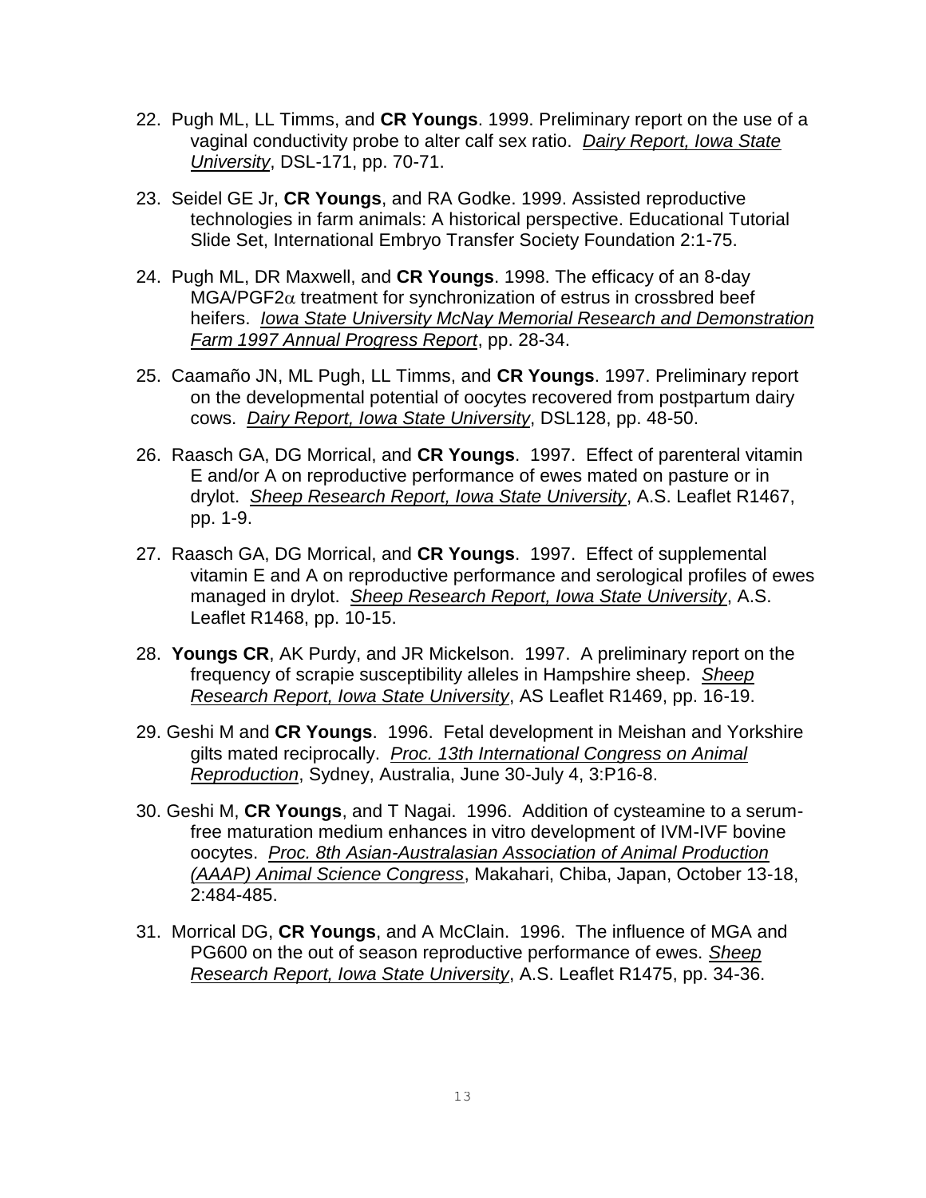22. Pugh ML, LL Timms, and **CR Youngs**. 1999. Preliminary report on the use of a vaginal conductivity probe to alter calf sex ratio. *Dairy Report, Iowa State University*, DSL-171, pp. 70-71.

23. Seidel GE Jr, **CR Youngs**, and RA Godke. 1999. Assisted reproductive technologies in farm animals: A historical perspective. Educational Tutorial Slide Set, International Embryo Transfer Society Foundation 2:1-75.

24. Pugh ML, DR Maxwell, and **CR Youngs**. 1998. The efficacy of an 8-day MGA/PGF2$\alpha$ treatment for synchronization of estrus in crossbred beef heifers. *Iowa State University McNay Memorial Research and Demonstration Farm 1997 Annual Progress Report*, pp. 28-34.

25. Caamaño JN, ML Pugh, LL Timms, and **CR Youngs**. 1997. Preliminary report on the developmental potential of oocytes recovered from postpartum dairy cows. *Dairy Report, Iowa State University*, DSL128, pp. 48-50.

26. Raasch GA, DG Morrical, and **CR Youngs**. 1997. Effect of parenteral vitamin E and/or A on reproductive performance of ewes mated on pasture or in drylot. *Sheep Research Report, Iowa State University*, A.S. Leaflet R1467, pp. 1-9.

27. Raasch GA, DG Morrical, and **CR Youngs**. 1997. Effect of supplemental vitamin E and A on reproductive performance and serological profiles of ewes managed in drylot. *Sheep Research Report, Iowa State University*, A.S. Leaflet R1468, pp. 10-15.

28. **Youngs CR**, AK Purdy, and JR Mickelson. 1997. A preliminary report on the frequency of scrapie susceptibility alleles in Hampshire sheep. *Sheep Research Report, Iowa State University*, AS Leaflet R1469, pp. 16-19.

29. Geshi M and **CR Youngs**. 1996. Fetal development in Meishan and Yorkshire gilts mated reciprocally. *Proc. 13th International Congress on Animal Reproduction*, Sydney, Australia, June 30-July 4, 3:P16-8.

30. Geshi M, **CR Youngs**, and T Nagai. 1996. Addition of cysteamine to a serum-free maturation medium enhances in vitro development of IVM-IVF bovine oocytes. *Proc. 8th Asian-Australasian Association of Animal Production (AAAP) Animal Science Congress*, Makahari, Chiba, Japan, October 13-18, 2:484-485.

31. Morrical DG, **CR Youngs**, and A McClain. 1996. The influence of MGA and PG600 on the out of season reproductive performance of ewes. *Sheep Research Report, Iowa State University*, A.S. Leaflet R1475, pp. 34-36.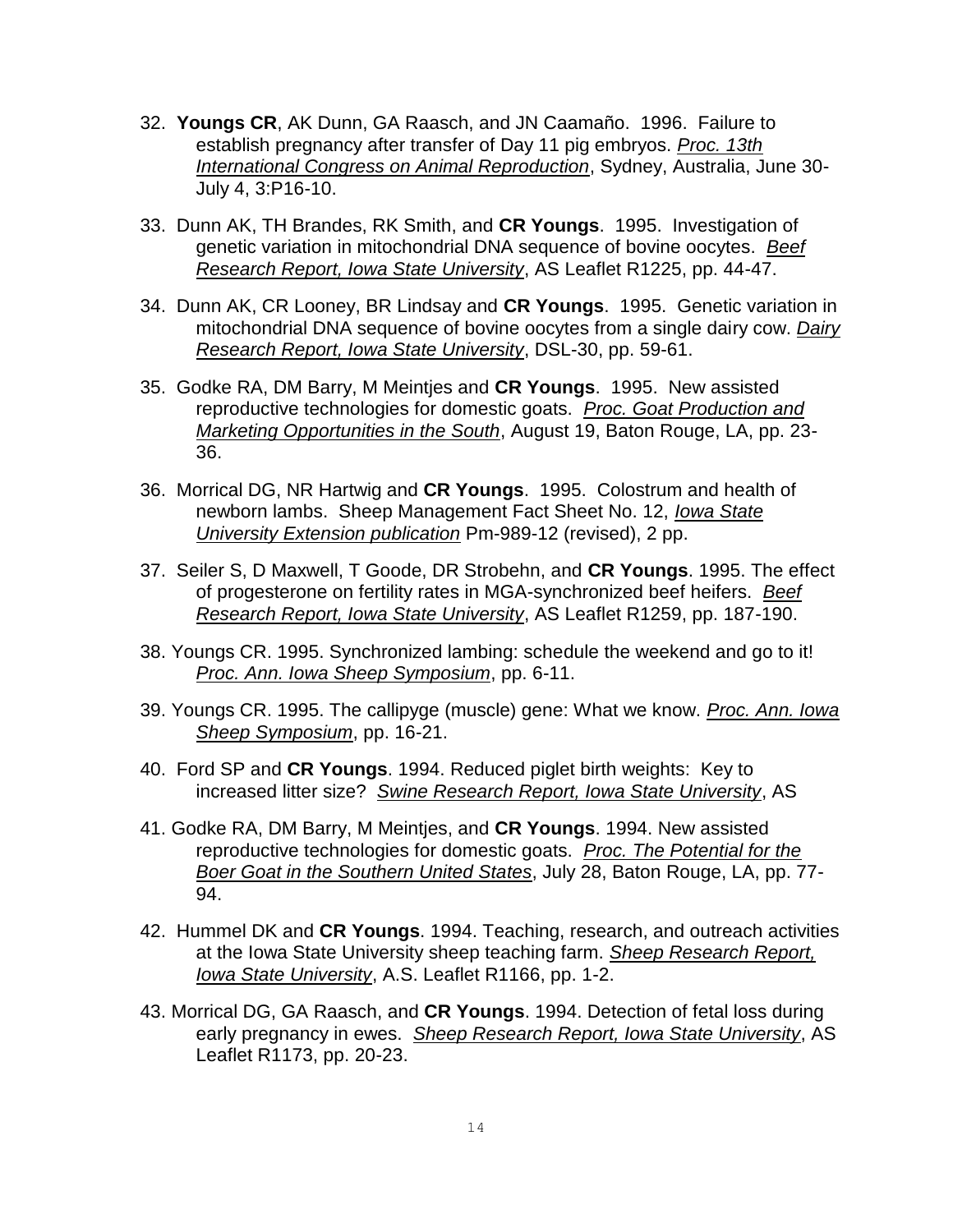32. **Youngs CR**, AK Dunn, GA Raasch, and JN Caamaño. 1996. Failure to establish pregnancy after transfer of Day 11 pig embryos. *Proc. 13th International Congress on Animal Reproduction*, Sydney, Australia, June 30-July 4, 3:P16-10.

33. Dunn AK, TH Brandes, RK Smith, and **CR Youngs**. 1995. Investigation of genetic variation in mitochondrial DNA sequence of bovine oocytes. *Beef Research Report, Iowa State University*, AS Leaflet R1225, pp. 44-47.

34. Dunn AK, CR Looney, BR Lindsay and **CR Youngs**. 1995. Genetic variation in mitochondrial DNA sequence of bovine oocytes from a single dairy cow. *Dairy Research Report, Iowa State University*, DSL-30, pp. 59-61.

35. Godke RA, DM Barry, M Meintjes and **CR Youngs**. 1995. New assisted reproductive technologies for domestic goats. *Proc. Goat Production and Marketing Opportunities in the South*, August 19, Baton Rouge, LA, pp. 23-36.

36. Morrical DG, NR Hartwig and **CR Youngs**. 1995. Colostrum and health of newborn lambs. Sheep Management Fact Sheet No. 12, *Iowa State University Extension publication* Pm-989-12 (revised), 2 pp.

37. Seiler S, D Maxwell, T Goode, DR Strobehn, and **CR Youngs**. 1995. The effect of progesterone on fertility rates in MGA-synchronized beef heifers. *Beef Research Report, Iowa State University*, AS Leaflet R1259, pp. 187-190.

38. Youngs CR. 1995. Synchronized lambing: schedule the weekend and go to it! *Proc. Ann. Iowa Sheep Symposium*, pp. 6-11.

39. Youngs CR. 1995. The callipyge (muscle) gene: What we know. *Proc. Ann. Iowa Sheep Symposium*, pp. 16-21.

40. Ford SP and **CR Youngs**. 1994. Reduced piglet birth weights: Key to increased litter size? *Swine Research Report, Iowa State University*, AS

41. Godke RA, DM Barry, M Meintjes, and **CR Youngs**. 1994. New assisted reproductive technologies for domestic goats. *Proc. The Potential for the Boer Goat in the Southern United States*, July 28, Baton Rouge, LA, pp. 77-94.

42. Hummel DK and **CR Youngs**. 1994. Teaching, research, and outreach activities at the Iowa State University sheep teaching farm. *Sheep Research Report, Iowa State University*, A.S. Leaflet R1166, pp. 1-2.

43. Morrical DG, GA Raasch, and **CR Youngs**. 1994. Detection of fetal loss during early pregnancy in ewes. *Sheep Research Report, Iowa State University*, AS Leaflet R1173, pp. 20-23.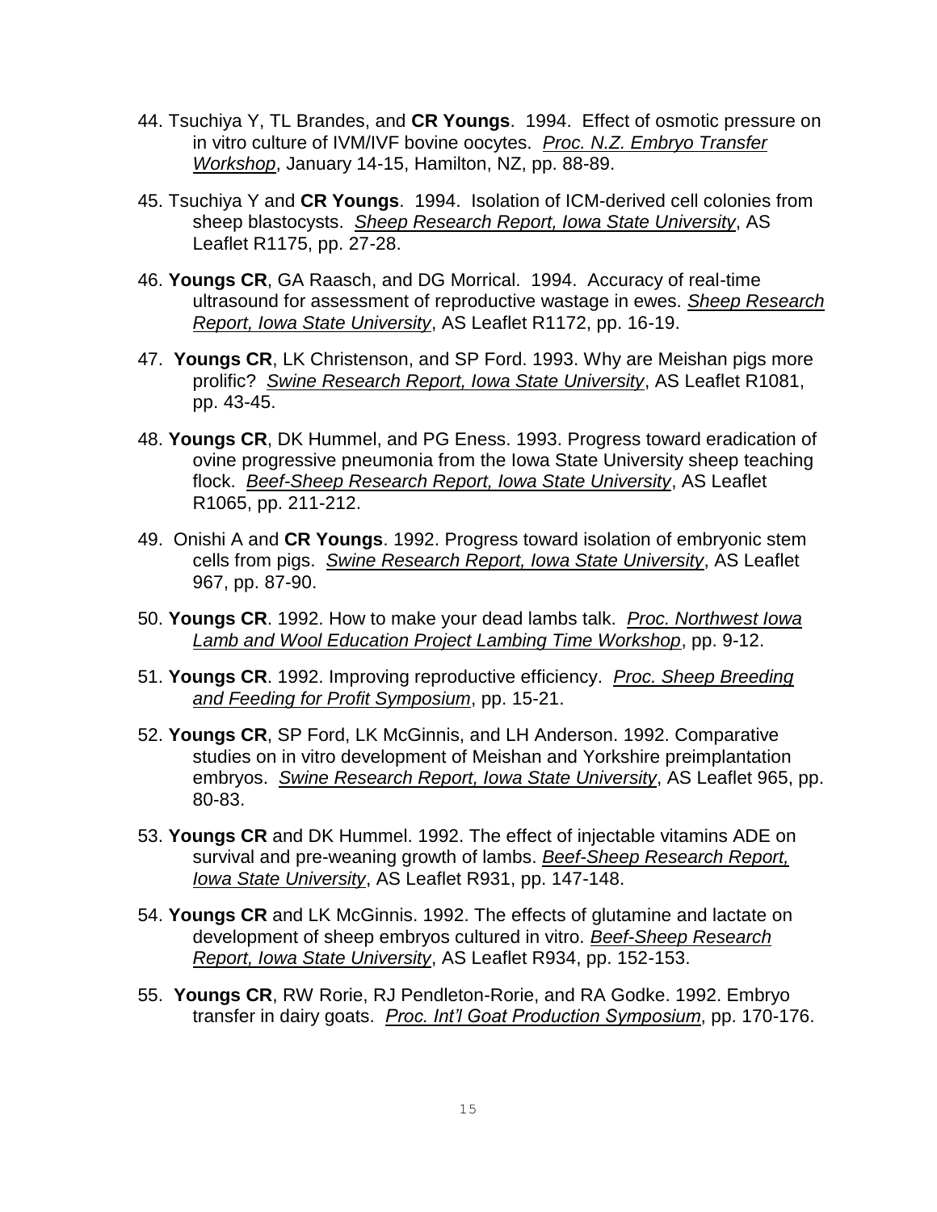44. Tsuchiya Y, TL Brandes, and **CR Youngs**. 1994. Effect of osmotic pressure on in vitro culture of IVM/IVF bovine oocytes. *Proc. N.Z. Embryo Transfer Workshop*, January 14-15, Hamilton, NZ, pp. 88-89.

45. Tsuchiya Y and **CR Youngs**. 1994. Isolation of ICM-derived cell colonies from sheep blastocysts. *Sheep Research Report, Iowa State University*, AS Leaflet R1175, pp. 27-28.

46. **Youngs CR**, GA Raasch, and DG Morrical. 1994. Accuracy of real-time ultrasound for assessment of reproductive wastage in ewes. *Sheep Research Report, Iowa State University*, AS Leaflet R1172, pp. 16-19.

47. **Youngs CR**, LK Christenson, and SP Ford. 1993. Why are Meishan pigs more prolific? *Swine Research Report, Iowa State University*, AS Leaflet R1081, pp. 43-45.

48. **Youngs CR**, DK Hummel, and PG Eness. 1993. Progress toward eradication of ovine progressive pneumonia from the Iowa State University sheep teaching flock. *Beef-Sheep Research Report, Iowa State University*, AS Leaflet R1065, pp. 211-212.

49. Onishi A and **CR Youngs**. 1992. Progress toward isolation of embryonic stem cells from pigs. *Swine Research Report, Iowa State University*, AS Leaflet 967, pp. 87-90.

50. **Youngs CR**. 1992. How to make your dead lambs talk. *Proc. Northwest Iowa Lamb and Wool Education Project Lambing Time Workshop*, pp. 9-12.

51. **Youngs CR**. 1992. Improving reproductive efficiency. *Proc. Sheep Breeding and Feeding for Profit Symposium*, pp. 15-21.

52. **Youngs CR**, SP Ford, LK McGinnis, and LH Anderson. 1992. Comparative studies on in vitro development of Meishan and Yorkshire preimplantation embryos. *Swine Research Report, Iowa State University*, AS Leaflet 965, pp. 80-83.

53. **Youngs CR** and DK Hummel. 1992. The effect of injectable vitamins ADE on survival and pre-weaning growth of lambs. *Beef-Sheep Research Report, Iowa State University*, AS Leaflet R931, pp. 147-148.

54. **Youngs CR** and LK McGinnis. 1992. The effects of glutamine and lactate on development of sheep embryos cultured in vitro. *Beef-Sheep Research Report, Iowa State University*, AS Leaflet R934, pp. 152-153.

55. **Youngs CR**, RW Rorie, RJ Pendleton-Rorie, and RA Godke. 1992. Embryo transfer in dairy goats. *Proc. Int'l Goat Production Symposium*, pp. 170-176.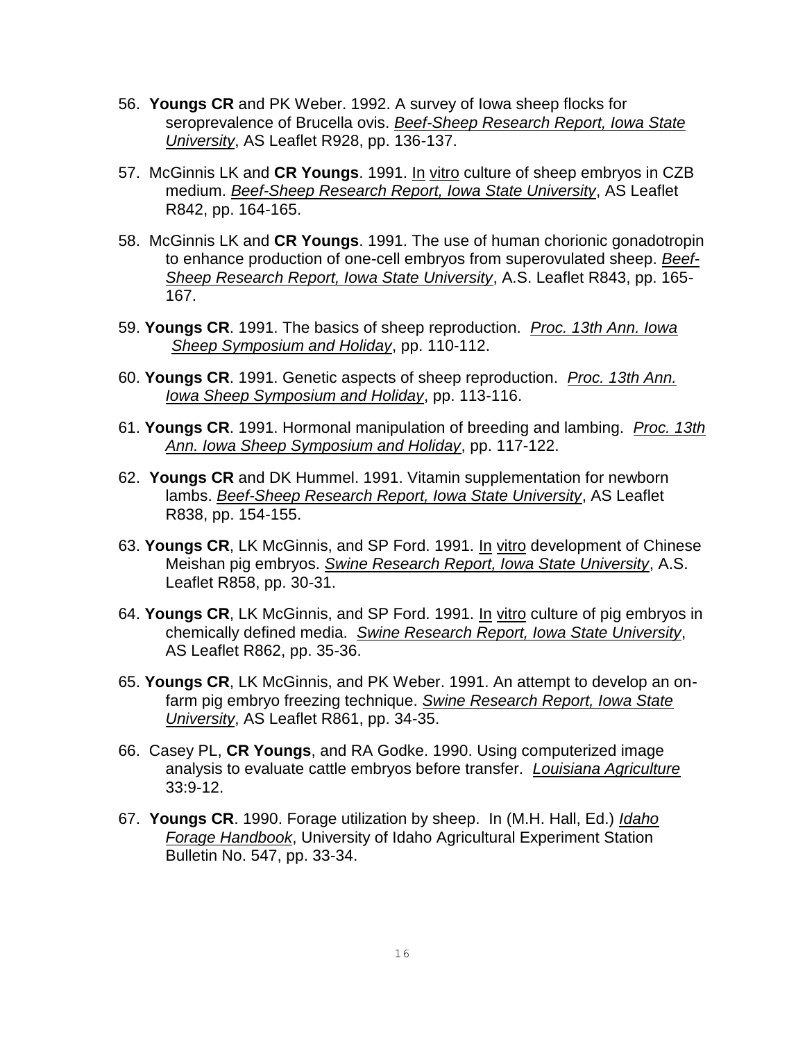56. **Youngs CR** and PK Weber. 1992. A survey of Iowa sheep flocks for seroprevalence of Brucella ovis. *Beef-Sheep Research Report, Iowa State University*, AS Leaflet R928, pp. 136-137.

57. McGinnis LK and **CR Youngs**. 1991. In vitro culture of sheep embryos in CZB medium. *Beef-Sheep Research Report, Iowa State University*, AS Leaflet R842, pp. 164-165.

58. McGinnis LK and **CR Youngs**. 1991. The use of human chorionic gonadotropin to enhance production of one-cell embryos from superovulated sheep. *Beef-Sheep Research Report, Iowa State University*, A.S. Leaflet R843, pp. 165-167.

59. **Youngs CR**. 1991. The basics of sheep reproduction. *Proc. 13th Ann. Iowa Sheep Symposium and Holiday*, pp. 110-112.

60. **Youngs CR**. 1991. Genetic aspects of sheep reproduction. *Proc. 13th Ann. Iowa Sheep Symposium and Holiday*, pp. 113-116.

61. **Youngs CR**. 1991. Hormonal manipulation of breeding and lambing. *Proc. 13th Ann. Iowa Sheep Symposium and Holiday*, pp. 117-122.

62. **Youngs CR** and DK Hummel. 1991. Vitamin supplementation for newborn lambs. *Beef-Sheep Research Report, Iowa State University*, AS Leaflet R838, pp. 154-155.

63. **Youngs CR**, LK McGinnis, and SP Ford. 1991. In vitro development of Chinese Meishan pig embryos. *Swine Research Report, Iowa State University*, A.S. Leaflet R858, pp. 30-31.

64. **Youngs CR**, LK McGinnis, and SP Ford. 1991. In vitro culture of pig embryos in chemically defined media. *Swine Research Report, Iowa State University*, AS Leaflet R862, pp. 35-36.

65. **Youngs CR**, LK McGinnis, and PK Weber. 1991. An attempt to develop an on-farm pig embryo freezing technique. *Swine Research Report, Iowa State University*, AS Leaflet R861, pp. 34-35.

66. Casey PL, **CR Youngs**, and RA Godke. 1990. Using computerized image analysis to evaluate cattle embryos before transfer. *Louisiana Agriculture* 33:9-12.

67. **Youngs CR**. 1990. Forage utilization by sheep. In (M.H. Hall, Ed.) *Idaho Forage Handbook*, University of Idaho Agricultural Experiment Station Bulletin No. 547, pp. 33-34.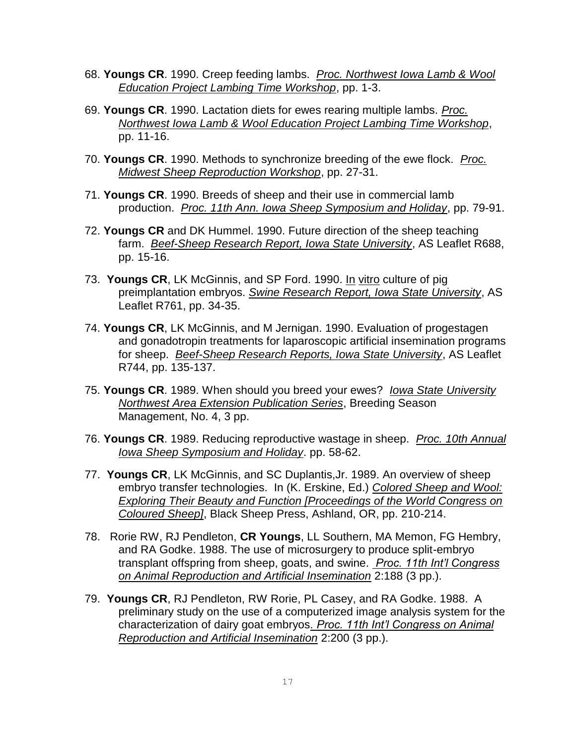68. **Youngs CR**. 1990. Creep feeding lambs. *Proc. Northwest Iowa Lamb & Wool Education Project Lambing Time Workshop*, pp. 1-3.

69. **Youngs CR**. 1990. Lactation diets for ewes rearing multiple lambs. *Proc. Northwest Iowa Lamb & Wool Education Project Lambing Time Workshop*, pp. 11-16.

70. **Youngs CR**. 1990. Methods to synchronize breeding of the ewe flock. *Proc. Midwest Sheep Reproduction Workshop*, pp. 27-31.

71. **Youngs CR**. 1990. Breeds of sheep and their use in commercial lamb production. *Proc. 11th Ann. Iowa Sheep Symposium and Holiday*, pp. 79-91.

72. **Youngs CR** and DK Hummel. 1990. Future direction of the sheep teaching farm. *Beef-Sheep Research Report, Iowa State University*, AS Leaflet R688, pp. 15-16.

73. **Youngs CR**, LK McGinnis, and SP Ford. 1990. In vitro culture of pig preimplantation embryos. *Swine Research Report, Iowa State University*, AS Leaflet R761, pp. 34-35.

74. **Youngs CR**, LK McGinnis, and M Jernigan. 1990. Evaluation of progestagen and gonadotropin treatments for laparoscopic artificial insemination programs for sheep. *Beef-Sheep Research Reports, Iowa State University*, AS Leaflet R744, pp. 135-137.

75. **Youngs CR**. 1989. When should you breed your ewes? *Iowa State University Northwest Area Extension Publication Series*, Breeding Season Management, No. 4, 3 pp.

76. **Youngs CR**. 1989. Reducing reproductive wastage in sheep. *Proc. 10th Annual Iowa Sheep Symposium and Holiday*. pp. 58-62.

77. **Youngs CR**, LK McGinnis, and SC Duplantis,Jr. 1989. An overview of sheep embryo transfer technologies. In (K. Erskine, Ed.) *Colored Sheep and Wool: Exploring Their Beauty and Function [Proceedings of the World Congress on Coloured Sheep]*, Black Sheep Press, Ashland, OR, pp. 210-214.

78. Rorie RW, RJ Pendleton, **CR Youngs**, LL Southern, MA Memon, FG Hembry, and RA Godke. 1988. The use of microsurgery to produce split-embryo transplant offspring from sheep, goats, and swine. *Proc. 11th Int'l Congress on Animal Reproduction and Artificial Insemination* 2:188 (3 pp.).

79. **Youngs CR**, RJ Pendleton, RW Rorie, PL Casey, and RA Godke. 1988. A preliminary study on the use of a computerized image analysis system for the characterization of dairy goat embryos. *Proc. 11th Int'l Congress on Animal Reproduction and Artificial Insemination* 2:200 (3 pp.).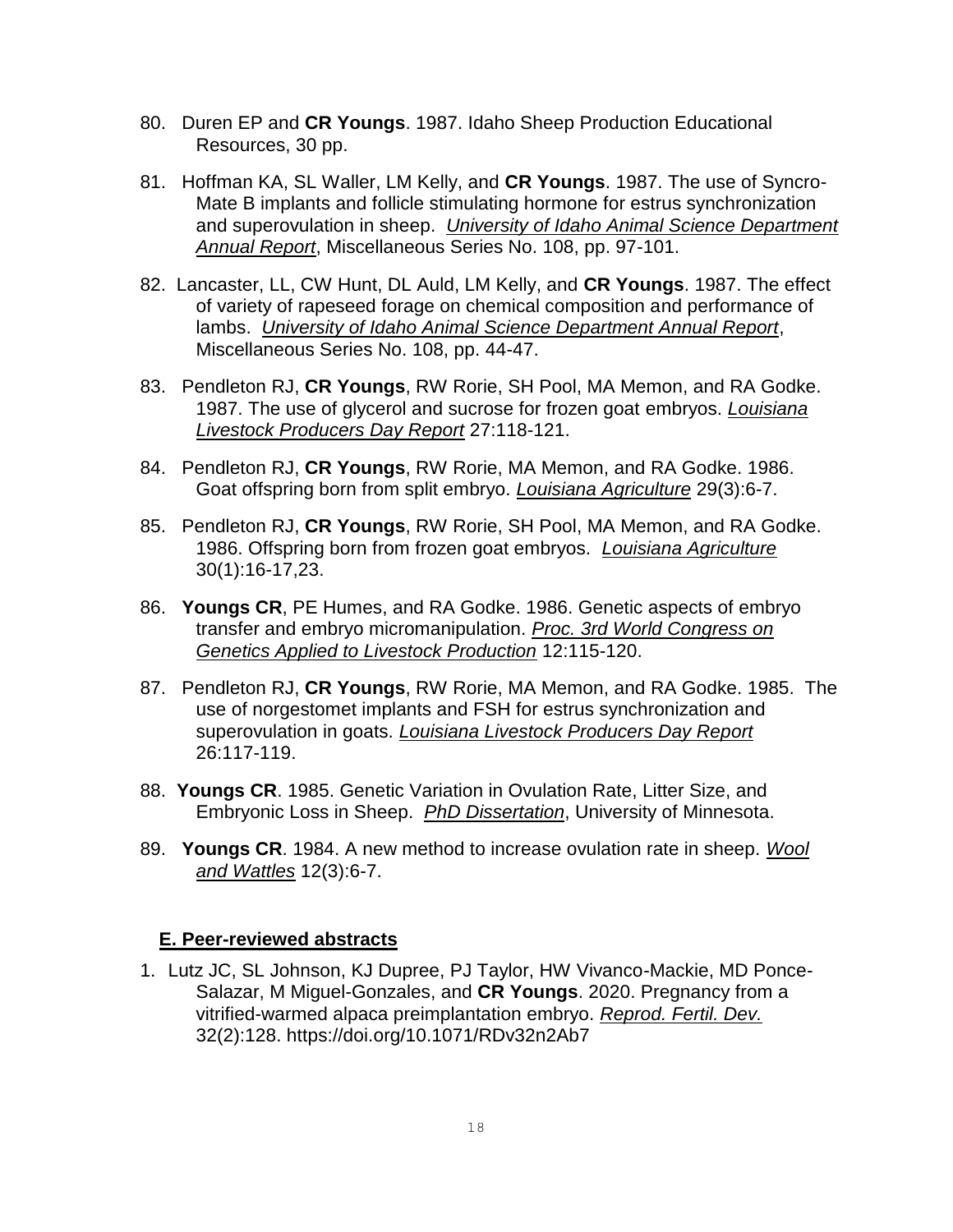80. Duren EP and **CR Youngs**. 1987. Idaho Sheep Production Educational Resources, 30 pp.

81. Hoffman KA, SL Waller, LM Kelly, and **CR Youngs**. 1987. The use of Syncro-Mate B implants and follicle stimulating hormone for estrus synchronization and superovulation in sheep. *University of Idaho Animal Science Department Annual Report*, Miscellaneous Series No. 108, pp. 97-101.

82. Lancaster, LL, CW Hunt, DL Auld, LM Kelly, and **CR Youngs**. 1987. The effect of variety of rapeseed forage on chemical composition and performance of lambs. *University of Idaho Animal Science Department Annual Report*, Miscellaneous Series No. 108, pp. 44-47.

83. Pendleton RJ, **CR Youngs**, RW Rorie, SH Pool, MA Memon, and RA Godke. 1987. The use of glycerol and sucrose for frozen goat embryos. *Louisiana Livestock Producers Day Report* 27:118-121.

84. Pendleton RJ, **CR Youngs**, RW Rorie, MA Memon, and RA Godke. 1986. Goat offspring born from split embryo. *Louisiana Agriculture* 29(3):6-7.

85. Pendleton RJ, **CR Youngs**, RW Rorie, SH Pool, MA Memon, and RA Godke. 1986. Offspring born from frozen goat embryos. *Louisiana Agriculture* 30(1):16-17,23.

86. **Youngs CR**, PE Humes, and RA Godke. 1986. Genetic aspects of embryo transfer and embryo micromanipulation. *Proc. 3rd World Congress on Genetics Applied to Livestock Production* 12:115-120.

87. Pendleton RJ, **CR Youngs**, RW Rorie, MA Memon, and RA Godke. 1985. The use of norgestomet implants and FSH for estrus synchronization and superovulation in goats. *Louisiana Livestock Producers Day Report* 26:117-119.

88. **Youngs CR**. 1985. Genetic Variation in Ovulation Rate, Litter Size, and Embryonic Loss in Sheep. *PhD Dissertation*, University of Minnesota.

89. **Youngs CR**. 1984. A new method to increase ovulation rate in sheep. *Wool and Wattles* 12(3):6-7.

## E. Peer-reviewed abstracts

1. Lutz JC, SL Johnson, KJ Dupree, PJ Taylor, HW Vivanco-Mackie, MD Ponce-Salazar, M Miguel-Gonzales, and **CR Youngs**. 2020. Pregnancy from a vitrified-warmed alpaca preimplantation embryo. *Reprod. Fertil. Dev.* 32(2):128. https://doi.org/10.1071/RDv32n2Ab7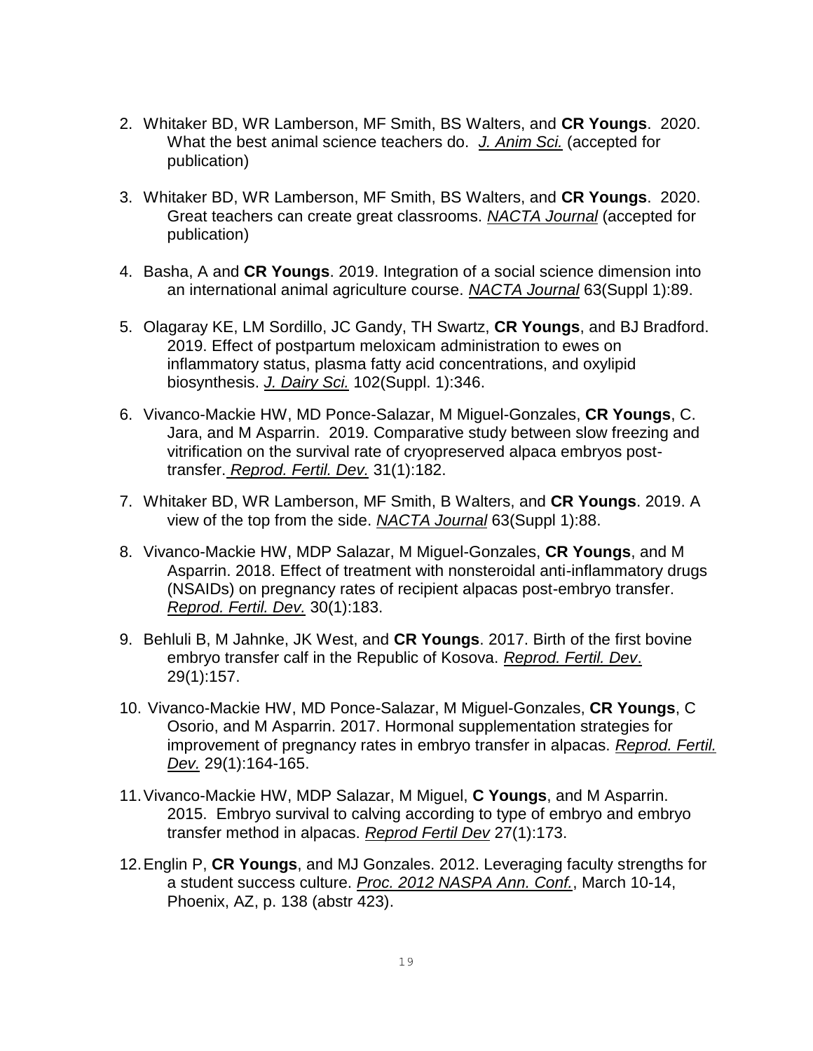2. Whitaker BD, WR Lamberson, MF Smith, BS Walters, and **CR Youngs**. 2020. What the best animal science teachers do. *J. Anim Sci.* (accepted for publication)

3. Whitaker BD, WR Lamberson, MF Smith, BS Walters, and **CR Youngs**. 2020. Great teachers can create great classrooms. *NACTA Journal* (accepted for publication)

4. Basha, A and **CR Youngs**. 2019. Integration of a social science dimension into an international animal agriculture course. *NACTA Journal* 63(Suppl 1):89.

5. Olagaray KE, LM Sordillo, JC Gandy, TH Swartz, **CR Youngs**, and BJ Bradford. 2019. Effect of postpartum meloxicam administration to ewes on inflammatory status, plasma fatty acid concentrations, and oxylipid biosynthesis. *J. Dairy Sci.* 102(Suppl. 1):346.

6. Vivanco-Mackie HW, MD Ponce-Salazar, M Miguel-Gonzales, **CR Youngs**, C. Jara, and M Asparrin. 2019. Comparative study between slow freezing and vitrification on the survival rate of cryopreserved alpaca embryos post-transfer. *Reprod. Fertil. Dev.* 31(1):182.

7. Whitaker BD, WR Lamberson, MF Smith, B Walters, and **CR Youngs**. 2019. A view of the top from the side. *NACTA Journal* 63(Suppl 1):88.

8. Vivanco-Mackie HW, MDP Salazar, M Miguel-Gonzales, **CR Youngs**, and M Asparrin. 2018. Effect of treatment with nonsteroidal anti-inflammatory drugs (NSAIDs) on pregnancy rates of recipient alpacas post-embryo transfer. *Reprod. Fertil. Dev.* 30(1):183.

9. Behluli B, M Jahnke, JK West, and **CR Youngs**. 2017. Birth of the first bovine embryo transfer calf in the Republic of Kosova. *Reprod. Fertil. Dev*. 29(1):157.

10. Vivanco-Mackie HW, MD Ponce-Salazar, M Miguel-Gonzales, **CR Youngs**, C Osorio, and M Asparrin. 2017. Hormonal supplementation strategies for improvement of pregnancy rates in embryo transfer in alpacas. *Reprod. Fertil. Dev.* 29(1):164-165.

11. Vivanco-Mackie HW, MDP Salazar, M Miguel, **C Youngs**, and M Asparrin. 2015. Embryo survival to calving according to type of embryo and embryo transfer method in alpacas. *Reprod Fertil Dev* 27(1):173.

12. Englin P, **CR Youngs**, and MJ Gonzales. 2012. Leveraging faculty strengths for a student success culture. *Proc. 2012 NASPA Ann. Conf.*, March 10-14, Phoenix, AZ, p. 138 (abstr 423).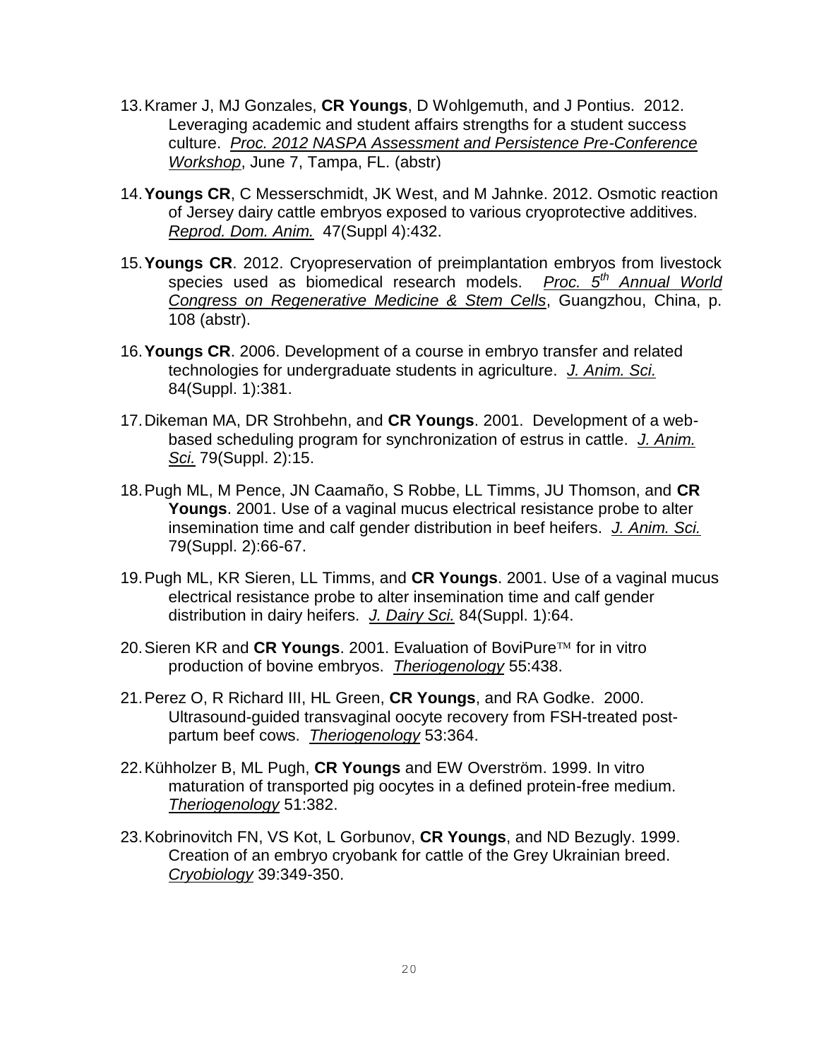13. Kramer J, MJ Gonzales, **CR Youngs**, D Wohlgemuth, and J Pontius. 2012. Leveraging academic and student affairs strengths for a student success culture. *Proc. 2012 NASPA Assessment and Persistence Pre-Conference Workshop*, June 7, Tampa, FL. (abstr)

14. **Youngs CR**, C Messerschmidt, JK West, and M Jahnke. 2012. Osmotic reaction of Jersey dairy cattle embryos exposed to various cryoprotective additives. *Reprod. Dom. Anim.* 47(Suppl 4):432.

15. **Youngs CR**. 2012. Cryopreservation of preimplantation embryos from livestock species used as biomedical research models. *Proc. 5th Annual World Congress on Regenerative Medicine & Stem Cells*, Guangzhou, China, p. 108 (abstr).

16. **Youngs CR**. 2006. Development of a course in embryo transfer and related technologies for undergraduate students in agriculture. *J. Anim. Sci.* 84(Suppl. 1):381.

17. Dikeman MA, DR Strohbehn, and **CR Youngs**. 2001. Development of a web-based scheduling program for synchronization of estrus in cattle. *J. Anim. Sci.* 79(Suppl. 2):15.

18. Pugh ML, M Pence, JN Caamaño, S Robbe, LL Timms, JU Thomson, and **CR Youngs**. 2001. Use of a vaginal mucus electrical resistance probe to alter insemination time and calf gender distribution in beef heifers. *J. Anim. Sci.* 79(Suppl. 2):66-67.

19. Pugh ML, KR Sieren, LL Timms, and **CR Youngs**. 2001. Use of a vaginal mucus electrical resistance probe to alter insemination time and calf gender distribution in dairy heifers. *J. Dairy Sci.* 84(Suppl. 1):64.

20. Sieren KR and **CR Youngs**. 2001. Evaluation of BoviPure™ for in vitro production of bovine embryos. *Theriogenology* 55:438.

21. Perez O, R Richard III, HL Green, **CR Youngs**, and RA Godke. 2000. Ultrasound-guided transvaginal oocyte recovery from FSH-treated post-partum beef cows. *Theriogenology* 53:364.

22. Kühholzer B, ML Pugh, **CR Youngs** and EW Overström. 1999. In vitro maturation of transported pig oocytes in a defined protein-free medium. *Theriogenology* 51:382.

23. Kobrinovitch FN, VS Kot, L Gorbunov, **CR Youngs**, and ND Bezugly. 1999. Creation of an embryo cryobank for cattle of the Grey Ukrainian breed. *Cryobiology* 39:349-350.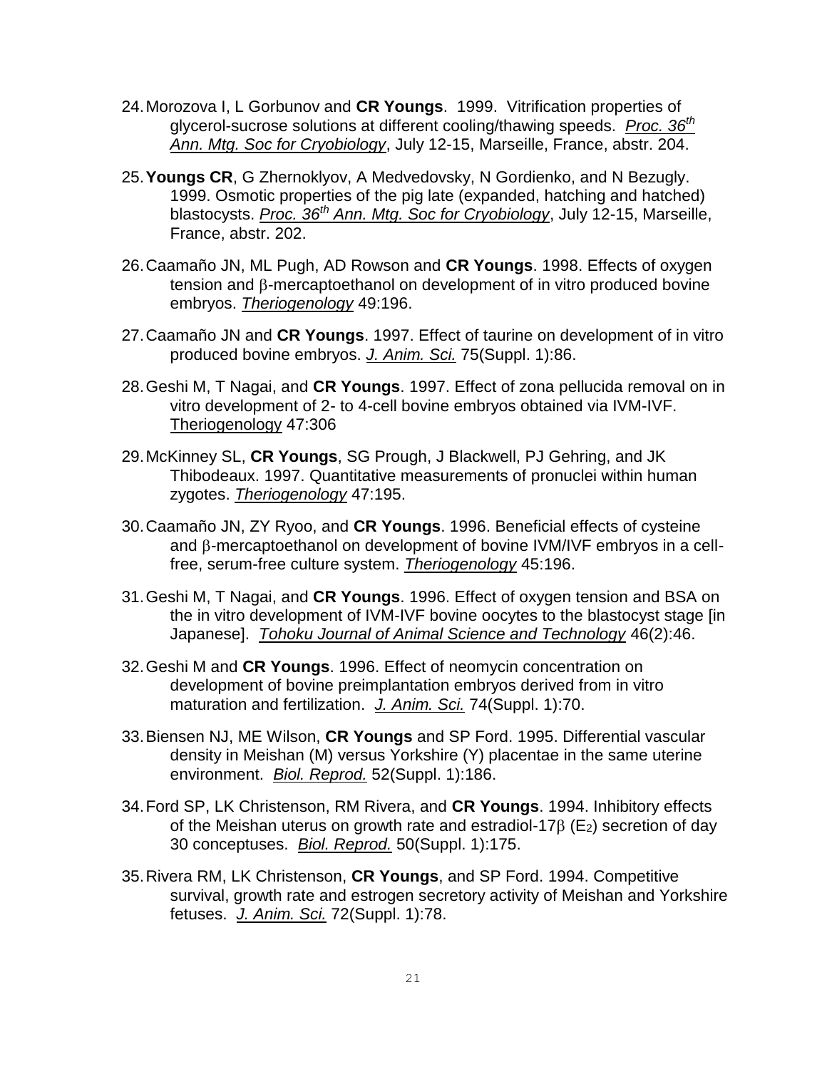24. Morozova I, L Gorbunov and **CR Youngs**. 1999. Vitrification properties of glycerol-sucrose solutions at different cooling/thawing speeds. *Proc. 36th Ann. Mtg. Soc for Cryobiology*, July 12-15, Marseille, France, abstr. 204.

25. **Youngs CR**, G Zhernoklyov, A Medvedovsky, N Gordienko, and N Bezugly. 1999. Osmotic properties of the pig late (expanded, hatching and hatched) blastocysts. *Proc. 36th Ann. Mtg. Soc for Cryobiology*, July 12-15, Marseille, France, abstr. 202.

26. Caamaño JN, ML Pugh, AD Rowson and **CR Youngs**. 1998. Effects of oxygen tension and β-mercaptoethanol on development of in vitro produced bovine embryos. *Theriogenology* 49:196.

27. Caamaño JN and **CR Youngs**. 1997. Effect of taurine on development of in vitro produced bovine embryos. *J. Anim. Sci.* 75(Suppl. 1):86.

28. Geshi M, T Nagai, and **CR Youngs**. 1997. Effect of zona pellucida removal on in vitro development of 2- to 4-cell bovine embryos obtained via IVM-IVF. Theriogenology 47:306

29. McKinney SL, **CR Youngs**, SG Prough, J Blackwell, PJ Gehring, and JK Thibodeaux. 1997. Quantitative measurements of pronuclei within human zygotes. *Theriogenology* 47:195.

30. Caamaño JN, ZY Ryoo, and **CR Youngs**. 1996. Beneficial effects of cysteine and β-mercaptoethanol on development of bovine IVM/IVF embryos in a cell-free, serum-free culture system. *Theriogenology* 45:196.

31. Geshi M, T Nagai, and **CR Youngs**. 1996. Effect of oxygen tension and BSA on the in vitro development of IVM-IVF bovine oocytes to the blastocyst stage [in Japanese]. *Tohoku Journal of Animal Science and Technology* 46(2):46.

32. Geshi M and **CR Youngs**. 1996. Effect of neomycin concentration on development of bovine preimplantation embryos derived from in vitro maturation and fertilization. *J. Anim. Sci.* 74(Suppl. 1):70.

33. Biensen NJ, ME Wilson, **CR Youngs** and SP Ford. 1995. Differential vascular density in Meishan (M) versus Yorkshire (Y) placentae in the same uterine environment. *Biol. Reprod.* 52(Suppl. 1):186.

34. Ford SP, LK Christenson, RM Rivera, and **CR Youngs**. 1994. Inhibitory effects of the Meishan uterus on growth rate and estradiol-17β ($E_2$) secretion of day 30 conceptuses. *Biol. Reprod.* 50(Suppl. 1):175.

35. Rivera RM, LK Christenson, **CR Youngs**, and SP Ford. 1994. Competitive survival, growth rate and estrogen secretory activity of Meishan and Yorkshire fetuses. *J. Anim. Sci.* 72(Suppl. 1):78.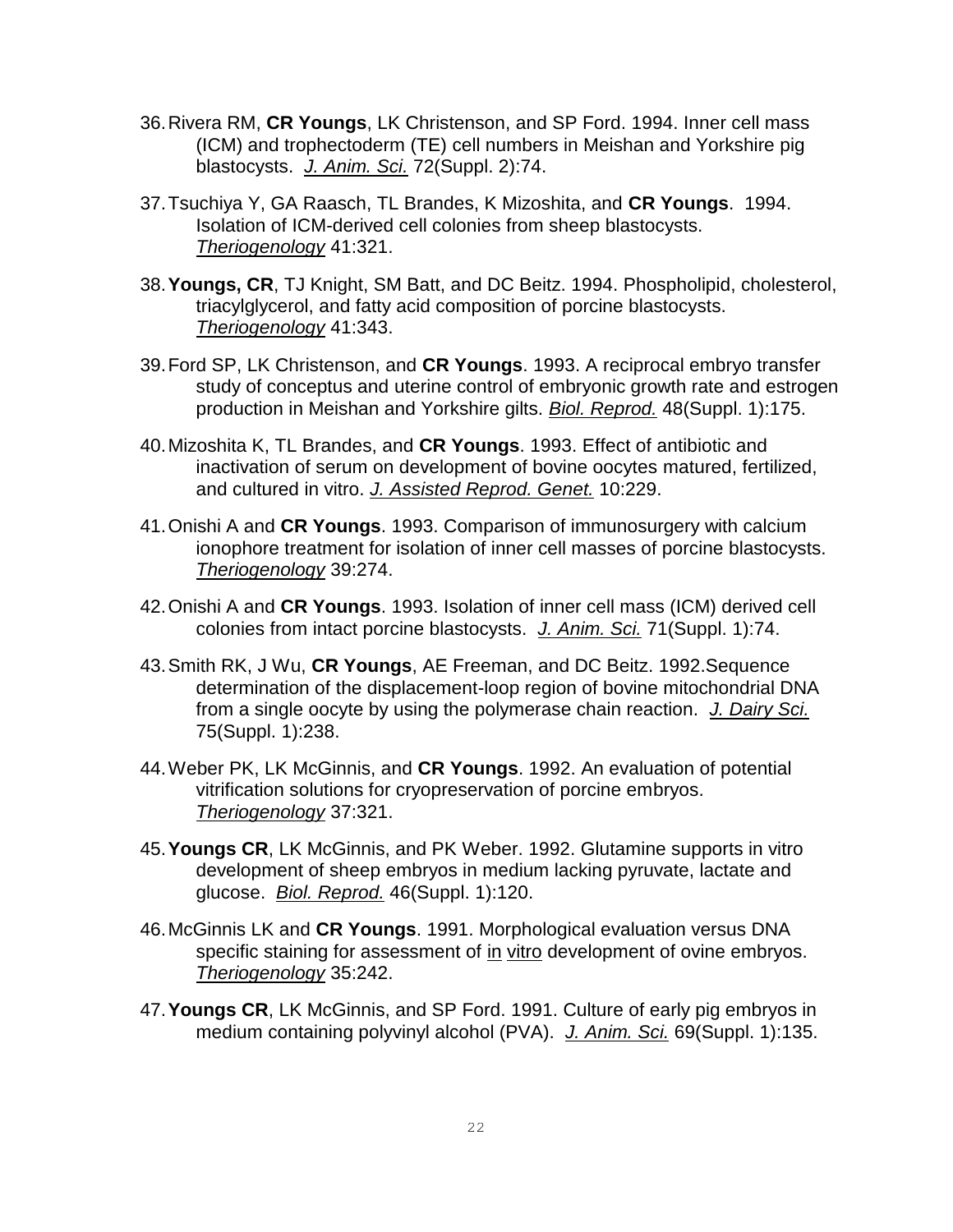36. Rivera RM, **CR Youngs**, LK Christenson, and SP Ford. 1994. Inner cell mass (ICM) and trophectoderm (TE) cell numbers in Meishan and Yorkshire pig blastocysts. *J. Anim. Sci.* 72(Suppl. 2):74.

37. Tsuchiya Y, GA Raasch, TL Brandes, K Mizoshita, and **CR Youngs**. 1994. Isolation of ICM-derived cell colonies from sheep blastocysts. *Theriogenology* 41:321.

38. **Youngs, CR**, TJ Knight, SM Batt, and DC Beitz. 1994. Phospholipid, cholesterol, triacylglycerol, and fatty acid composition of porcine blastocysts. *Theriogenology* 41:343.

39. Ford SP, LK Christenson, and **CR Youngs**. 1993. A reciprocal embryo transfer study of conceptus and uterine control of embryonic growth rate and estrogen production in Meishan and Yorkshire gilts. *Biol. Reprod.* 48(Suppl. 1):175.

40. Mizoshita K, TL Brandes, and **CR Youngs**. 1993. Effect of antibiotic and inactivation of serum on development of bovine oocytes matured, fertilized, and cultured in vitro. *J. Assisted Reprod. Genet.* 10:229.

41. Onishi A and **CR Youngs**. 1993. Comparison of immunosurgery with calcium ionophore treatment for isolation of inner cell masses of porcine blastocysts. *Theriogenology* 39:274.

42. Onishi A and **CR Youngs**. 1993. Isolation of inner cell mass (ICM) derived cell colonies from intact porcine blastocysts. *J. Anim. Sci.* 71(Suppl. 1):74.

43. Smith RK, J Wu, **CR Youngs**, AE Freeman, and DC Beitz. 1992.Sequence determination of the displacement-loop region of bovine mitochondrial DNA from a single oocyte by using the polymerase chain reaction. *J. Dairy Sci.* 75(Suppl. 1):238.

44. Weber PK, LK McGinnis, and **CR Youngs**. 1992. An evaluation of potential vitrification solutions for cryopreservation of porcine embryos. *Theriogenology* 37:321.

45. **Youngs CR**, LK McGinnis, and PK Weber. 1992. Glutamine supports in vitro development of sheep embryos in medium lacking pyruvate, lactate and glucose. *Biol. Reprod.* 46(Suppl. 1):120.

46. McGinnis LK and **CR Youngs**. 1991. Morphological evaluation versus DNA specific staining for assessment of in vitro development of ovine embryos. *Theriogenology* 35:242.

47. **Youngs CR**, LK McGinnis, and SP Ford. 1991. Culture of early pig embryos in medium containing polyvinyl alcohol (PVA). *J. Anim. Sci.* 69(Suppl. 1):135.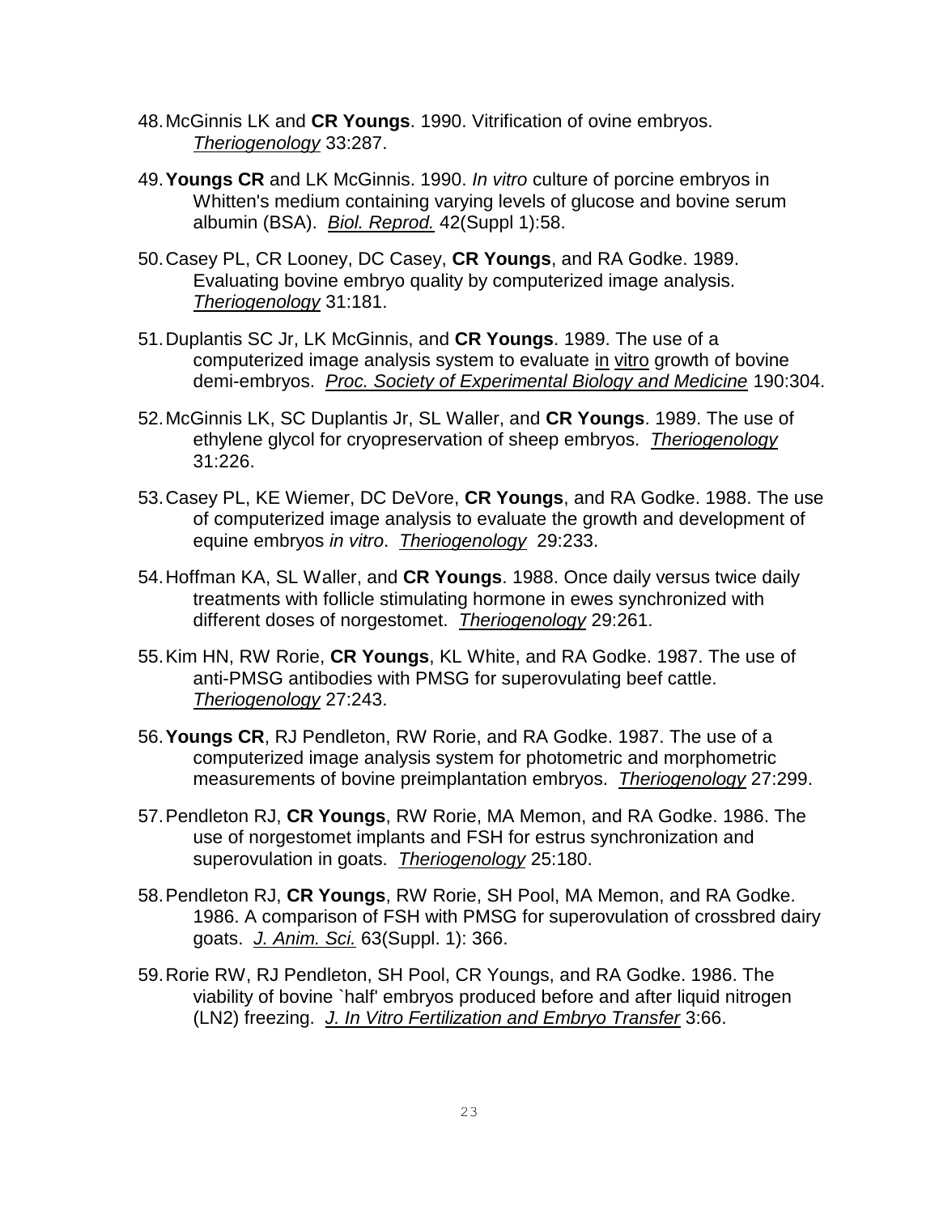48. McGinnis LK and **CR Youngs**. 1990. Vitrification of ovine embryos. *Theriogenology* 33:287.

49. **Youngs CR** and LK McGinnis. 1990. *In vitro* culture of porcine embryos in Whitten's medium containing varying levels of glucose and bovine serum albumin (BSA). *Biol. Reprod.* 42(Suppl 1):58.

50. Casey PL, CR Looney, DC Casey, **CR Youngs**, and RA Godke. 1989. Evaluating bovine embryo quality by computerized image analysis. *Theriogenology* 31:181.

51. Duplantis SC Jr, LK McGinnis, and **CR Youngs**. 1989. The use of a computerized image analysis system to evaluate in vitro growth of bovine demi-embryos. *Proc. Society of Experimental Biology and Medicine* 190:304.

52. McGinnis LK, SC Duplantis Jr, SL Waller, and **CR Youngs**. 1989. The use of ethylene glycol for cryopreservation of sheep embryos. *Theriogenology* 31:226.

53. Casey PL, KE Wiemer, DC DeVore, **CR Youngs**, and RA Godke. 1988. The use of computerized image analysis to evaluate the growth and development of equine embryos *in vitro*. *Theriogenology* 29:233.

54. Hoffman KA, SL Waller, and **CR Youngs**. 1988. Once daily versus twice daily treatments with follicle stimulating hormone in ewes synchronized with different doses of norgestomet. *Theriogenology* 29:261.

55. Kim HN, RW Rorie, **CR Youngs**, KL White, and RA Godke. 1987. The use of anti-PMSG antibodies with PMSG for superovulating beef cattle. *Theriogenology* 27:243.

56. **Youngs CR**, RJ Pendleton, RW Rorie, and RA Godke. 1987. The use of a computerized image analysis system for photometric and morphometric measurements of bovine preimplantation embryos. *Theriogenology* 27:299.

57. Pendleton RJ, **CR Youngs**, RW Rorie, MA Memon, and RA Godke. 1986. The use of norgestomet implants and FSH for estrus synchronization and superovulation in goats. *Theriogenology* 25:180.

58. Pendleton RJ, **CR Youngs**, RW Rorie, SH Pool, MA Memon, and RA Godke. 1986. A comparison of FSH with PMSG for superovulation of crossbred dairy goats. *J. Anim. Sci.* 63(Suppl. 1): 366.

59. Rorie RW, RJ Pendleton, SH Pool, CR Youngs, and RA Godke. 1986. The viability of bovine `half' embryos produced before and after liquid nitrogen (LN2) freezing. *J. In Vitro Fertilization and Embryo Transfer* 3:66.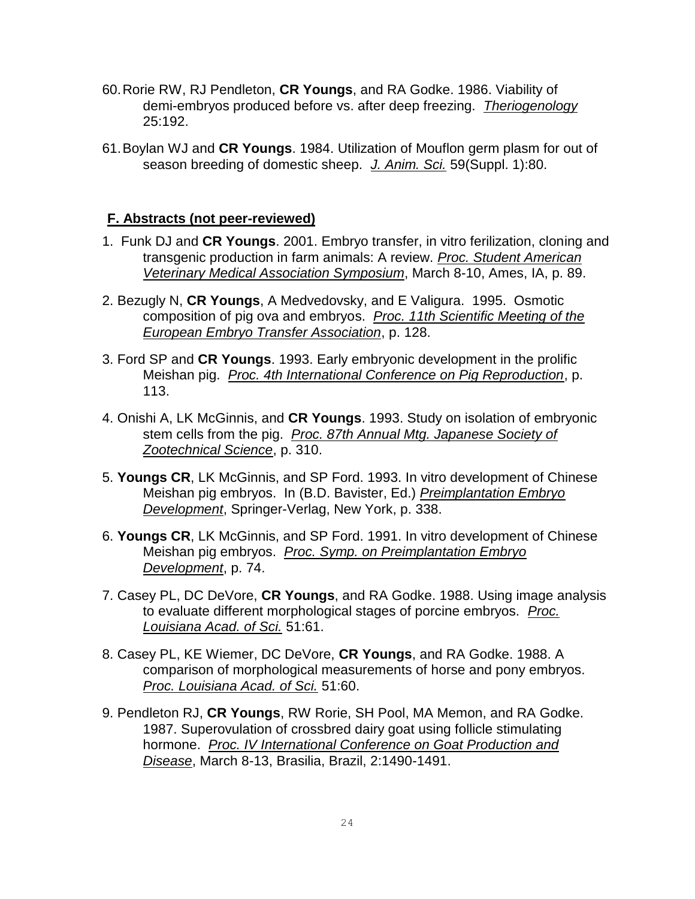60. Rorie RW, RJ Pendleton, **CR Youngs**, and RA Godke. 1986. Viability of demi-embryos produced before vs. after deep freezing. *Theriogenology* 25:192.

61. Boylan WJ and **CR Youngs**. 1984. Utilization of Mouflon germ plasm for out of season breeding of domestic sheep. *J. Anim. Sci.* 59(Suppl. 1):80.

## F. Abstracts (not peer-reviewed)

1. Funk DJ and **CR Youngs**. 2001. Embryo transfer, in vitro ferilization, cloning and transgenic production in farm animals: A review. *Proc. Student American Veterinary Medical Association Symposium*, March 8-10, Ames, IA, p. 89.

2. Bezugly N, **CR Youngs**, A Medvedovsky, and E Valigura. 1995. Osmotic composition of pig ova and embryos. *Proc. 11th Scientific Meeting of the European Embryo Transfer Association*, p. 128.

3. Ford SP and **CR Youngs**. 1993. Early embryonic development in the prolific Meishan pig. *Proc. 4th International Conference on Pig Reproduction*, p. 113.

4. Onishi A, LK McGinnis, and **CR Youngs**. 1993. Study on isolation of embryonic stem cells from the pig. *Proc. 87th Annual Mtg. Japanese Society of Zootechnical Science*, p. 310.

5. **Youngs CR**, LK McGinnis, and SP Ford. 1993. In vitro development of Chinese Meishan pig embryos. In (B.D. Bavister, Ed.) *Preimplantation Embryo Development*, Springer-Verlag, New York, p. 338.

6. **Youngs CR**, LK McGinnis, and SP Ford. 1991. In vitro development of Chinese Meishan pig embryos. *Proc. Symp. on Preimplantation Embryo Development*, p. 74.

7. Casey PL, DC DeVore, **CR Youngs**, and RA Godke. 1988. Using image analysis to evaluate different morphological stages of porcine embryos. *Proc. Louisiana Acad. of Sci.* 51:61.

8. Casey PL, KE Wiemer, DC DeVore, **CR Youngs**, and RA Godke. 1988. A comparison of morphological measurements of horse and pony embryos. *Proc. Louisiana Acad. of Sci.* 51:60.

9. Pendleton RJ, **CR Youngs**, RW Rorie, SH Pool, MA Memon, and RA Godke. 1987. Superovulation of crossbred dairy goat using follicle stimulating hormone. *Proc. IV International Conference on Goat Production and Disease*, March 8-13, Brasilia, Brazil, 2:1490-1491.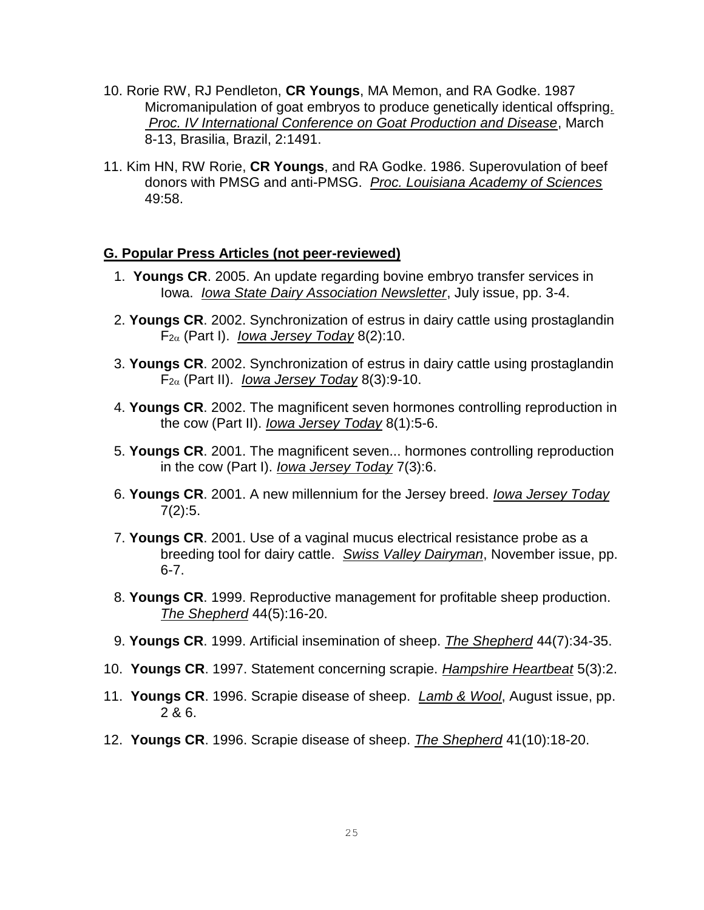10. Rorie RW, RJ Pendleton, **CR Youngs**, MA Memon, and RA Godke. 1987 Micromanipulation of goat embryos to produce genetically identical offspring. *Proc. IV International Conference on Goat Production and Disease*, March 8-13, Brasilia, Brazil, 2:1491.

11. Kim HN, RW Rorie, **CR Youngs**, and RA Godke. 1986. Superovulation of beef donors with PMSG and anti-PMSG. *Proc. Louisiana Academy of Sciences* 49:58.

## G. Popular Press Articles (not peer-reviewed)

1. **Youngs CR**. 2005. An update regarding bovine embryo transfer services in Iowa. *Iowa State Dairy Association Newsletter*, July issue, pp. 3-4.

2. **Youngs CR**. 2002. Synchronization of estrus in dairy cattle using prostaglandin $F_{2\alpha}$ (Part I). *Iowa Jersey Today* 8(2):10.

3. **Youngs CR**. 2002. Synchronization of estrus in dairy cattle using prostaglandin $F_{2\alpha}$ (Part II). *Iowa Jersey Today* 8(3):9-10.

4. **Youngs CR**. 2002. The magnificent seven hormones controlling reproduction in the cow (Part II). *Iowa Jersey Today* 8(1):5-6.

5. **Youngs CR**. 2001. The magnificent seven... hormones controlling reproduction in the cow (Part I). *Iowa Jersey Today* 7(3):6.

6. **Youngs CR**. 2001. A new millennium for the Jersey breed. *Iowa Jersey Today* 7(2):5.

7. **Youngs CR**. 2001. Use of a vaginal mucus electrical resistance probe as a breeding tool for dairy cattle. *Swiss Valley Dairyman*, November issue, pp. 6-7.

8. **Youngs CR**. 1999. Reproductive management for profitable sheep production. *The Shepherd* 44(5):16-20.

9. **Youngs CR**. 1999. Artificial insemination of sheep. *The Shepherd* 44(7):34-35.

10. **Youngs CR**. 1997. Statement concerning scrapie. *Hampshire Heartbeat* 5(3):2.

11. **Youngs CR**. 1996. Scrapie disease of sheep. *Lamb & Wool*, August issue, pp. 2 & 6.

12. **Youngs CR**. 1996. Scrapie disease of sheep. *The Shepherd* 41(10):18-20.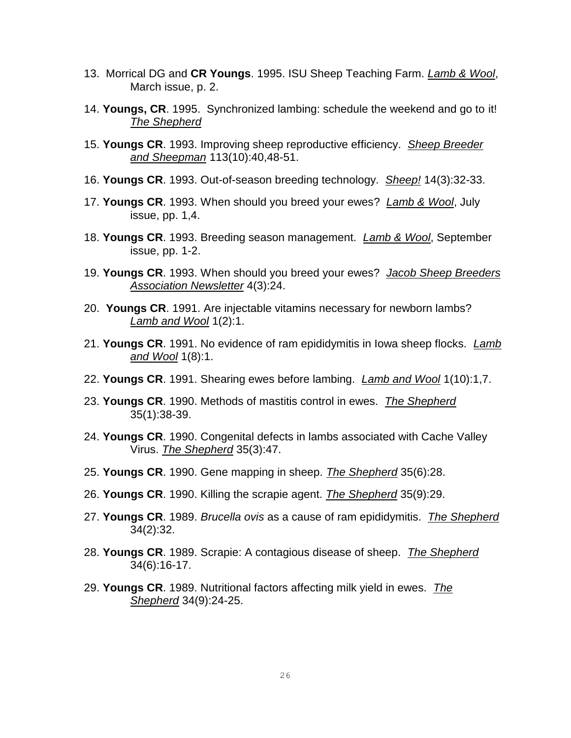13. Morrical DG and **CR Youngs**. 1995. ISU Sheep Teaching Farm. *Lamb & Wool*, March issue, p. 2.

14. **Youngs, CR**. 1995. Synchronized lambing: schedule the weekend and go to it! *The Shepherd*

15. **Youngs CR**. 1993. Improving sheep reproductive efficiency. *Sheep Breeder and Sheepman* 113(10):40,48-51.

16. **Youngs CR**. 1993. Out-of-season breeding technology. *Sheep!* 14(3):32-33.

17. **Youngs CR**. 1993. When should you breed your ewes? *Lamb & Wool*, July issue, pp. 1,4.

18. **Youngs CR**. 1993. Breeding season management. *Lamb & Wool*, September issue, pp. 1-2.

19. **Youngs CR**. 1993. When should you breed your ewes? *Jacob Sheep Breeders Association Newsletter* 4(3):24.

20. **Youngs CR**. 1991. Are injectable vitamins necessary for newborn lambs? *Lamb and Wool* 1(2):1.

21. **Youngs CR**. 1991. No evidence of ram epididymitis in Iowa sheep flocks. *Lamb and Wool* 1(8):1.

22. **Youngs CR**. 1991. Shearing ewes before lambing. *Lamb and Wool* 1(10):1,7.

23. **Youngs CR**. 1990. Methods of mastitis control in ewes. *The Shepherd* 35(1):38-39.

24. **Youngs CR**. 1990. Congenital defects in lambs associated with Cache Valley Virus. *The Shepherd* 35(3):47.

25. **Youngs CR**. 1990. Gene mapping in sheep. *The Shepherd* 35(6):28.

26. **Youngs CR**. 1990. Killing the scrapie agent. *The Shepherd* 35(9):29.

27. **Youngs CR**. 1989. *Brucella ovis* as a cause of ram epididymitis. *The Shepherd* 34(2):32.

28. **Youngs CR**. 1989. Scrapie: A contagious disease of sheep. *The Shepherd* 34(6):16-17.

29. **Youngs CR**. 1989. Nutritional factors affecting milk yield in ewes. *The Shepherd* 34(9):24-25.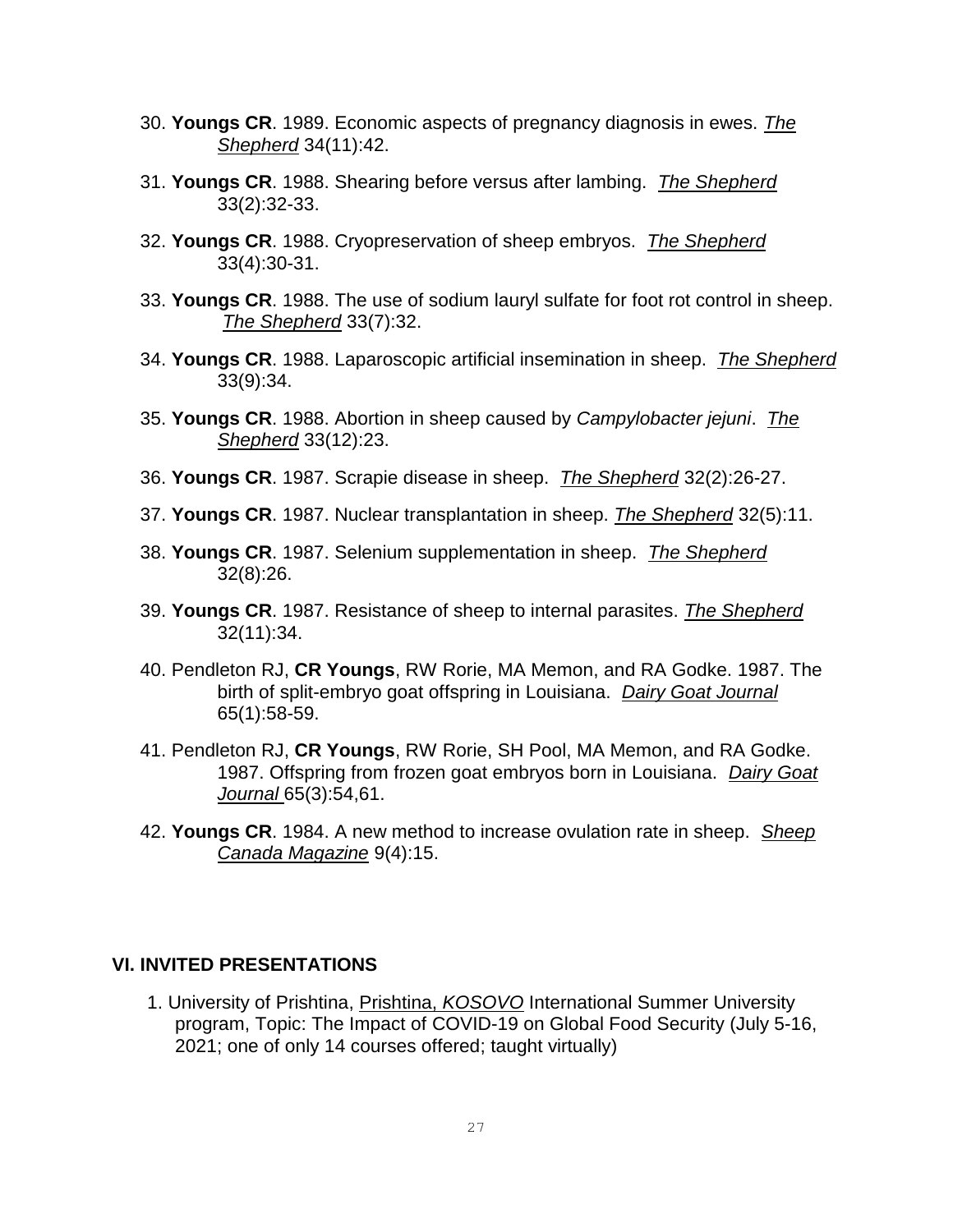30. **Youngs CR**. 1989. Economic aspects of pregnancy diagnosis in ewes. *The Shepherd* 34(11):42.

31. **Youngs CR**. 1988. Shearing before versus after lambing. *The Shepherd* 33(2):32-33.

32. **Youngs CR**. 1988. Cryopreservation of sheep embryos. *The Shepherd* 33(4):30-31.

33. **Youngs CR**. 1988. The use of sodium lauryl sulfate for foot rot control in sheep. *The Shepherd* 33(7):32.

34. **Youngs CR**. 1988. Laparoscopic artificial insemination in sheep. *The Shepherd* 33(9):34.

35. **Youngs CR**. 1988. Abortion in sheep caused by *Campylobacter jejuni*. *The Shepherd* 33(12):23.

36. **Youngs CR**. 1987. Scrapie disease in sheep. *The Shepherd* 32(2):26-27.

37. **Youngs CR**. 1987. Nuclear transplantation in sheep. *The Shepherd* 32(5):11.

38. **Youngs CR**. 1987. Selenium supplementation in sheep. *The Shepherd* 32(8):26.

39. **Youngs CR**. 1987. Resistance of sheep to internal parasites. *The Shepherd* 32(11):34.

40. Pendleton RJ, **CR Youngs**, RW Rorie, MA Memon, and RA Godke. 1987. The birth of split-embryo goat offspring in Louisiana. *Dairy Goat Journal* 65(1):58-59.

41. Pendleton RJ, **CR Youngs**, RW Rorie, SH Pool, MA Memon, and RA Godke. 1987. Offspring from frozen goat embryos born in Louisiana. *Dairy Goat Journal* 65(3):54,61.

42. **Youngs CR**. 1984. A new method to increase ovulation rate in sheep. *Sheep Canada Magazine* 9(4):15.

## VI. INVITED PRESENTATIONS

1. University of Prishtina, Prishtina, *KOSOVO* International Summer University program, Topic: The Impact of COVID-19 on Global Food Security (July 5-16, 2021; one of only 14 courses offered; taught virtually)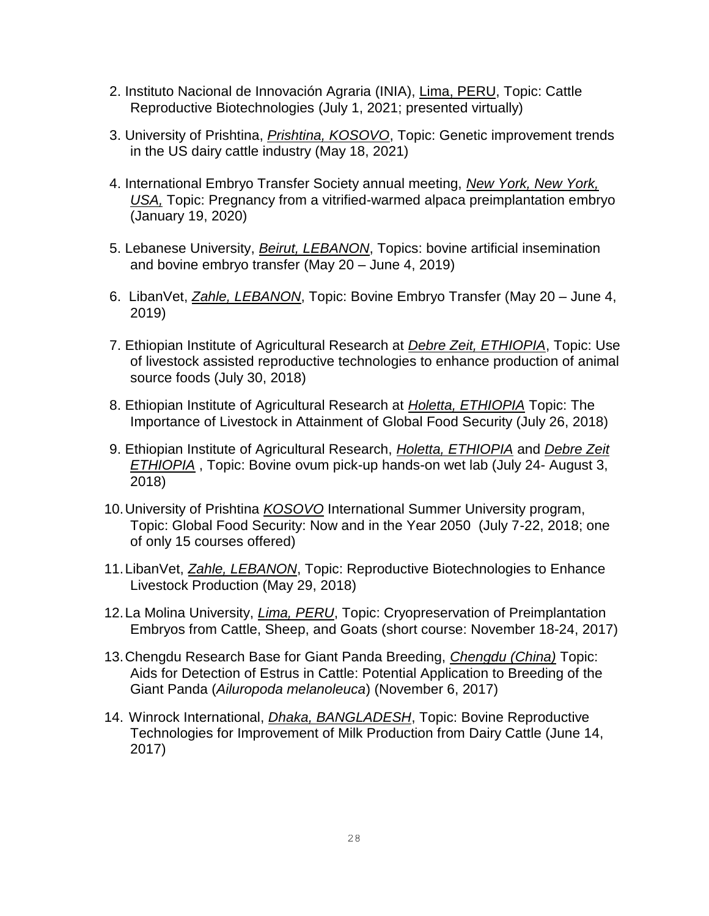2. Instituto Nacional de Innovación Agraria (INIA), Lima, PERU, Topic: Cattle Reproductive Biotechnologies (July 1, 2021; presented virtually)

3. University of Prishtina, *Prishtina, KOSOVO*, Topic: Genetic improvement trends in the US dairy cattle industry (May 18, 2021)

4. International Embryo Transfer Society annual meeting, *New York, New York, USA,* Topic: Pregnancy from a vitrified-warmed alpaca preimplantation embryo (January 19, 2020)

5. Lebanese University, *Beirut, LEBANON*, Topics: bovine artificial insemination and bovine embryo transfer (May 20 – June 4, 2019)

6. LibanVet, *Zahle, LEBANON*, Topic: Bovine Embryo Transfer (May 20 – June 4, 2019)

7. Ethiopian Institute of Agricultural Research at *Debre Zeit, ETHIOPIA*, Topic: Use of livestock assisted reproductive technologies to enhance production of animal source foods (July 30, 2018)

8. Ethiopian Institute of Agricultural Research at *Holetta, ETHIOPIA* Topic: The Importance of Livestock in Attainment of Global Food Security (July 26, 2018)

9. Ethiopian Institute of Agricultural Research, *Holetta, ETHIOPIA* and *Debre Zeit ETHIOPIA* , Topic: Bovine ovum pick-up hands-on wet lab (July 24- August 3, 2018)

10. University of Prishtina *KOSOVO* International Summer University program, Topic: Global Food Security: Now and in the Year 2050 (July 7-22, 2018; one of only 15 courses offered)

11. LibanVet, *Zahle, LEBANON*, Topic: Reproductive Biotechnologies to Enhance Livestock Production (May 29, 2018)

12. La Molina University, *Lima, PERU*, Topic: Cryopreservation of Preimplantation Embryos from Cattle, Sheep, and Goats (short course: November 18-24, 2017)

13. Chengdu Research Base for Giant Panda Breeding, *Chengdu (China)* Topic: Aids for Detection of Estrus in Cattle: Potential Application to Breeding of the Giant Panda (*Ailuropoda melanoleuca*) (November 6, 2017)

14. Winrock International, *Dhaka, BANGLADESH*, Topic: Bovine Reproductive Technologies for Improvement of Milk Production from Dairy Cattle (June 14, 2017)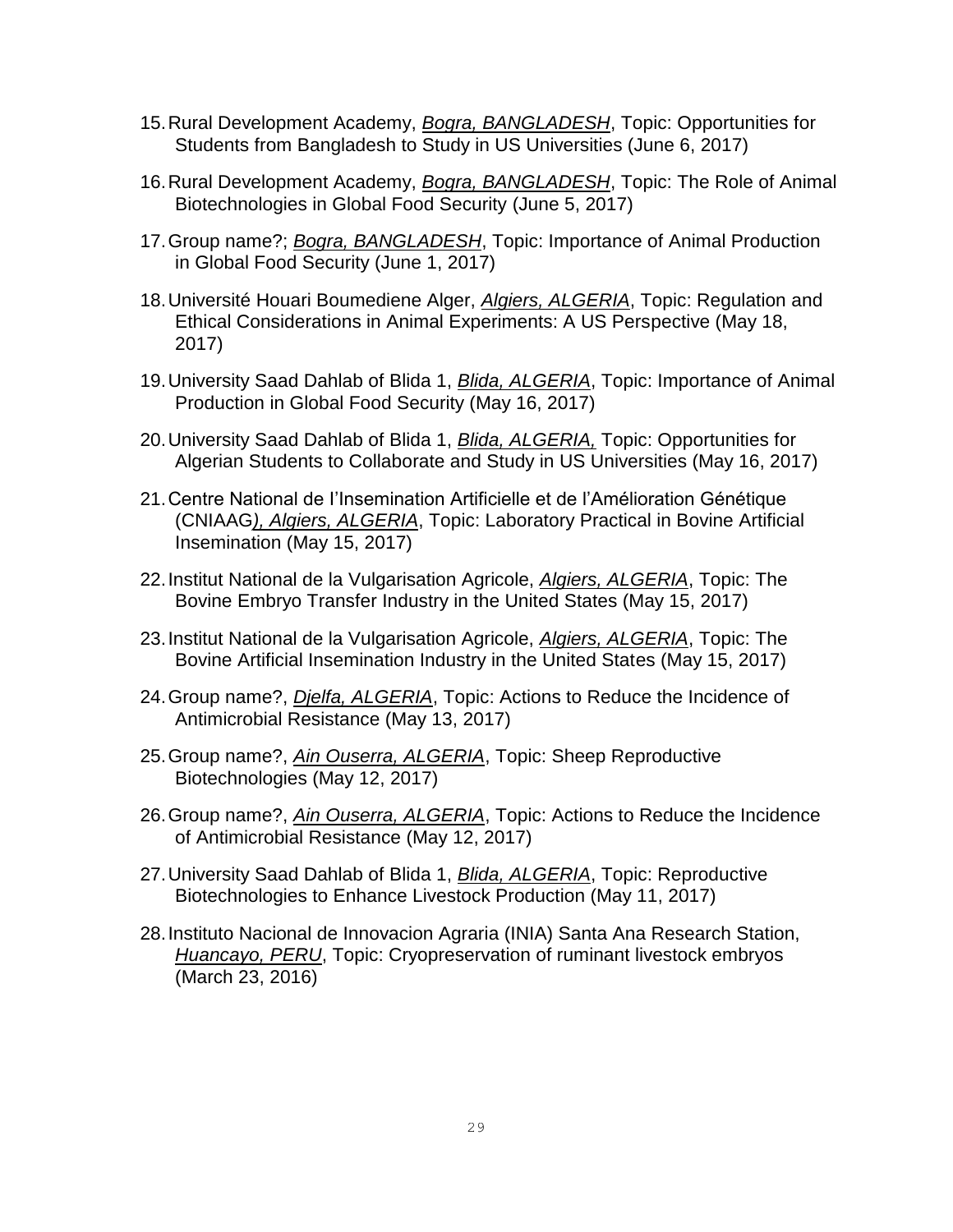15. Rural Development Academy, ***Bogra, BANGLADESH***, Topic: Opportunities for Students from Bangladesh to Study in US Universities (June 6, 2017)

16. Rural Development Academy, ***Bogra, BANGLADESH***, Topic: The Role of Animal Biotechnologies in Global Food Security (June 5, 2017)

17. Group name?; ***Bogra, BANGLADESH***, Topic: Importance of Animal Production in Global Food Security (June 1, 2017)

18. Université Houari Boumediene Alger, ***Algiers, ALGERIA***, Topic: Regulation and Ethical Considerations in Animal Experiments: A US Perspective (May 18, 2017)

19. University Saad Dahlab of Blida 1, ***Blida, ALGERIA***, Topic: Importance of Animal Production in Global Food Security (May 16, 2017)

20. University Saad Dahlab of Blida 1, ***Blida, ALGERIA,*** Topic: Opportunities for Algerian Students to Collaborate and Study in US Universities (May 16, 2017)

21. Centre National de l'Insemination Artificielle et de l'Amélioration Génétique (CNIAAG***), Algiers, ALGERIA***, Topic: Laboratory Practical in Bovine Artificial Insemination (May 15, 2017)

22. Institut National de la Vulgarisation Agricole, ***Algiers, ALGERIA***, Topic: The Bovine Embryo Transfer Industry in the United States (May 15, 2017)

23. Institut National de la Vulgarisation Agricole, ***Algiers, ALGERIA***, Topic: The Bovine Artificial Insemination Industry in the United States (May 15, 2017)

24. Group name?, ***Djelfa, ALGERIA***, Topic: Actions to Reduce the Incidence of Antimicrobial Resistance (May 13, 2017)

25. Group name?, ***Ain Ouserra, ALGERIA***, Topic: Sheep Reproductive Biotechnologies (May 12, 2017)

26. Group name?, ***Ain Ouserra, ALGERIA***, Topic: Actions to Reduce the Incidence of Antimicrobial Resistance (May 12, 2017)

27. University Saad Dahlab of Blida 1, ***Blida, ALGERIA***, Topic: Reproductive Biotechnologies to Enhance Livestock Production (May 11, 2017)

28. Instituto Nacional de Innovacion Agraria (INIA) Santa Ana Research Station, ***Huancayo, PERU***, Topic: Cryopreservation of ruminant livestock embryos (March 23, 2016)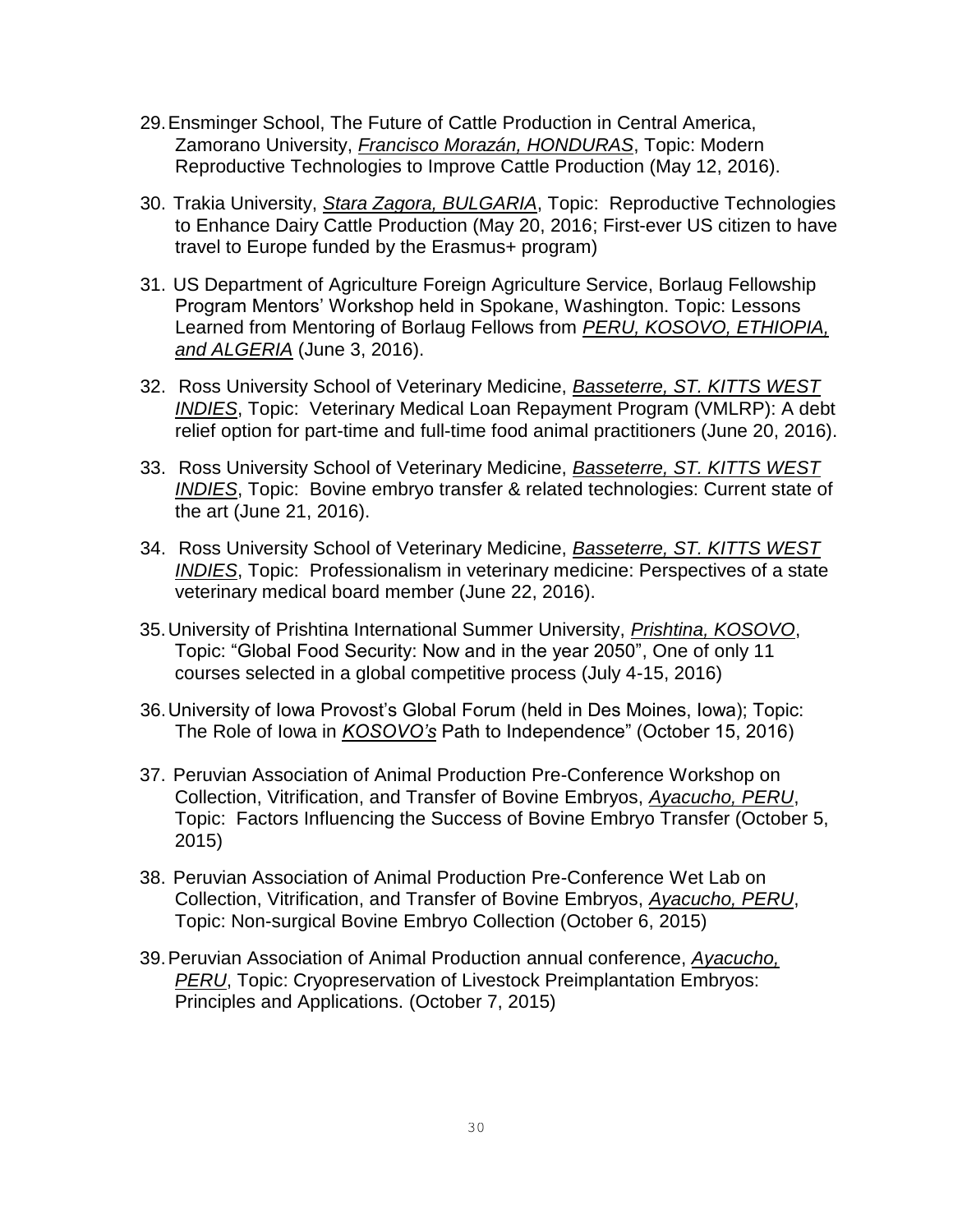29. Ensminger School, The Future of Cattle Production in Central America, Zamorano University, *<u>Francisco Morazán, HONDURAS</u>*, Topic: Modern Reproductive Technologies to Improve Cattle Production (May 12, 2016).

30. Trakia University, *<u>Stara Zagora, BULGARIA</u>*, Topic: Reproductive Technologies to Enhance Dairy Cattle Production (May 20, 2016; First-ever US citizen to have travel to Europe funded by the Erasmus+ program)

31. US Department of Agriculture Foreign Agriculture Service, Borlaug Fellowship Program Mentors' Workshop held in Spokane, Washington. Topic: Lessons Learned from Mentoring of Borlaug Fellows from *<u>PERU, KOSOVO, ETHIOPIA, and ALGERIA</u>* (June 3, 2016).

32. Ross University School of Veterinary Medicine, *<u>Basseterre, ST. KITTS WEST INDIES</u>*, Topic: Veterinary Medical Loan Repayment Program (VMLRP): A debt relief option for part-time and full-time food animal practitioners (June 20, 2016).

33. Ross University School of Veterinary Medicine, *<u>Basseterre, ST. KITTS WEST INDIES</u>*, Topic: Bovine embryo transfer & related technologies: Current state of the art (June 21, 2016).

34. Ross University School of Veterinary Medicine, *<u>Basseterre, ST. KITTS WEST INDIES</u>*, Topic: Professionalism in veterinary medicine: Perspectives of a state veterinary medical board member (June 22, 2016).

35. University of Prishtina International Summer University, *<u>Prishtina, KOSOVO</u>*, Topic: "Global Food Security: Now and in the year 2050", One of only 11 courses selected in a global competitive process (July 4-15, 2016)

36. University of Iowa Provost's Global Forum (held in Des Moines, Iowa); Topic: The Role of Iowa in *<u>KOSOVO's</u>* Path to Independence" (October 15, 2016)

37. Peruvian Association of Animal Production Pre-Conference Workshop on Collection, Vitrification, and Transfer of Bovine Embryos, *<u>Ayacucho, PERU</u>*, Topic: Factors Influencing the Success of Bovine Embryo Transfer (October 5, 2015)

38. Peruvian Association of Animal Production Pre-Conference Wet Lab on Collection, Vitrification, and Transfer of Bovine Embryos, *<u>Ayacucho, PERU</u>*, Topic: Non-surgical Bovine Embryo Collection (October 6, 2015)

39. Peruvian Association of Animal Production annual conference, *<u>Ayacucho, PERU</u>*, Topic: Cryopreservation of Livestock Preimplantation Embryos: Principles and Applications. (October 7, 2015)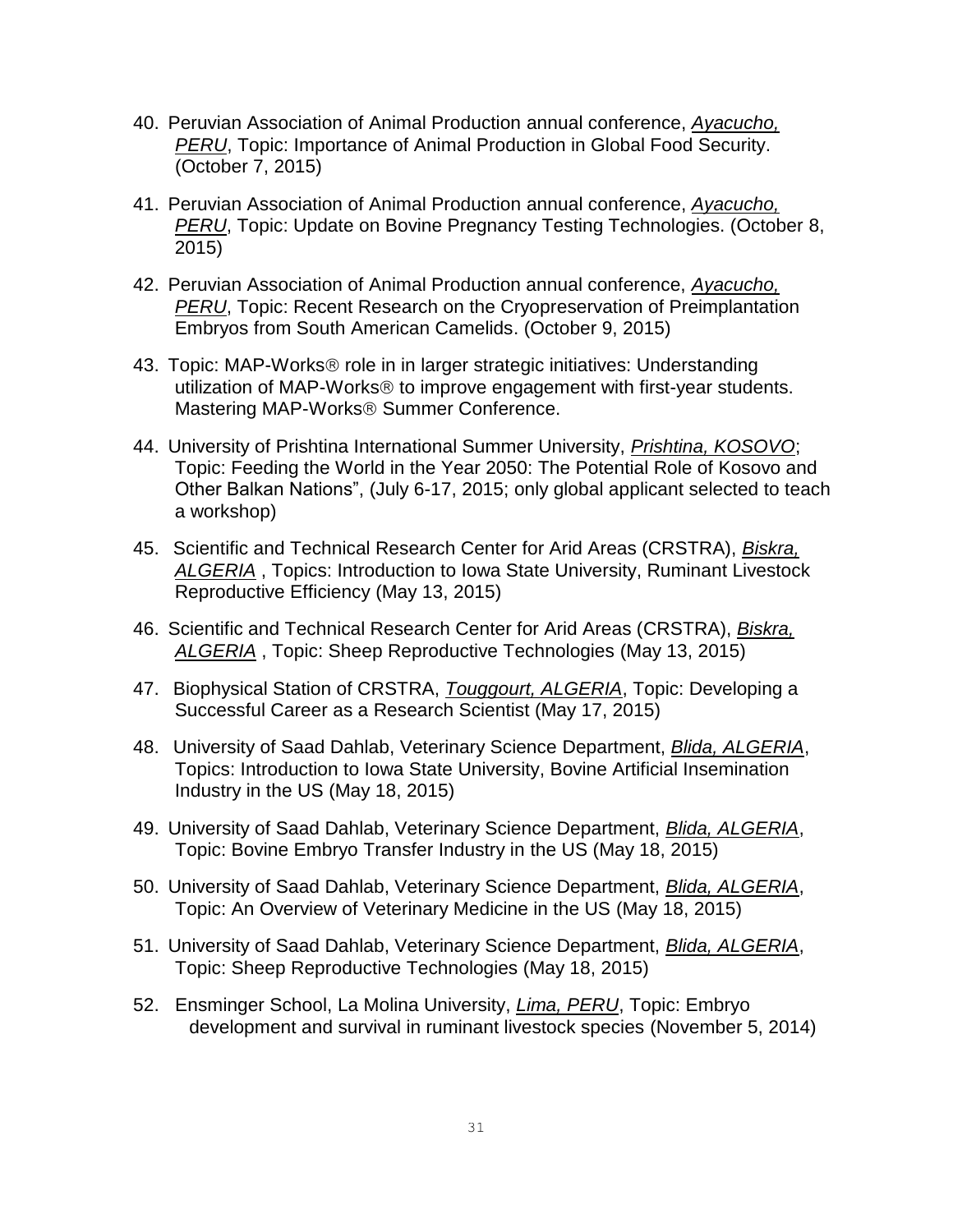40. Peruvian Association of Animal Production annual conference, <u>*Ayacucho, PERU*</u>, Topic: Importance of Animal Production in Global Food Security. (October 7, 2015)

41. Peruvian Association of Animal Production annual conference, <u>*Ayacucho, PERU*</u>, Topic: Update on Bovine Pregnancy Testing Technologies. (October 8, 2015)

42. Peruvian Association of Animal Production annual conference, <u>*Ayacucho, PERU*</u>, Topic: Recent Research on the Cryopreservation of Preimplantation Embryos from South American Camelids. (October 9, 2015)

43. Topic: MAP-Works® role in in larger strategic initiatives: Understanding utilization of MAP-Works® to improve engagement with first-year students. Mastering MAP-Works® Summer Conference.

44. University of Prishtina International Summer University, <u>*Prishtina, KOSOVO*</u>; Topic: Feeding the World in the Year 2050: The Potential Role of Kosovo and Other Balkan Nations", (July 6-17, 2015; only global applicant selected to teach a workshop)

45. Scientific and Technical Research Center for Arid Areas (CRSTRA), <u>*Biskra, ALGERIA*</u> , Topics: Introduction to Iowa State University, Ruminant Livestock Reproductive Efficiency (May 13, 2015)

46. Scientific and Technical Research Center for Arid Areas (CRSTRA), <u>*Biskra, ALGERIA*</u> , Topic: Sheep Reproductive Technologies (May 13, 2015)

47. Biophysical Station of CRSTRA, <u>*Touggourt, ALGERIA*</u>, Topic: Developing a Successful Career as a Research Scientist (May 17, 2015)

48. University of Saad Dahlab, Veterinary Science Department, <u>*Blida, ALGERIA*</u>, Topics: Introduction to Iowa State University, Bovine Artificial Insemination Industry in the US (May 18, 2015)

49. University of Saad Dahlab, Veterinary Science Department, <u>*Blida, ALGERIA*</u>, Topic: Bovine Embryo Transfer Industry in the US (May 18, 2015)

50. University of Saad Dahlab, Veterinary Science Department, <u>*Blida, ALGERIA*</u>, Topic: An Overview of Veterinary Medicine in the US (May 18, 2015)

51. University of Saad Dahlab, Veterinary Science Department, <u>*Blida, ALGERIA*</u>, Topic: Sheep Reproductive Technologies (May 18, 2015)

52. Ensminger School, La Molina University, <u>*Lima, PERU*</u>, Topic: Embryo development and survival in ruminant livestock species (November 5, 2014)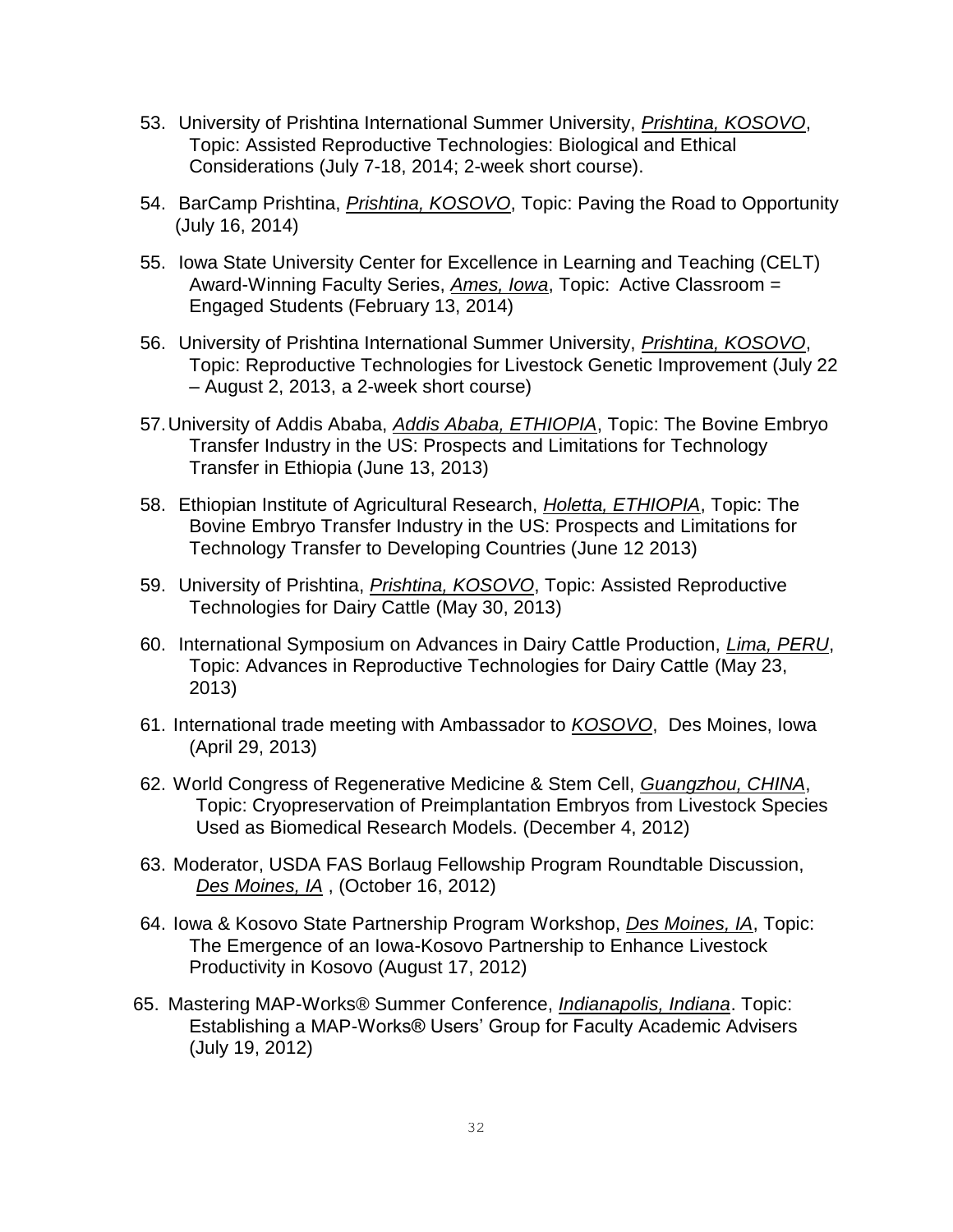53. University of Prishtina International Summer University, ***Prishtina, KOSOVO***, Topic: Assisted Reproductive Technologies: Biological and Ethical Considerations (July 7-18, 2014; 2-week short course).

54. BarCamp Prishtina, ***Prishtina, KOSOVO***, Topic: Paving the Road to Opportunity (July 16, 2014)

55. Iowa State University Center for Excellence in Learning and Teaching (CELT) Award-Winning Faculty Series, ***Ames, Iowa***, Topic: Active Classroom = Engaged Students (February 13, 2014)

56. University of Prishtina International Summer University, ***Prishtina, KOSOVO***, Topic: Reproductive Technologies for Livestock Genetic Improvement (July 22 – August 2, 2013, a 2-week short course)

57. University of Addis Ababa, ***Addis Ababa, ETHIOPIA***, Topic: The Bovine Embryo Transfer Industry in the US: Prospects and Limitations for Technology Transfer in Ethiopia (June 13, 2013)

58. Ethiopian Institute of Agricultural Research, ***Holetta, ETHIOPIA***, Topic: The Bovine Embryo Transfer Industry in the US: Prospects and Limitations for Technology Transfer to Developing Countries (June 12 2013)

59. University of Prishtina, ***Prishtina, KOSOVO***, Topic: Assisted Reproductive Technologies for Dairy Cattle (May 30, 2013)

60. International Symposium on Advances in Dairy Cattle Production, ***Lima, PERU***, Topic: Advances in Reproductive Technologies for Dairy Cattle (May 23, 2013)

61. International trade meeting with Ambassador to ***KOSOVO***, Des Moines, Iowa (April 29, 2013)

62. World Congress of Regenerative Medicine & Stem Cell, ***Guangzhou, CHINA***, Topic: Cryopreservation of Preimplantation Embryos from Livestock Species Used as Biomedical Research Models. (December 4, 2012)

63. Moderator, USDA FAS Borlaug Fellowship Program Roundtable Discussion, ***Des Moines, IA*** , (October 16, 2012)

64. Iowa & Kosovo State Partnership Program Workshop, ***Des Moines, IA***, Topic: The Emergence of an Iowa-Kosovo Partnership to Enhance Livestock Productivity in Kosovo (August 17, 2012)

65. Mastering MAP-Works® Summer Conference, ***Indianapolis, Indiana***. Topic: Establishing a MAP-Works® Users' Group for Faculty Academic Advisers (July 19, 2012)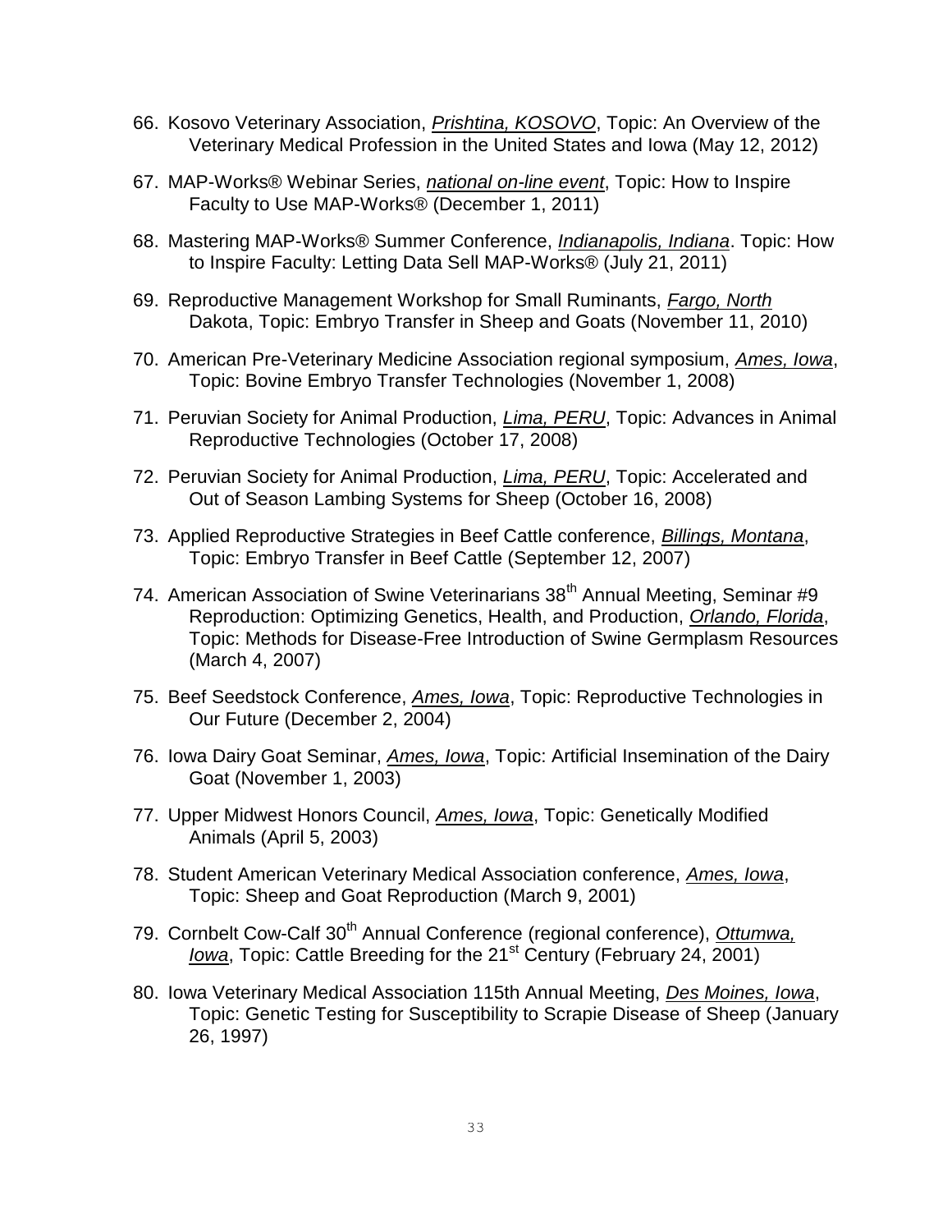66. Kosovo Veterinary Association, ***Prishtina, KOSOVO***, Topic: An Overview of the Veterinary Medical Profession in the United States and Iowa (May 12, 2012)

67. MAP-Works® Webinar Series, ***national on-line event***, Topic: How to Inspire Faculty to Use MAP-Works® (December 1, 2011)

68. Mastering MAP-Works® Summer Conference, ***Indianapolis, Indiana***. Topic: How to Inspire Faculty: Letting Data Sell MAP-Works® (July 21, 2011)

69. Reproductive Management Workshop for Small Ruminants, ***Fargo, North*** Dakota, Topic: Embryo Transfer in Sheep and Goats (November 11, 2010)

70. American Pre-Veterinary Medicine Association regional symposium, ***Ames, Iowa***, Topic: Bovine Embryo Transfer Technologies (November 1, 2008)

71. Peruvian Society for Animal Production, ***Lima, PERU***, Topic: Advances in Animal Reproductive Technologies (October 17, 2008)

72. Peruvian Society for Animal Production, ***Lima, PERU***, Topic: Accelerated and Out of Season Lambing Systems for Sheep (October 16, 2008)

73. Applied Reproductive Strategies in Beef Cattle conference, ***Billings, Montana***, Topic: Embryo Transfer in Beef Cattle (September 12, 2007)

74. American Association of Swine Veterinarians 38th Annual Meeting, Seminar #9 Reproduction: Optimizing Genetics, Health, and Production, ***Orlando, Florida***, Topic: Methods for Disease-Free Introduction of Swine Germplasm Resources (March 4, 2007)

75. Beef Seedstock Conference, ***Ames, Iowa***, Topic: Reproductive Technologies in Our Future (December 2, 2004)

76. Iowa Dairy Goat Seminar, ***Ames, Iowa***, Topic: Artificial Insemination of the Dairy Goat (November 1, 2003)

77. Upper Midwest Honors Council, ***Ames, Iowa***, Topic: Genetically Modified Animals (April 5, 2003)

78. Student American Veterinary Medical Association conference, ***Ames, Iowa***, Topic: Sheep and Goat Reproduction (March 9, 2001)

79. Cornbelt Cow-Calf 30th Annual Conference (regional conference), ***Ottumwa, Iowa***, Topic: Cattle Breeding for the 21st Century (February 24, 2001)

80. Iowa Veterinary Medical Association 115th Annual Meeting, ***Des Moines, Iowa***, Topic: Genetic Testing for Susceptibility to Scrapie Disease of Sheep (January 26, 1997)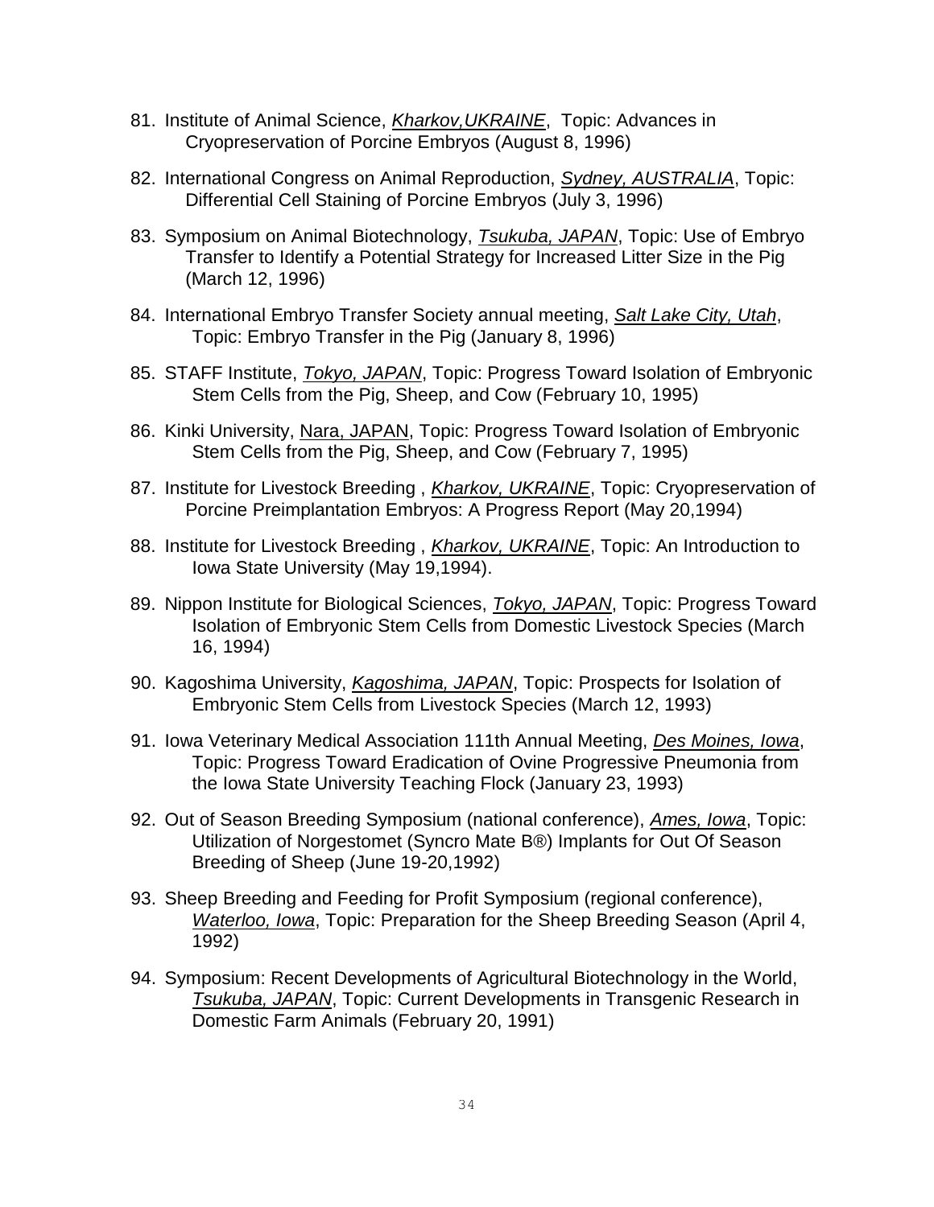81. Institute of Animal Science, *Kharkov,UKRAINE*, Topic: Advances in Cryopreservation of Porcine Embryos (August 8, 1996)

82. International Congress on Animal Reproduction, *Sydney, AUSTRALIA*, Topic: Differential Cell Staining of Porcine Embryos (July 3, 1996)

83. Symposium on Animal Biotechnology, *Tsukuba, JAPAN*, Topic: Use of Embryo Transfer to Identify a Potential Strategy for Increased Litter Size in the Pig (March 12, 1996)

84. International Embryo Transfer Society annual meeting, *Salt Lake City, Utah*, Topic: Embryo Transfer in the Pig (January 8, 1996)

85. STAFF Institute, *Tokyo, JAPAN*, Topic: Progress Toward Isolation of Embryonic Stem Cells from the Pig, Sheep, and Cow (February 10, 1995)

86. Kinki University, Nara, JAPAN, Topic: Progress Toward Isolation of Embryonic Stem Cells from the Pig, Sheep, and Cow (February 7, 1995)

87. Institute for Livestock Breeding , *Kharkov, UKRAINE*, Topic: Cryopreservation of Porcine Preimplantation Embryos: A Progress Report (May 20,1994)

88. Institute for Livestock Breeding , *Kharkov, UKRAINE*, Topic: An Introduction to Iowa State University (May 19,1994).

89. Nippon Institute for Biological Sciences, *Tokyo, JAPAN*, Topic: Progress Toward Isolation of Embryonic Stem Cells from Domestic Livestock Species (March 16, 1994)

90. Kagoshima University, *Kagoshima, JAPAN*, Topic: Prospects for Isolation of Embryonic Stem Cells from Livestock Species (March 12, 1993)

91. Iowa Veterinary Medical Association 111th Annual Meeting, *Des Moines, Iowa*, Topic: Progress Toward Eradication of Ovine Progressive Pneumonia from the Iowa State University Teaching Flock (January 23, 1993)

92. Out of Season Breeding Symposium (national conference), *Ames, Iowa*, Topic: Utilization of Norgestomet (Syncro Mate B®) Implants for Out Of Season Breeding of Sheep (June 19-20,1992)

93. Sheep Breeding and Feeding for Profit Symposium (regional conference), *Waterloo, Iowa*, Topic: Preparation for the Sheep Breeding Season (April 4, 1992)

94. Symposium: Recent Developments of Agricultural Biotechnology in the World, *Tsukuba, JAPAN*, Topic: Current Developments in Transgenic Research in Domestic Farm Animals (February 20, 1991)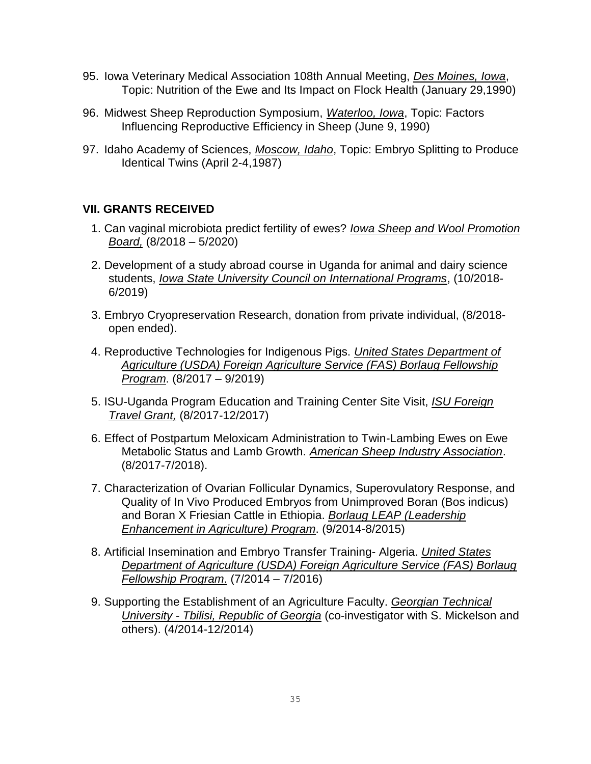95. Iowa Veterinary Medical Association 108th Annual Meeting, *Des Moines, Iowa*, Topic: Nutrition of the Ewe and Its Impact on Flock Health (January 29,1990)

96. Midwest Sheep Reproduction Symposium, *Waterloo, Iowa*, Topic: Factors Influencing Reproductive Efficiency in Sheep (June 9, 1990)

97. Idaho Academy of Sciences, *Moscow, Idaho*, Topic: Embryo Splitting to Produce Identical Twins (April 2-4,1987)

## VII. GRANTS RECEIVED

1. Can vaginal microbiota predict fertility of ewes? *Iowa Sheep and Wool Promotion Board,* (8/2018 – 5/2020)

2. Development of a study abroad course in Uganda for animal and dairy science students, *Iowa State University Council on International Programs*, (10/2018-6/2019)

3. Embryo Cryopreservation Research, donation from private individual, (8/2018-open ended).

4. Reproductive Technologies for Indigenous Pigs. *United States Department of Agriculture (USDA) Foreign Agriculture Service (FAS) Borlaug Fellowship Program*. (8/2017 – 9/2019)

5. ISU-Uganda Program Education and Training Center Site Visit, *ISU Foreign Travel Grant,* (8/2017-12/2017)

6. Effect of Postpartum Meloxicam Administration to Twin-Lambing Ewes on Ewe Metabolic Status and Lamb Growth. *American Sheep Industry Association*. (8/2017-7/2018).

7. Characterization of Ovarian Follicular Dynamics, Superovulatory Response, and Quality of In Vivo Produced Embryos from Unimproved Boran (Bos indicus) and Boran X Friesian Cattle in Ethiopia. *Borlaug LEAP (Leadership Enhancement in Agriculture) Program*. (9/2014-8/2015)

8. Artificial Insemination and Embryo Transfer Training- Algeria. *United States Department of Agriculture (USDA) Foreign Agriculture Service (FAS) Borlaug Fellowship Program*. (7/2014 – 7/2016)

9. Supporting the Establishment of an Agriculture Faculty. *Georgian Technical University - Tbilisi, Republic of Georgia* (co-investigator with S. Mickelson and others). (4/2014-12/2014)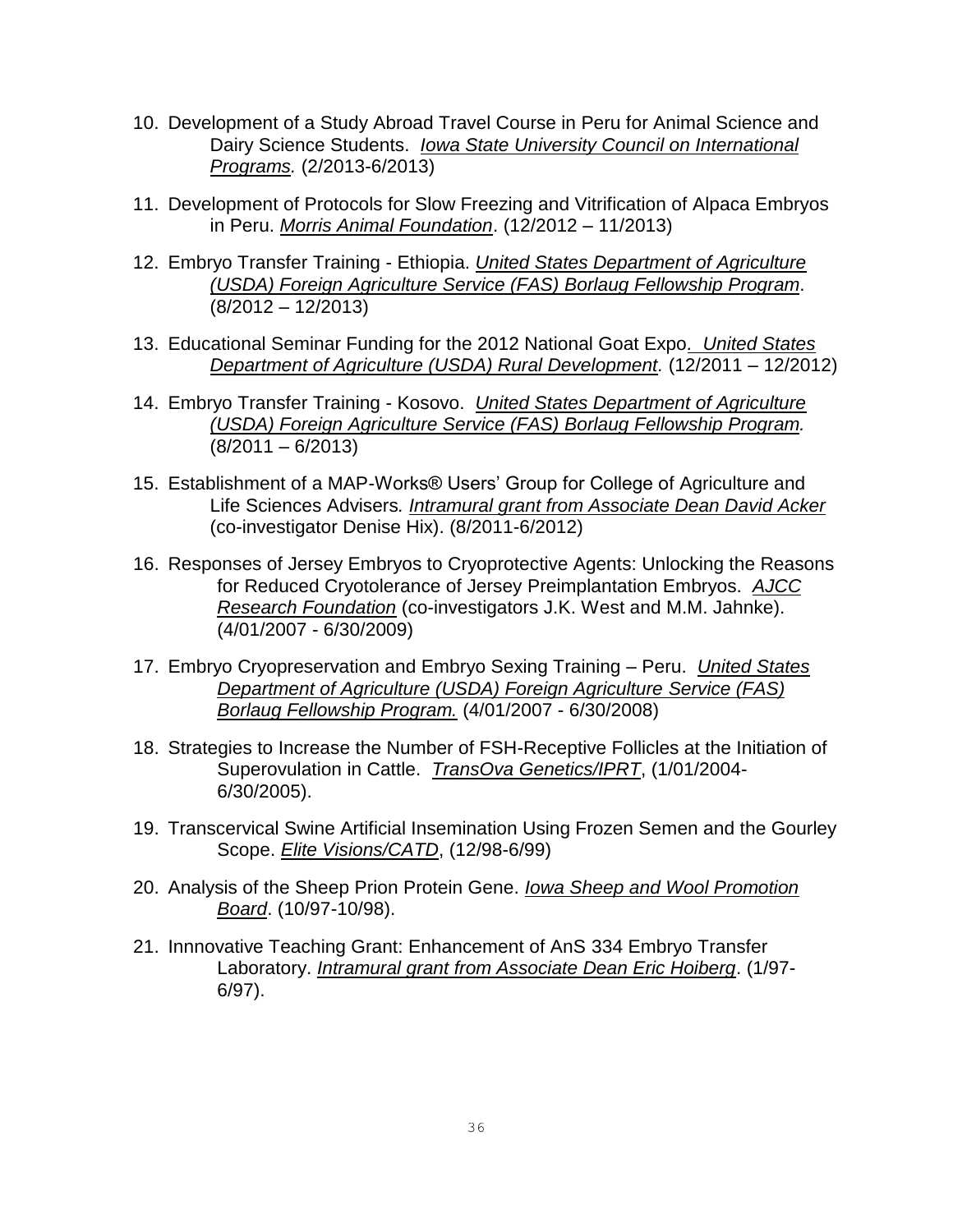10. Development of a Study Abroad Travel Course in Peru for Animal Science and Dairy Science Students. <u>*Iowa State University Council on International Programs.*</u> (2/2013-6/2013)

11. Development of Protocols for Slow Freezing and Vitrification of Alpaca Embryos in Peru. <u>*Morris Animal Foundation*</u>. (12/2012 – 11/2013)

12. Embryo Transfer Training - Ethiopia. <u>*United States Department of Agriculture (USDA) Foreign Agriculture Service (FAS) Borlaug Fellowship Program*</u>. (8/2012 – 12/2013)

13. Educational Seminar Funding for the 2012 National Goat Expo. <u>*United States Department of Agriculture (USDA) Rural Development.*</u> (12/2011 – 12/2012)

14. Embryo Transfer Training - Kosovo. <u>*United States Department of Agriculture (USDA) Foreign Agriculture Service (FAS) Borlaug Fellowship Program.*</u> (8/2011 – 6/2013)

15. Establishment of a MAP-Works® Users' Group for College of Agriculture and Life Sciences Advisers. <u>*Intramural grant from Associate Dean David Acker*</u> (co-investigator Denise Hix). (8/2011-6/2012)

16. Responses of Jersey Embryos to Cryoprotective Agents: Unlocking the Reasons for Reduced Cryotolerance of Jersey Preimplantation Embryos. <u>*AJCC Research Foundation*</u> (co-investigators J.K. West and M.M. Jahnke). (4/01/2007 - 6/30/2009)

17. Embryo Cryopreservation and Embryo Sexing Training – Peru. <u>*United States Department of Agriculture (USDA) Foreign Agriculture Service (FAS) Borlaug Fellowship Program.*</u> (4/01/2007 - 6/30/2008)

18. Strategies to Increase the Number of FSH-Receptive Follicles at the Initiation of Superovulation in Cattle. <u>*TransOva Genetics/IPRT*</u>, (1/01/2004-6/30/2005).

19. Transcervical Swine Artificial Insemination Using Frozen Semen and the Gourley Scope. <u>*Elite Visions/CATD*</u>, (12/98-6/99)

20. Analysis of the Sheep Prion Protein Gene. <u>*Iowa Sheep and Wool Promotion Board*</u>. (10/97-10/98).

21. Innnovative Teaching Grant: Enhancement of AnS 334 Embryo Transfer Laboratory. <u>*Intramural grant from Associate Dean Eric Hoiberg*</u>. (1/97-6/97).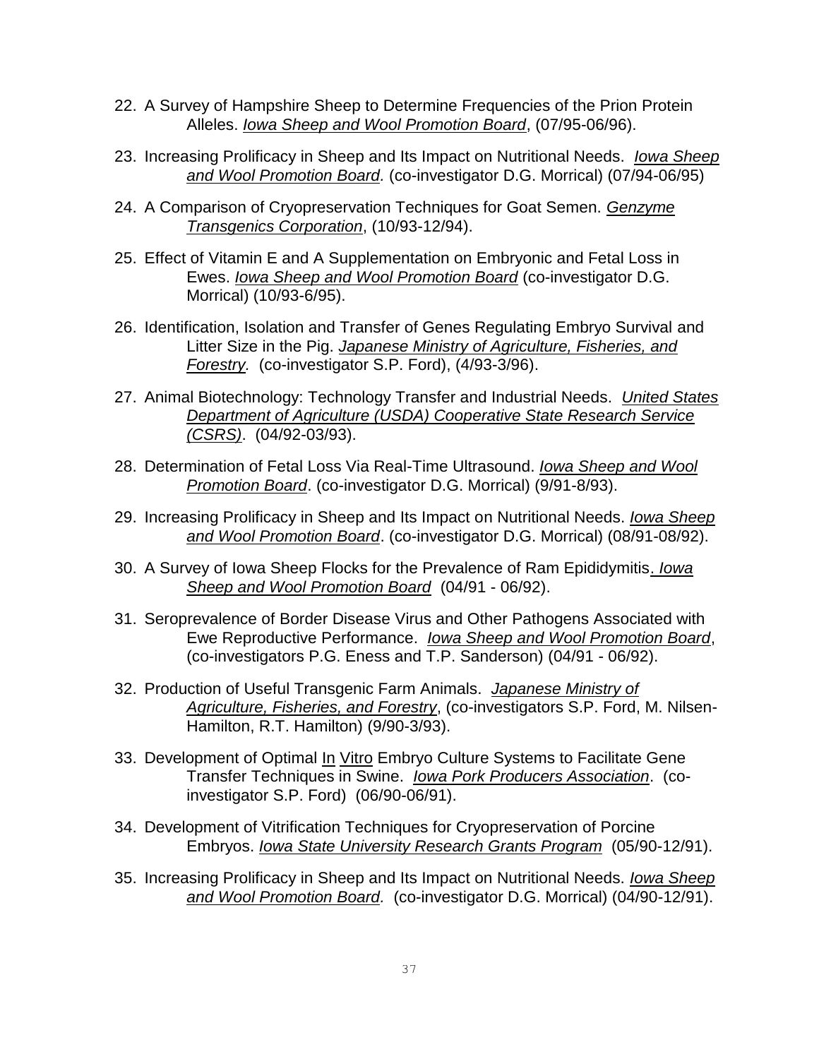22. A Survey of Hampshire Sheep to Determine Frequencies of the Prion Protein Alleles. *Iowa Sheep and Wool Promotion Board*, (07/95-06/96).

23. Increasing Prolificacy in Sheep and Its Impact on Nutritional Needs. *Iowa Sheep and Wool Promotion Board*. (co-investigator D.G. Morrical) (07/94-06/95)

24. A Comparison of Cryopreservation Techniques for Goat Semen. *Genzyme Transgenics Corporation*, (10/93-12/94).

25. Effect of Vitamin E and A Supplementation on Embryonic and Fetal Loss in Ewes. *Iowa Sheep and Wool Promotion Board* (co-investigator D.G. Morrical) (10/93-6/95).

26. Identification, Isolation and Transfer of Genes Regulating Embryo Survival and Litter Size in the Pig. *Japanese Ministry of Agriculture, Fisheries, and Forestry*. (co-investigator S.P. Ford), (4/93-3/96).

27. Animal Biotechnology: Technology Transfer and Industrial Needs. *United States Department of Agriculture (USDA) Cooperative State Research Service (CSRS)*. (04/92-03/93).

28. Determination of Fetal Loss Via Real-Time Ultrasound. *Iowa Sheep and Wool Promotion Board*. (co-investigator D.G. Morrical) (9/91-8/93).

29. Increasing Prolificacy in Sheep and Its Impact on Nutritional Needs. *Iowa Sheep and Wool Promotion Board*. (co-investigator D.G. Morrical) (08/91-08/92).

30. A Survey of Iowa Sheep Flocks for the Prevalence of Ram Epididymitis. *Iowa Sheep and Wool Promotion Board* (04/91 - 06/92).

31. Seroprevalence of Border Disease Virus and Other Pathogens Associated with Ewe Reproductive Performance. *Iowa Sheep and Wool Promotion Board*, (co-investigators P.G. Eness and T.P. Sanderson) (04/91 - 06/92).

32. Production of Useful Transgenic Farm Animals. *Japanese Ministry of Agriculture, Fisheries, and Forestry*, (co-investigators S.P. Ford, M. Nilsen-Hamilton, R.T. Hamilton) (9/90-3/93).

33. Development of Optimal In Vitro Embryo Culture Systems to Facilitate Gene Transfer Techniques in Swine. *Iowa Pork Producers Association*. (co-investigator S.P. Ford) (06/90-06/91).

34. Development of Vitrification Techniques for Cryopreservation of Porcine Embryos. *Iowa State University Research Grants Program* (05/90-12/91).

35. Increasing Prolificacy in Sheep and Its Impact on Nutritional Needs. *Iowa Sheep and Wool Promotion Board*. (co-investigator D.G. Morrical) (04/90-12/91).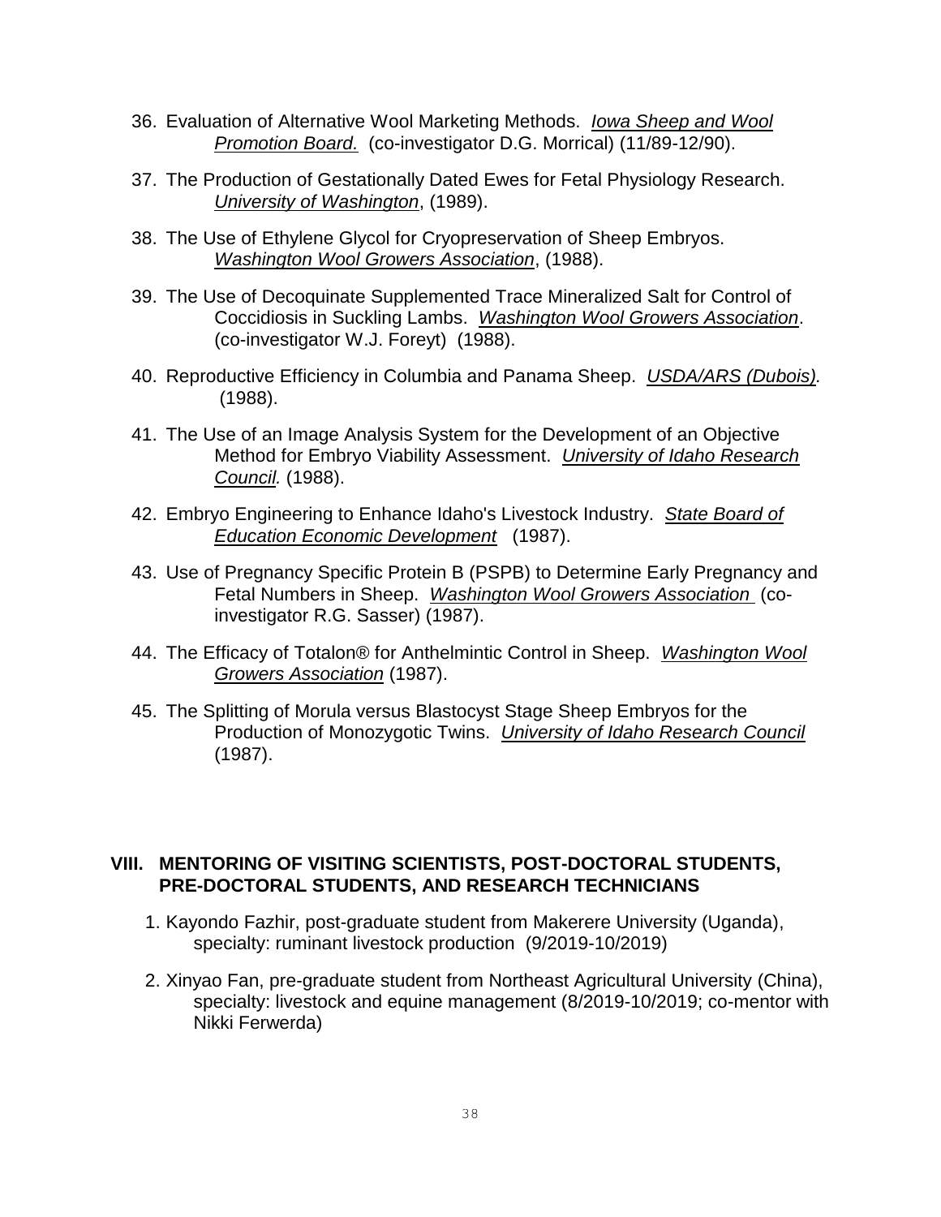36. Evaluation of Alternative Wool Marketing Methods. *Iowa Sheep and Wool Promotion Board.* (co-investigator D.G. Morrical) (11/89-12/90).

37. The Production of Gestationally Dated Ewes for Fetal Physiology Research. *University of Washington*, (1989).

38. The Use of Ethylene Glycol for Cryopreservation of Sheep Embryos. *Washington Wool Growers Association*, (1988).

39. The Use of Decoquinate Supplemented Trace Mineralized Salt for Control of Coccidiosis in Suckling Lambs. *Washington Wool Growers Association*. (co-investigator W.J. Foreyt) (1988).

40. Reproductive Efficiency in Columbia and Panama Sheep. *USDA/ARS (Dubois).* (1988).

41. The Use of an Image Analysis System for the Development of an Objective Method for Embryo Viability Assessment. *University of Idaho Research Council.* (1988).

42. Embryo Engineering to Enhance Idaho's Livestock Industry. *State Board of Education Economic Development* (1987).

43. Use of Pregnancy Specific Protein B (PSPB) to Determine Early Pregnancy and Fetal Numbers in Sheep. *Washington Wool Growers Association* (co-investigator R.G. Sasser) (1987).

44. The Efficacy of Totalon® for Anthelmintic Control in Sheep. *Washington Wool Growers Association* (1987).

45. The Splitting of Morula versus Blastocyst Stage Sheep Embryos for the Production of Monozygotic Twins. *University of Idaho Research Council* (1987).

## VIII. MENTORING OF VISITING SCIENTISTS, POST-DOCTORAL STUDENTS, PRE-DOCTORAL STUDENTS, AND RESEARCH TECHNICIANS

1. Kayondo Fazhir, post-graduate student from Makerere University (Uganda), specialty: ruminant livestock production (9/2019-10/2019)

2. Xinyao Fan, pre-graduate student from Northeast Agricultural University (China), specialty: livestock and equine management (8/2019-10/2019; co-mentor with Nikki Ferwerda)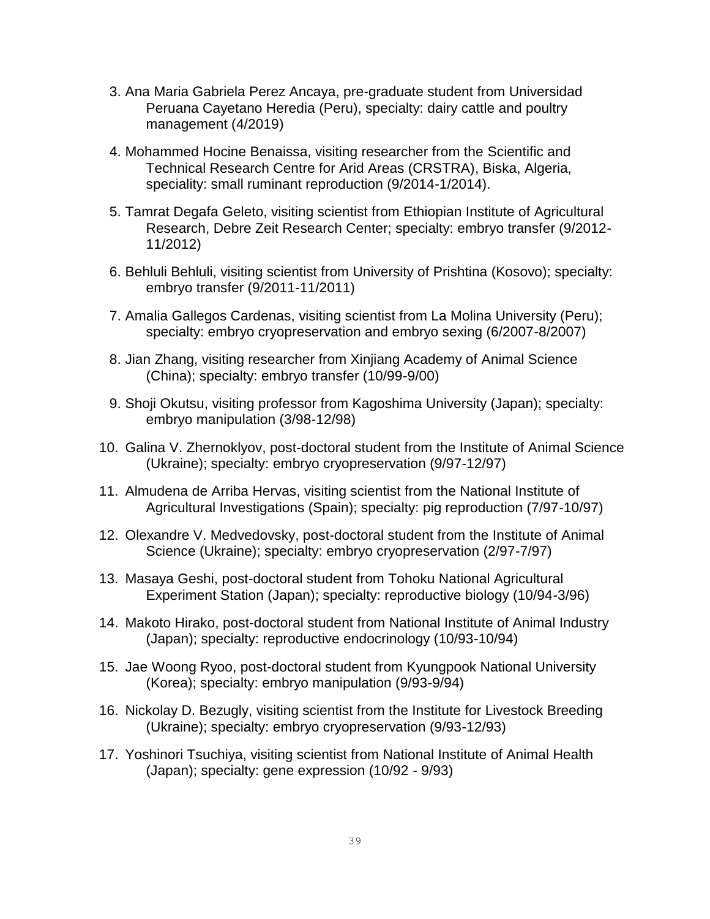3. Ana Maria Gabriela Perez Ancaya, pre-graduate student from Universidad Peruana Cayetano Heredia (Peru), specialty: dairy cattle and poultry management (4/2019)
4. Mohammed Hocine Benaissa, visiting researcher from the Scientific and Technical Research Centre for Arid Areas (CRSTRA), Biska, Algeria, speciality: small ruminant reproduction (9/2014-1/2014).
5. Tamrat Degafa Geleto, visiting scientist from Ethiopian Institute of Agricultural Research, Debre Zeit Research Center; specialty: embryo transfer (9/2012-11/2012)
6. Behluli Behluli, visiting scientist from University of Prishtina (Kosovo); specialty: embryo transfer (9/2011-11/2011)
7. Amalia Gallegos Cardenas, visiting scientist from La Molina University (Peru); specialty: embryo cryopreservation and embryo sexing (6/2007-8/2007)
8. Jian Zhang, visiting researcher from Xinjiang Academy of Animal Science (China); specialty: embryo transfer (10/99-9/00)
9. Shoji Okutsu, visiting professor from Kagoshima University (Japan); specialty: embryo manipulation (3/98-12/98)
10. Galina V. Zhernoklyov, post-doctoral student from the Institute of Animal Science (Ukraine); specialty: embryo cryopreservation (9/97-12/97)
11. Almudena de Arriba Hervas, visiting scientist from the National Institute of Agricultural Investigations (Spain); specialty: pig reproduction (7/97-10/97)
12. Olexandre V. Medvedovsky, post-doctoral student from the Institute of Animal Science (Ukraine); specialty: embryo cryopreservation (2/97-7/97)
13. Masaya Geshi, post-doctoral student from Tohoku National Agricultural Experiment Station (Japan); specialty: reproductive biology (10/94-3/96)
14. Makoto Hirako, post-doctoral student from National Institute of Animal Industry (Japan); specialty: reproductive endocrinology (10/93-10/94)
15. Jae Woong Ryoo, post-doctoral student from Kyungpook National University (Korea); specialty: embryo manipulation (9/93-9/94)
16. Nickolay D. Bezugly, visiting scientist from the Institute for Livestock Breeding (Ukraine); specialty: embryo cryopreservation (9/93-12/93)
17. Yoshinori Tsuchiya, visiting scientist from National Institute of Animal Health (Japan); specialty: gene expression (10/92 - 9/93)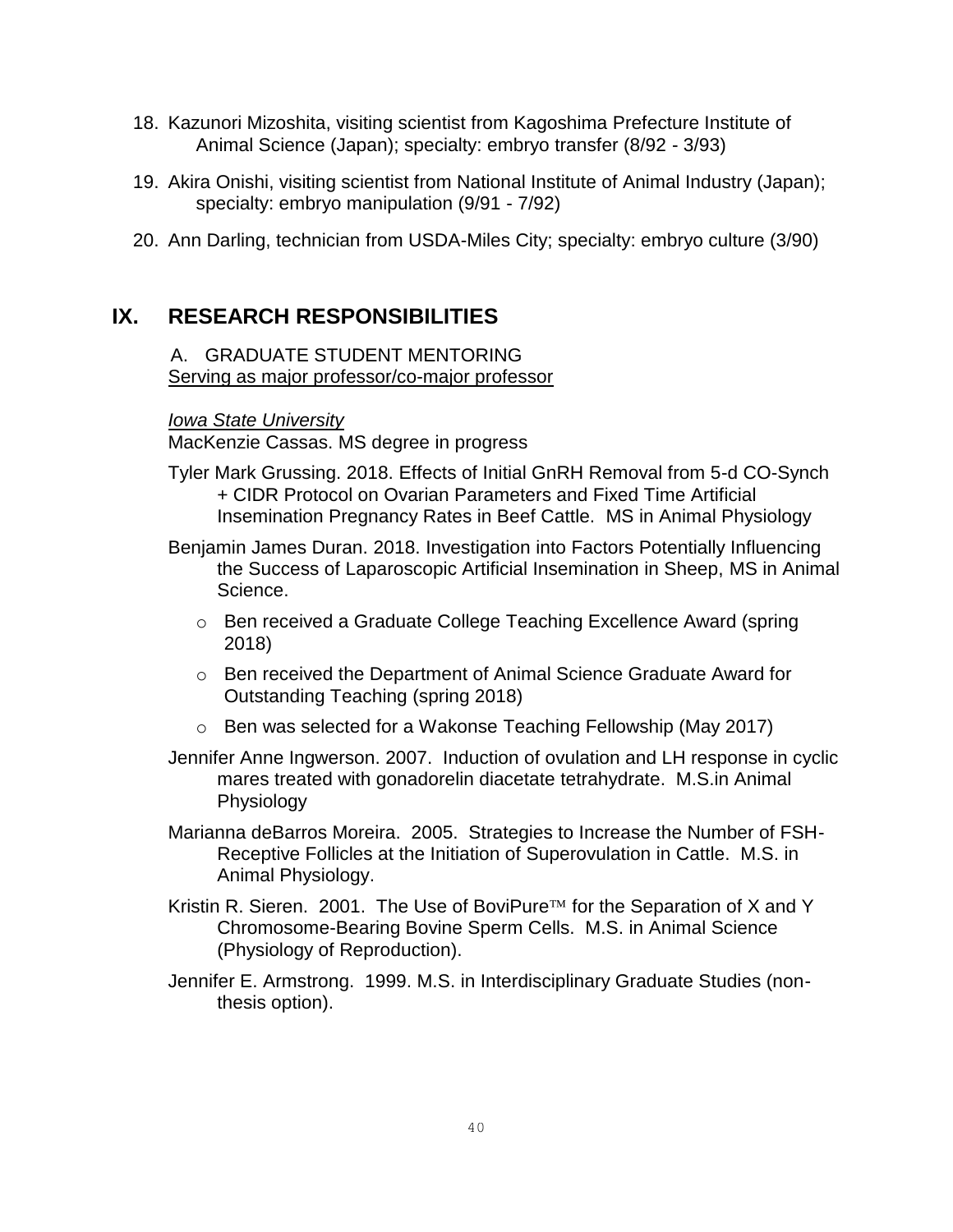18. Kazunori Mizoshita, visiting scientist from Kagoshima Prefecture Institute of Animal Science (Japan); specialty: embryo transfer (8/92 - 3/93)
19. Akira Onishi, visiting scientist from National Institute of Animal Industry (Japan); specialty: embryo manipulation (9/91 - 7/92)
20. Ann Darling, technician from USDA-Miles City; specialty: embryo culture (3/90)

## IX. RESEARCH RESPONSIBILITIES

A. GRADUATE STUDENT MENTORING

Serving as major professor/co-major professor

*Iowa State University*

MacKenzie Cassas. MS degree in progress

Tyler Mark Grussing. 2018. Effects of Initial GnRH Removal from 5-d CO-Synch + CIDR Protocol on Ovarian Parameters and Fixed Time Artificial Insemination Pregnancy Rates in Beef Cattle. MS in Animal Physiology

Benjamin James Duran. 2018. Investigation into Factors Potentially Influencing the Success of Laparoscopic Artificial Insemination in Sheep, MS in Animal Science.

- Ben received a Graduate College Teaching Excellence Award (spring 2018)
- Ben received the Department of Animal Science Graduate Award for Outstanding Teaching (spring 2018)
- Ben was selected for a Wakonse Teaching Fellowship (May 2017)

Jennifer Anne Ingwerson. 2007. Induction of ovulation and LH response in cyclic mares treated with gonadorelin diacetate tetrahydrate. M.S.in Animal Physiology

Marianna deBarros Moreira. 2005. Strategies to Increase the Number of FSH-Receptive Follicles at the Initiation of Superovulation in Cattle. M.S. in Animal Physiology.

Kristin R. Sieren. 2001. The Use of BoviPure™ for the Separation of X and Y Chromosome-Bearing Bovine Sperm Cells. M.S. in Animal Science (Physiology of Reproduction).

Jennifer E. Armstrong. 1999. M.S. in Interdisciplinary Graduate Studies (non-thesis option).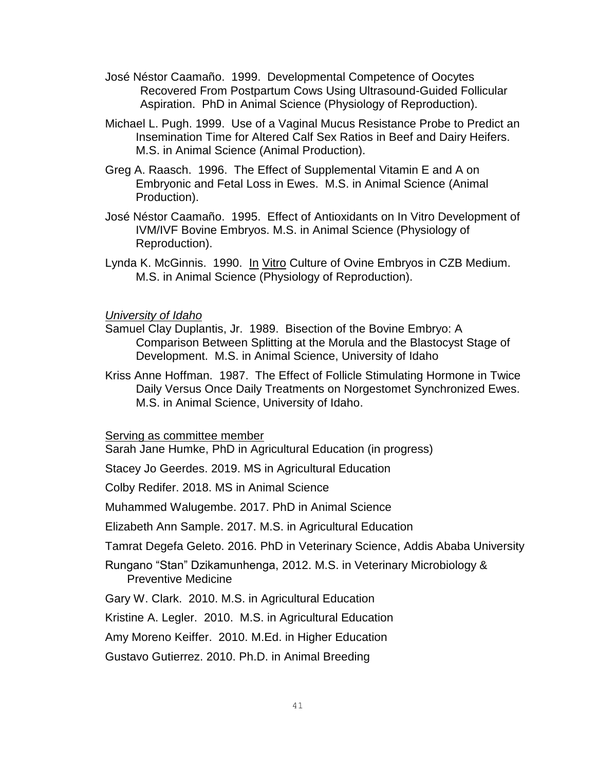José Néstor Caamaño. 1999. Developmental Competence of Oocytes Recovered From Postpartum Cows Using Ultrasound-Guided Follicular Aspiration. PhD in Animal Science (Physiology of Reproduction).

Michael L. Pugh. 1999. Use of a Vaginal Mucus Resistance Probe to Predict an Insemination Time for Altered Calf Sex Ratios in Beef and Dairy Heifers. M.S. in Animal Science (Animal Production).

Greg A. Raasch. 1996. The Effect of Supplemental Vitamin E and A on Embryonic and Fetal Loss in Ewes. M.S. in Animal Science (Animal Production).

José Néstor Caamaño. 1995. Effect of Antioxidants on In Vitro Development of IVM/IVF Bovine Embryos. M.S. in Animal Science (Physiology of Reproduction).

Lynda K. McGinnis. 1990. In Vitro Culture of Ovine Embryos in CZB Medium. M.S. in Animal Science (Physiology of Reproduction).

*University of Idaho*

Samuel Clay Duplantis, Jr. 1989. Bisection of the Bovine Embryo: A Comparison Between Splitting at the Morula and the Blastocyst Stage of Development. M.S. in Animal Science, University of Idaho

Kriss Anne Hoffman. 1987. The Effect of Follicle Stimulating Hormone in Twice Daily Versus Once Daily Treatments on Norgestomet Synchronized Ewes. M.S. in Animal Science, University of Idaho.

Serving as committee member

Sarah Jane Humke, PhD in Agricultural Education (in progress)

Stacey Jo Geerdes. 2019. MS in Agricultural Education

Colby Redifer. 2018. MS in Animal Science

Muhammed Walugembe. 2017. PhD in Animal Science

Elizabeth Ann Sample. 2017. M.S. in Agricultural Education

Tamrat Degefa Geleto. 2016. PhD in Veterinary Science, Addis Ababa University

Rungano "Stan" Dzikamunhenga, 2012. M.S. in Veterinary Microbiology & Preventive Medicine

Gary W. Clark. 2010. M.S. in Agricultural Education

Kristine A. Legler. 2010. M.S. in Agricultural Education

Amy Moreno Keiffer. 2010. M.Ed. in Higher Education

Gustavo Gutierrez. 2010. Ph.D. in Animal Breeding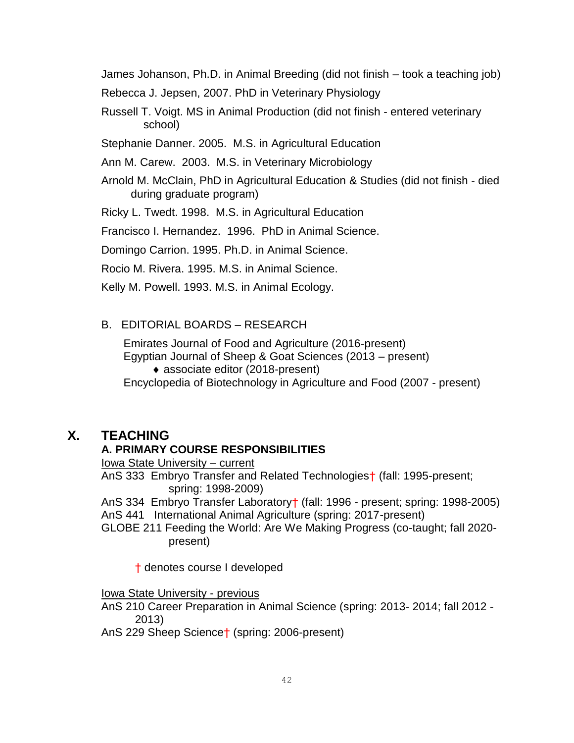James Johanson, Ph.D. in Animal Breeding (did not finish – took a teaching job)

Rebecca J. Jepsen, 2007. PhD in Veterinary Physiology

Russell T. Voigt. MS in Animal Production (did not finish - entered veterinary school)

Stephanie Danner. 2005. M.S. in Agricultural Education

Ann M. Carew. 2003. M.S. in Veterinary Microbiology

Arnold M. McClain, PhD in Agricultural Education & Studies (did not finish - died during graduate program)

Ricky L. Twedt. 1998. M.S. in Agricultural Education

Francisco I. Hernandez. 1996. PhD in Animal Science.

Domingo Carrion. 1995. Ph.D. in Animal Science.

Rocio M. Rivera. 1995. M.S. in Animal Science.

Kelly M. Powell. 1993. M.S. in Animal Ecology.

B. EDITORIAL BOARDS – RESEARCH

Emirates Journal of Food and Agriculture (2016-present)
Egyptian Journal of Sheep & Goat Sciences (2013 – present)
- ♦ associate editor (2018-present)

Encyclopedia of Biotechnology in Agriculture and Food (2007 - present)

# X. TEACHING

## A. PRIMARY COURSE RESPONSIBILITIES

Iowa State University – current

AnS 333 Embryo Transfer and Related Technologies† (fall: 1995-present; spring: 1998-2009)
AnS 334 Embryo Transfer Laboratory† (fall: 1996 - present; spring: 1998-2005)
AnS 441 International Animal Agriculture (spring: 2017-present)
GLOBE 211 Feeding the World: Are We Making Progress (co-taught; fall 2020-present)

† denotes course I developed

Iowa State University - previous

AnS 210 Career Preparation in Animal Science (spring: 2013- 2014; fall 2012 - 2013)
AnS 229 Sheep Science† (spring: 2006-present)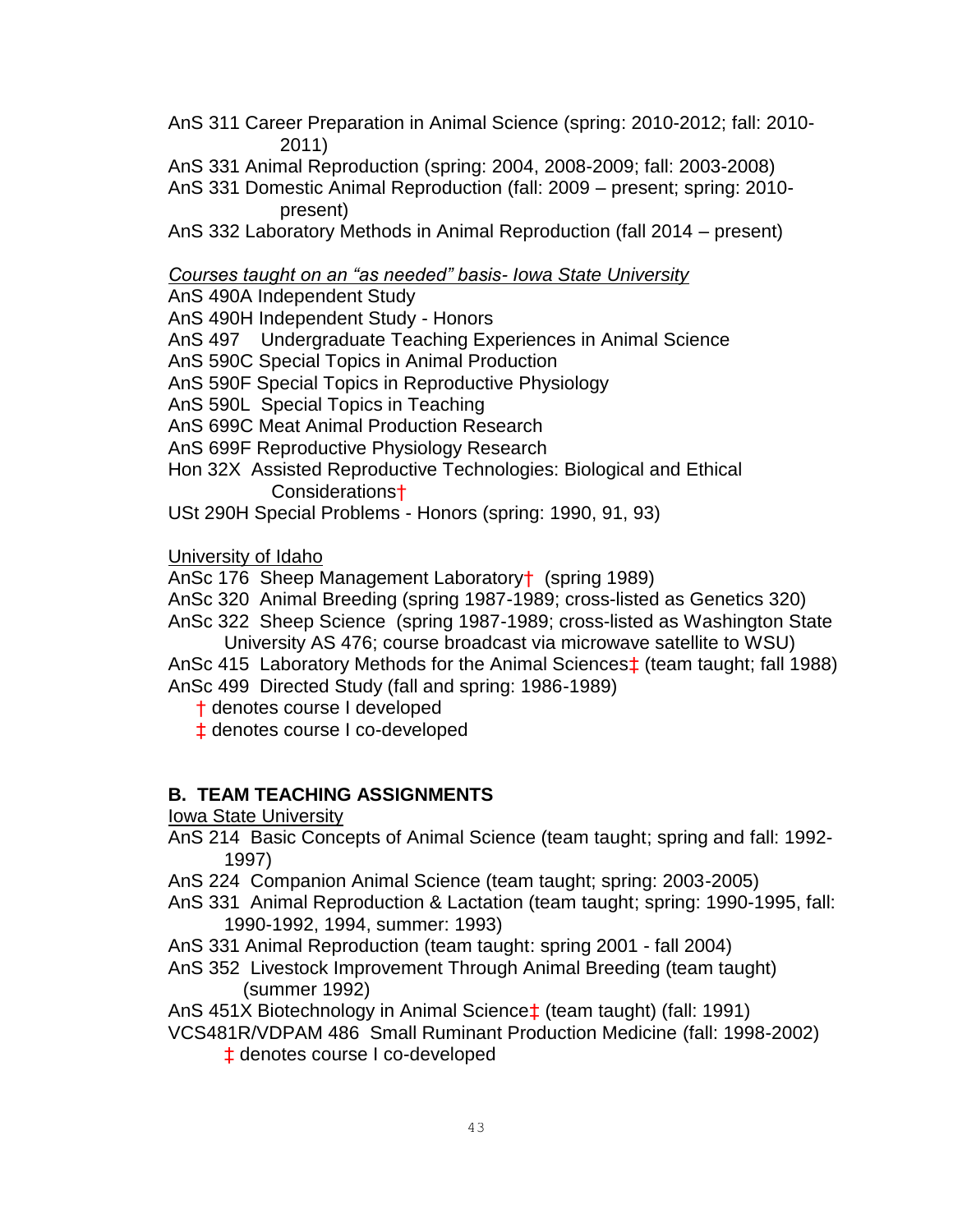AnS 311 Career Preparation in Animal Science (spring: 2010-2012; fall: 2010-2011)
AnS 331 Animal Reproduction (spring: 2004, 2008-2009; fall: 2003-2008)
AnS 331 Domestic Animal Reproduction (fall: 2009 – present; spring: 2010-present)
AnS 332 Laboratory Methods in Animal Reproduction (fall 2014 – present)

*Courses taught on an "as needed" basis- Iowa State University*

AnS 490A Independent Study
AnS 490H Independent Study - Honors
AnS 497 Undergraduate Teaching Experiences in Animal Science
AnS 590C Special Topics in Animal Production
AnS 590F Special Topics in Reproductive Physiology
AnS 590L Special Topics in Teaching
AnS 699C Meat Animal Production Research
AnS 699F Reproductive Physiology Research
Hon 32X Assisted Reproductive Technologies: Biological and Ethical Considerations†
USt 290H Special Problems - Honors (spring: 1990, 91, 93)

University of Idaho

AnSc 176 Sheep Management Laboratory† (spring 1989)
AnSc 320 Animal Breeding (spring 1987-1989; cross-listed as Genetics 320)
AnSc 322 Sheep Science (spring 1987-1989; cross-listed as Washington State University AS 476; course broadcast via microwave satellite to WSU)
AnSc 415 Laboratory Methods for the Animal Sciences‡ (team taught; fall 1988)
AnSc 499 Directed Study (fall and spring: 1986-1989)

† denotes course I developed
‡ denotes course I co-developed

## B. TEAM TEACHING ASSIGNMENTS

Iowa State University

AnS 214 Basic Concepts of Animal Science (team taught; spring and fall: 1992-1997)
AnS 224 Companion Animal Science (team taught; spring: 2003-2005)
AnS 331 Animal Reproduction & Lactation (team taught; spring: 1990-1995, fall: 1990-1992, 1994, summer: 1993)
AnS 331 Animal Reproduction (team taught: spring 2001 - fall 2004)
AnS 352 Livestock Improvement Through Animal Breeding (team taught) (summer 1992)
AnS 451X Biotechnology in Animal Science‡ (team taught) (fall: 1991)
VCS481R/VDPAM 486 Small Ruminant Production Medicine (fall: 1998-2002)

‡ denotes course I co-developed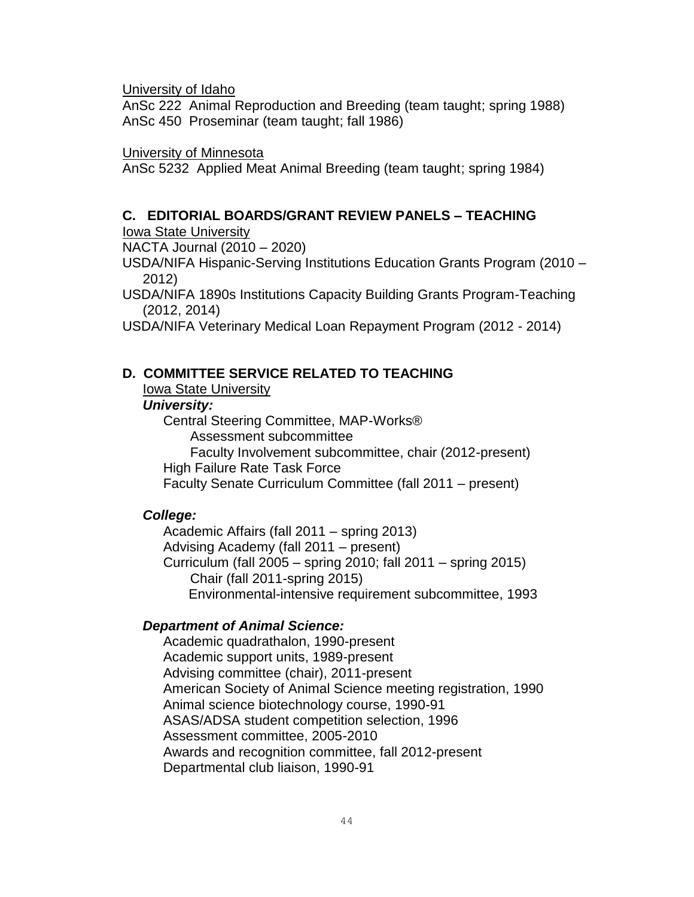<u>University of Idaho</u>
AnSc 222  Animal Reproduction and Breeding (team taught; spring 1988)
AnSc 450  Proseminar (team taught; fall 1986)

<u>University of Minnesota</u>
AnSc 5232  Applied Meat Animal Breeding (team taught; spring 1984)

## C. EDITORIAL BOARDS/GRANT REVIEW PANELS – TEACHING

<u>Iowa State University</u>
NACTA Journal (2010 – 2020)
USDA/NIFA Hispanic-Serving Institutions Education Grants Program (2010 – 2012)
USDA/NIFA 1890s Institutions Capacity Building Grants Program-Teaching (2012, 2014)
USDA/NIFA Veterinary Medical Loan Repayment Program (2012 - 2014)

## D. COMMITTEE SERVICE RELATED TO TEACHING

<u>Iowa State University</u>

***University:***

- Central Steering Committee, MAP-Works®
  - Assessment subcommittee
  - Faculty Involvement subcommittee, chair (2012-present)
- High Failure Rate Task Force
- Faculty Senate Curriculum Committee (fall 2011 – present)

***College:***

- Academic Affairs (fall 2011 – spring 2013)
- Advising Academy (fall 2011 – present)
- Curriculum (fall 2005 – spring 2010; fall 2011 – spring 2015)
  - Chair (fall 2011-spring 2015)
  - Environmental-intensive requirement subcommittee, 1993

***Department of Animal Science:***

- Academic quadrathalon, 1990-present
- Academic support units, 1989-present
- Advising committee (chair), 2011-present
- American Society of Animal Science meeting registration, 1990
- Animal science biotechnology course, 1990-91
- ASAS/ADSA student competition selection, 1996
- Assessment committee, 2005-2010
- Awards and recognition committee, fall 2012-present
- Departmental club liaison, 1990-91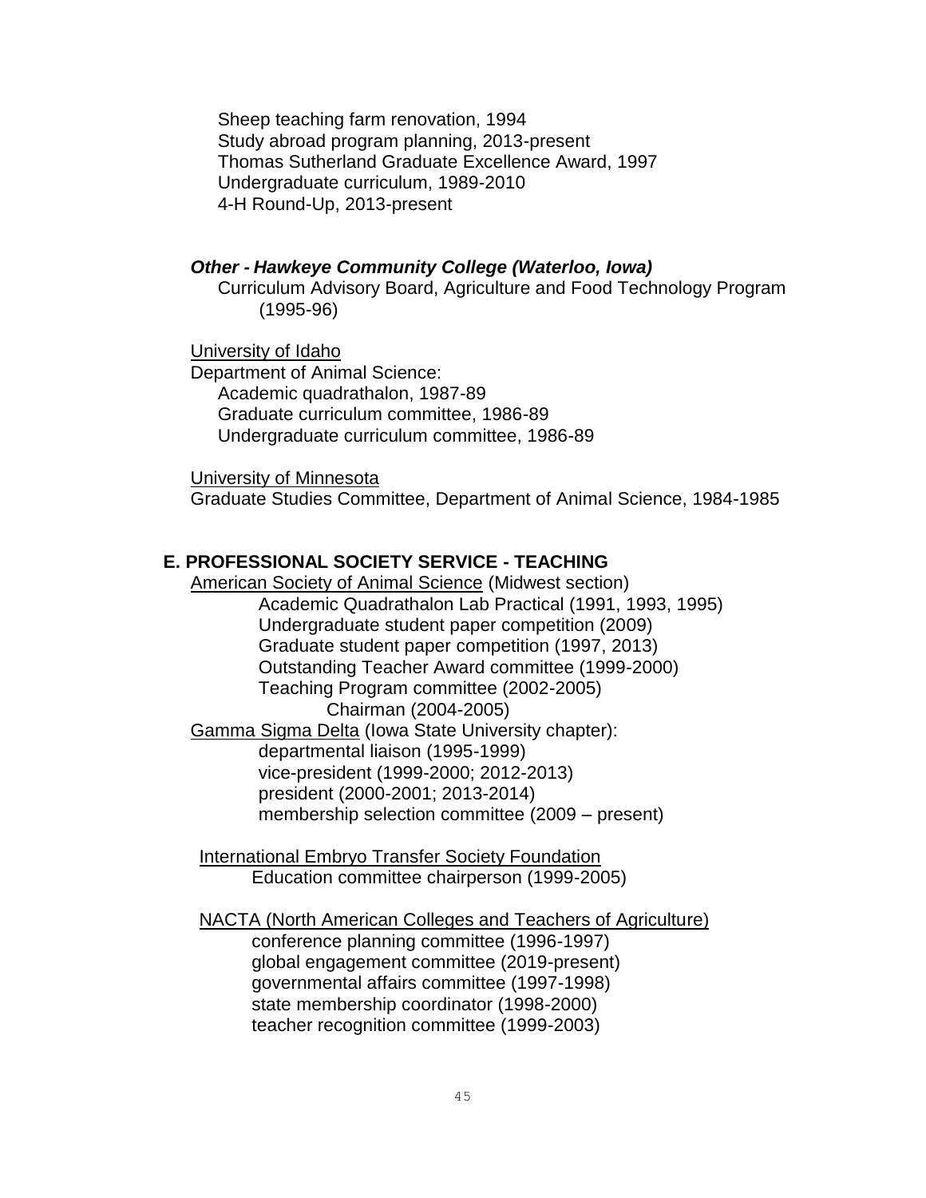Sheep teaching farm renovation, 1994
Study abroad program planning, 2013-present
Thomas Sutherland Graduate Excellence Award, 1997
Undergraduate curriculum, 1989-2010
4-H Round-Up, 2013-present

***Other - Hawkeye Community College (Waterloo, Iowa)***

Curriculum Advisory Board, Agriculture and Food Technology Program (1995-96)

<u>University of Idaho</u>

Department of Animal Science:

- Academic quadrathalon, 1987-89
- Graduate curriculum committee, 1986-89
- Undergraduate curriculum committee, 1986-89

<u>University of Minnesota</u>

Graduate Studies Committee, Department of Animal Science, 1984-1985

## E. PROFESSIONAL SOCIETY SERVICE - TEACHING

<u>American Society of Animal Science</u> (Midwest section)

- Academic Quadrathalon Lab Practical (1991, 1993, 1995)
- Undergraduate student paper competition (2009)
- Graduate student paper competition (1997, 2013)
- Outstanding Teacher Award committee (1999-2000)
- Teaching Program committee (2002-2005)
  - Chairman (2004-2005)

<u>Gamma Sigma Delta</u> (Iowa State University chapter):

- departmental liaison (1995-1999)
- vice-president (1999-2000; 2012-2013)
- president (2000-2001; 2013-2014)
- membership selection committee (2009 – present)

<u>International Embryo Transfer Society Foundation</u>

- Education committee chairperson (1999-2005)

<u>NACTA (North American Colleges and Teachers of Agriculture)</u>

- conference planning committee (1996-1997)
- global engagement committee (2019-present)
- governmental affairs committee (1997-1998)
- state membership coordinator (1998-2000)
- teacher recognition committee (1999-2003)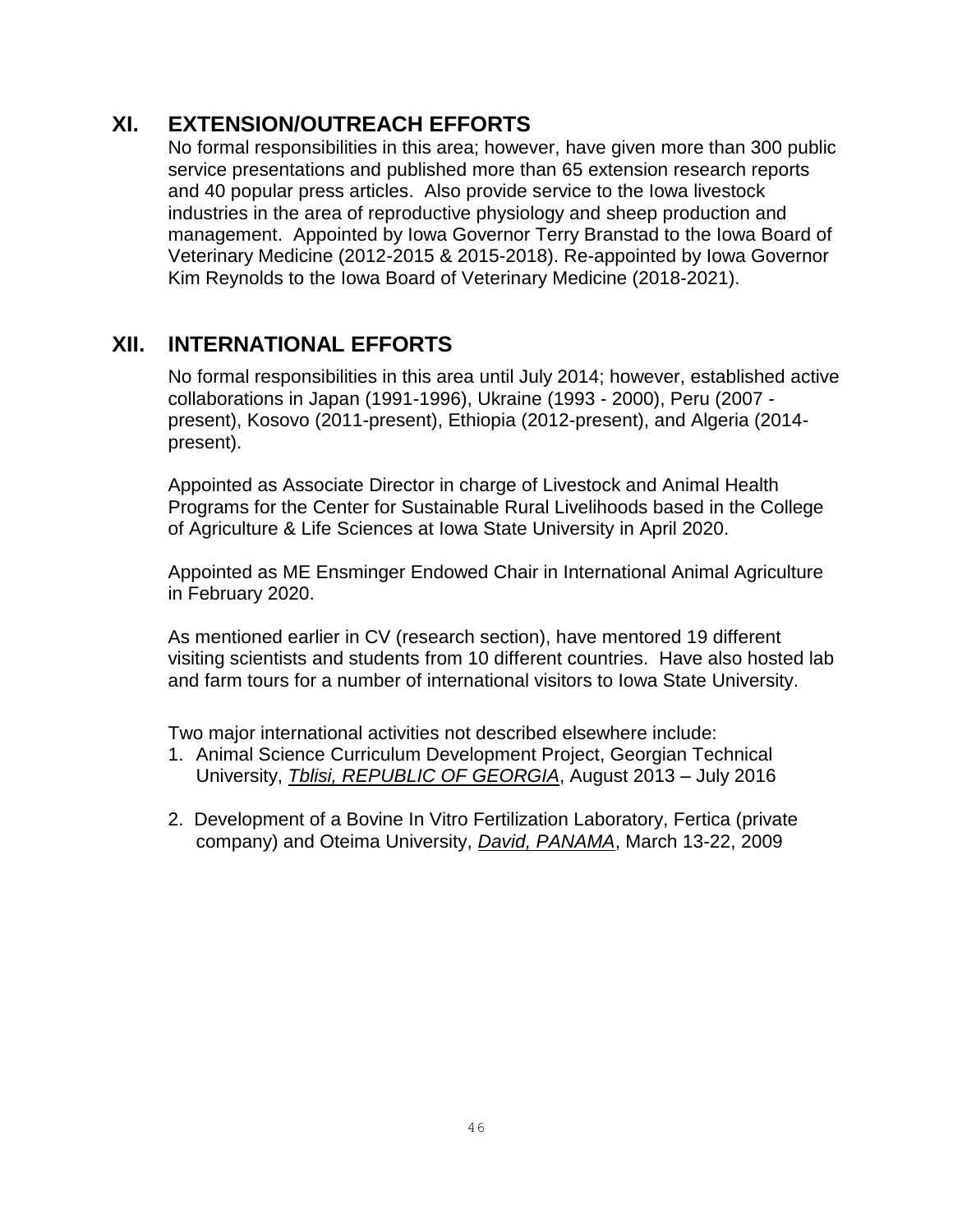## XI. EXTENSION/OUTREACH EFFORTS

No formal responsibilities in this area; however, have given more than 300 public service presentations and published more than 65 extension research reports and 40 popular press articles. Also provide service to the Iowa livestock industries in the area of reproductive physiology and sheep production and management. Appointed by Iowa Governor Terry Branstad to the Iowa Board of Veterinary Medicine (2012-2015 & 2015-2018). Re-appointed by Iowa Governor Kim Reynolds to the Iowa Board of Veterinary Medicine (2018-2021).

## XII. INTERNATIONAL EFFORTS

No formal responsibilities in this area until July 2014; however, established active collaborations in Japan (1991-1996), Ukraine (1993 - 2000), Peru (2007 - present), Kosovo (2011-present), Ethiopia (2012-present), and Algeria (2014-present).

Appointed as Associate Director in charge of Livestock and Animal Health Programs for the Center for Sustainable Rural Livelihoods based in the College of Agriculture & Life Sciences at Iowa State University in April 2020.

Appointed as ME Ensminger Endowed Chair in International Animal Agriculture in February 2020.

As mentioned earlier in CV (research section), have mentored 19 different visiting scientists and students from 10 different countries. Have also hosted lab and farm tours for a number of international visitors to Iowa State University.

Two major international activities not described elsewhere include:

1. Animal Science Curriculum Development Project, Georgian Technical University, *Tblisi, REPUBLIC OF GEORGIA*, August 2013 – July 2016
2. Development of a Bovine In Vitro Fertilization Laboratory, Fertica (private company) and Oteima University, *David, PANAMA*, March 13-22, 2009